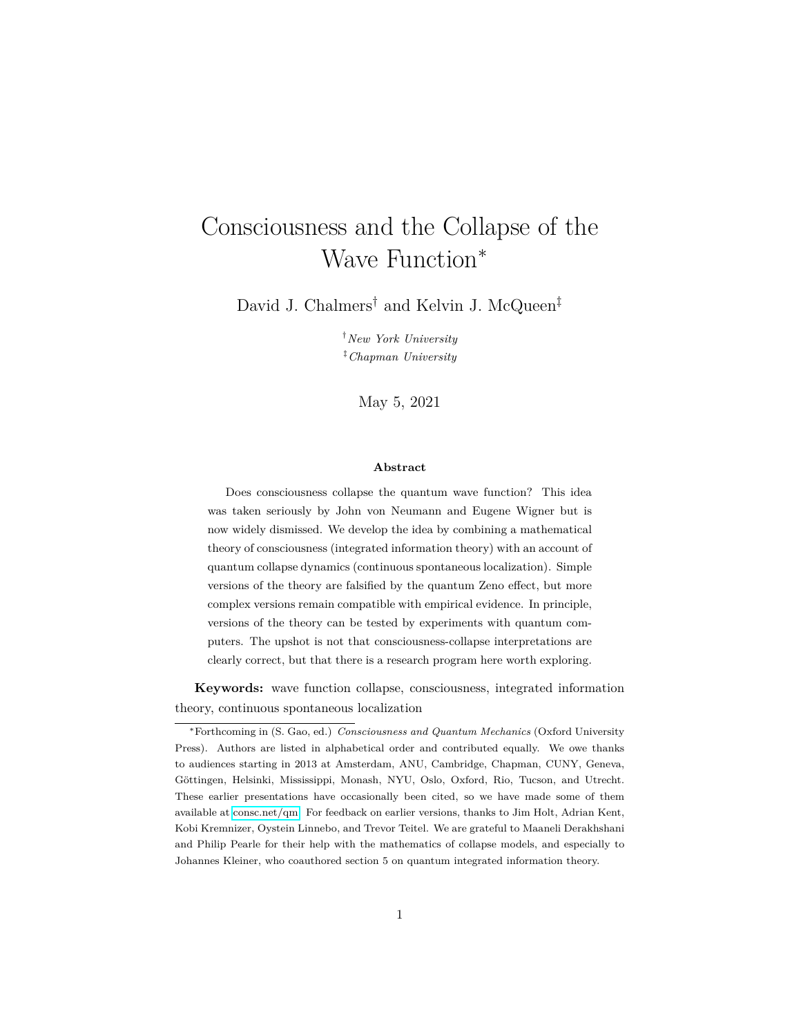# Consciousness and the Collapse of the Wave Function*

David J. Chalmers† and Kelvin J. McQueen‡

†*New York University*
‡*Chapman University*

May 5, 2021

### Abstract

Does consciousness collapse the quantum wave function? This idea was taken seriously by John von Neumann and Eugene Wigner but is now widely dismissed. We develop the idea by combining a mathematical theory of consciousness (integrated information theory) with an account of quantum collapse dynamics (continuous spontaneous localization). Simple versions of the theory are falsified by the quantum Zeno effect, but more complex versions remain compatible with empirical evidence. In principle, versions of the theory can be tested by experiments with quantum computers. The upshot is not that consciousness-collapse interpretations are clearly correct, but that there is a research program here worth exploring.

**Keywords:** wave function collapse, consciousness, integrated information theory, continuous spontaneous localization

---

*Forthcoming in (S. Gao, ed.) *Consciousness and Quantum Mechanics* (Oxford University Press). Authors are listed in alphabetical order and contributed equally. We owe thanks to audiences starting in 2013 at Amsterdam, ANU, Cambridge, Chapman, CUNY, Geneva, Göttingen, Helsinki, Mississippi, Monash, NYU, Oslo, Oxford, Rio, Tucson, and Utrecht. These earlier presentations have occasionally been cited, so we have made some of them available at consc.net/qm. For feedback on earlier versions, thanks to Jim Holt, Adrian Kent, Kobi Kremnizer, Oystein Linnebo, and Trevor Teitel. We are grateful to Maaneli Derakhshani and Philip Pearle for their help with the mathematics of collapse models, and especially to Johannes Kleiner, who coauthored section 5 on quantum integrated information theory.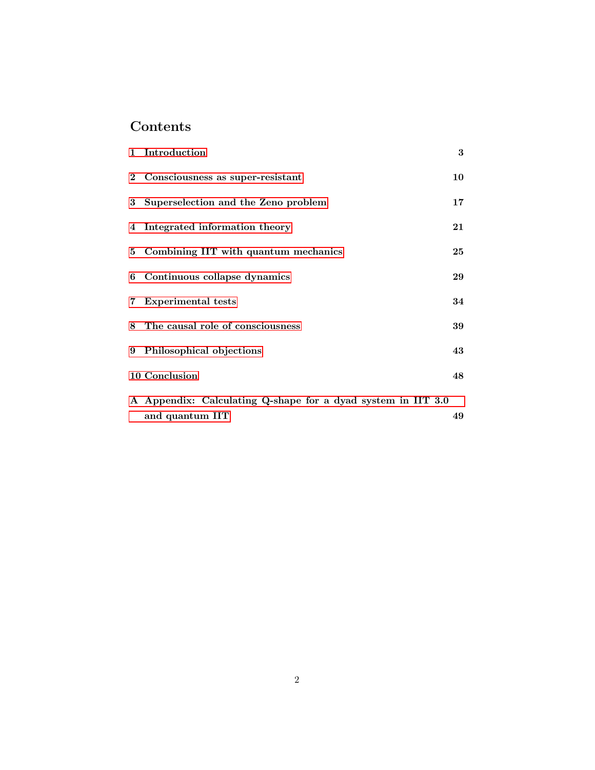# Contents

| | | |
|---|---|---|
| 1 | Introduction | 3 |
| 2 | Consciousness as super-resistant | 10 |
| 3 | Superselection and the Zeno problem | 17 |
| 4 | Integrated information theory | 21 |
| 5 | Combining IIT with quantum mechanics | 25 |
| 6 | Continuous collapse dynamics | 29 |
| 7 | Experimental tests | 34 |
| 8 | The causal role of consciousness | 39 |
| 9 | Philosophical objections | 43 |
| 10 | Conclusion | 48 |
| A | Appendix: Calculating Q-shape for a dyad system in IIT 3.0 and quantum IIT | 49 |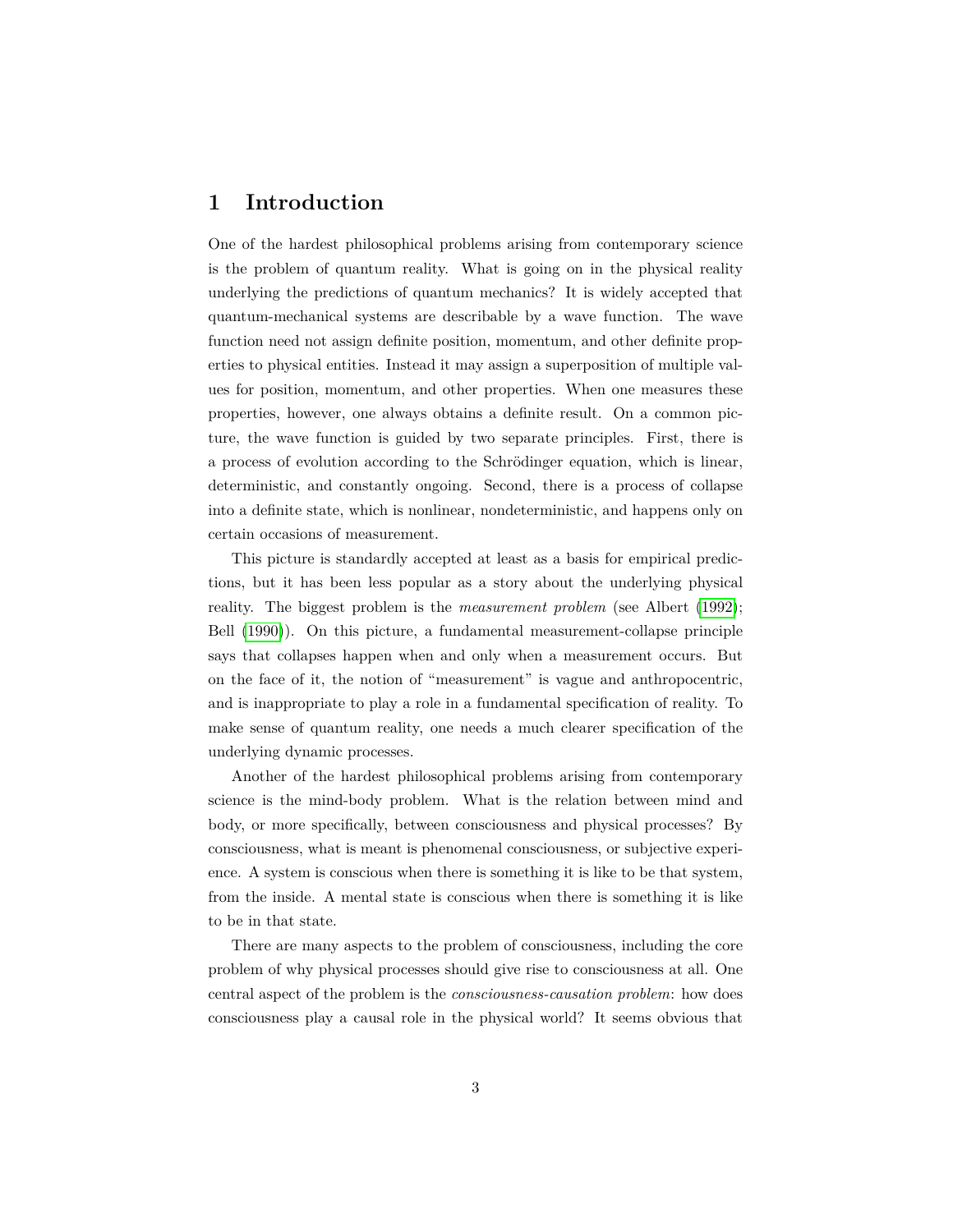# 1 Introduction

One of the hardest philosophical problems arising from contemporary science is the problem of quantum reality. What is going on in the physical reality underlying the predictions of quantum mechanics? It is widely accepted that quantum-mechanical systems are describable by a wave function. The wave function need not assign definite position, momentum, and other definite properties to physical entities. Instead it may assign a superposition of multiple values for position, momentum, and other properties. When one measures these properties, however, one always obtains a definite result. On a common picture, the wave function is guided by two separate principles. First, there is a process of evolution according to the Schrödinger equation, which is linear, deterministic, and constantly ongoing. Second, there is a process of collapse into a definite state, which is nonlinear, nondeterministic, and happens only on certain occasions of measurement.

This picture is standardly accepted at least as a basis for empirical predictions, but it has been less popular as a story about the underlying physical reality. The biggest problem is the *measurement problem* (see Albert (1992); Bell (1990)). On this picture, a fundamental measurement-collapse principle says that collapses happen when and only when a measurement occurs. But on the face of it, the notion of "measurement" is vague and anthropocentric, and is inappropriate to play a role in a fundamental specification of reality. To make sense of quantum reality, one needs a much clearer specification of the underlying dynamic processes.

Another of the hardest philosophical problems arising from contemporary science is the mind-body problem. What is the relation between mind and body, or more specifically, between consciousness and physical processes? By consciousness, what is meant is phenomenal consciousness, or subjective experience. A system is conscious when there is something it is like to be that system, from the inside. A mental state is conscious when there is something it is like to be in that state.

There are many aspects to the problem of consciousness, including the core problem of why physical processes should give rise to consciousness at all. One central aspect of the problem is the *consciousness-causation problem*: how does consciousness play a causal role in the physical world? It seems obvious that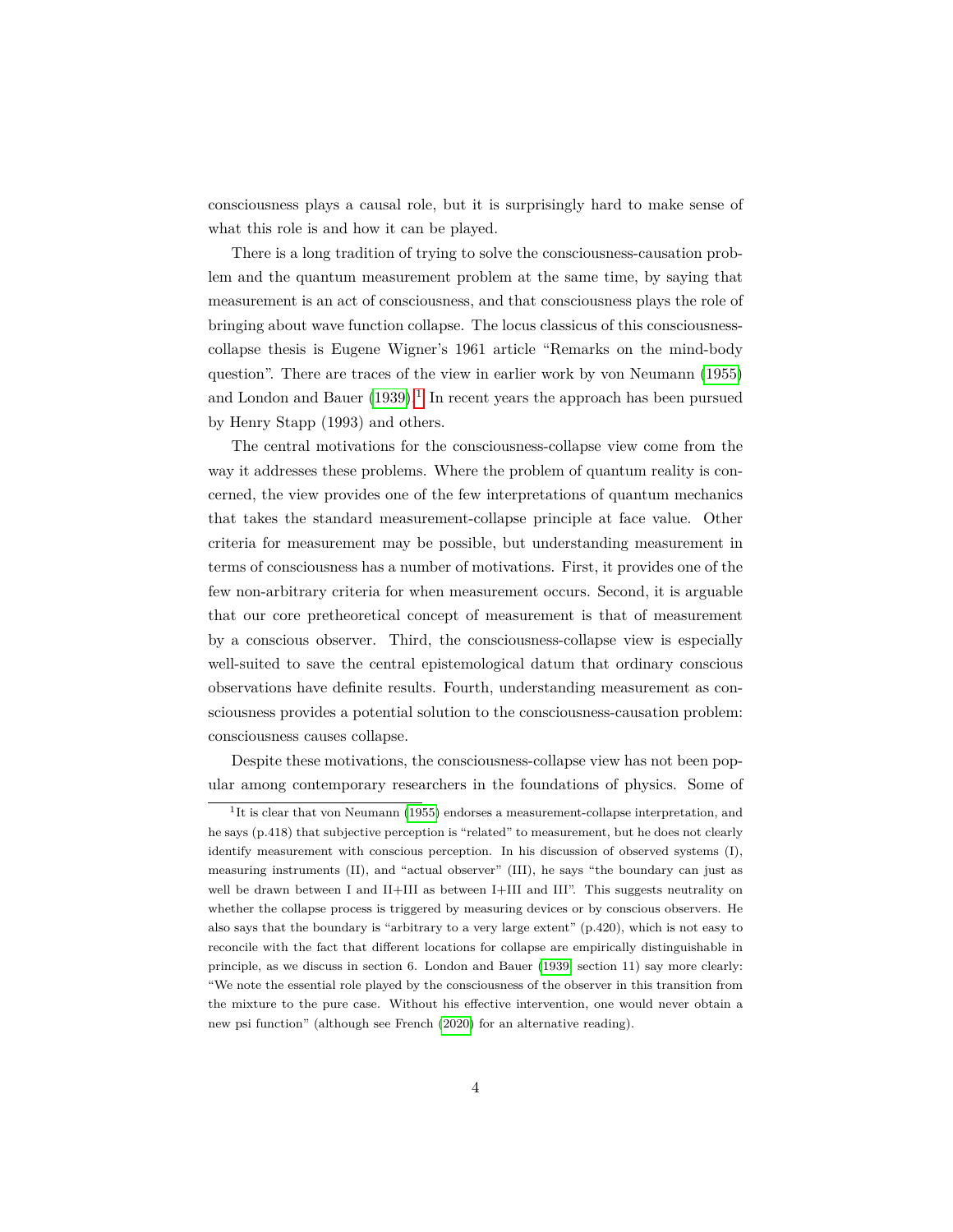consciousness plays a causal role, but it is surprisingly hard to make sense of what this role is and how it can be played.

There is a long tradition of trying to solve the consciousness-causation problem and the quantum measurement problem at the same time, by saying that measurement is an act of consciousness, and that consciousness plays the role of bringing about wave function collapse. The locus classicus of this consciousness-collapse thesis is Eugene Wigner's 1961 article "Remarks on the mind-body question". There are traces of the view in earlier work by von Neumann (1955) and London and Bauer (1939).[1] In recent years the approach has been pursued by Henry Stapp (1993) and others.

The central motivations for the consciousness-collapse view come from the way it addresses these problems. Where the problem of quantum reality is concerned, the view provides one of the few interpretations of quantum mechanics that takes the standard measurement-collapse principle at face value. Other criteria for measurement may be possible, but understanding measurement in terms of consciousness has a number of motivations. First, it provides one of the few non-arbitrary criteria for when measurement occurs. Second, it is arguable that our core pretheoretical concept of measurement is that of measurement by a conscious observer. Third, the consciousness-collapse view is especially well-suited to save the central epistemological datum that ordinary conscious observations have definite results. Fourth, understanding measurement as consciousness provides a potential solution to the consciousness-causation problem: consciousness causes collapse.

Despite these motivations, the consciousness-collapse view has not been popular among contemporary researchers in the foundations of physics. Some of

[1] It is clear that von Neumann (1955) endorses a measurement-collapse interpretation, and he says (p.418) that subjective perception is "related" to measurement, but he does not clearly identify measurement with conscious perception. In his discussion of observed systems (I), measuring instruments (II), and "actual observer" (III), he says "the boundary can just as well be drawn between I and II+III as between I+III and III". This suggests neutrality on whether the collapse process is triggered by measuring devices or by conscious observers. He also says that the boundary is "arbitrary to a very large extent" (p.420), which is not easy to reconcile with the fact that different locations for collapse are empirically distinguishable in principle, as we discuss in section 6. London and Bauer (1939, section 11) say more clearly: "We note the essential role played by the consciousness of the observer in this transition from the mixture to the pure case. Without his effective intervention, one would never obtain a new psi function" (although see French (2020) for an alternative reading).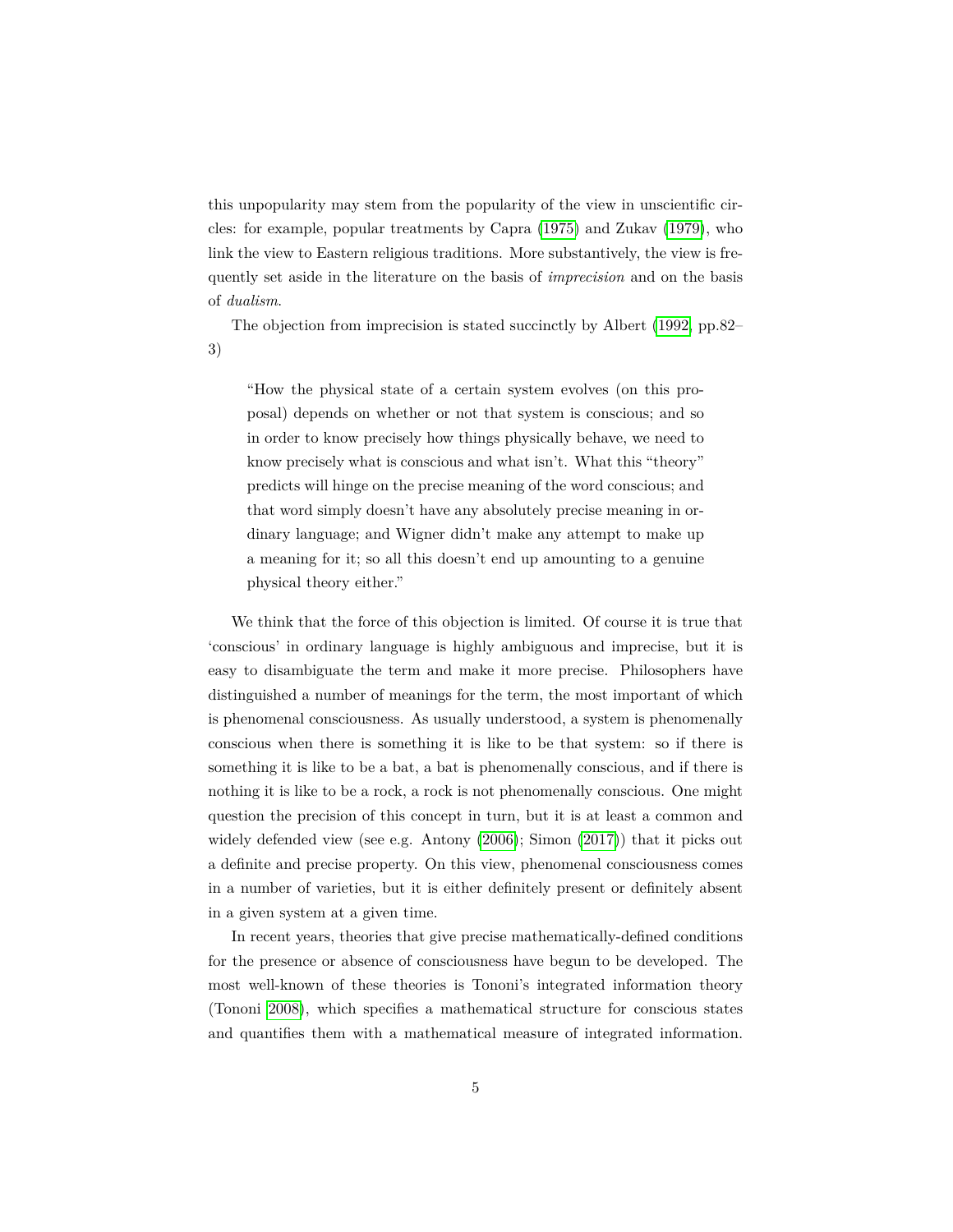this unpopularity may stem from the popularity of the view in unscientific circles: for example, popular treatments by Capra (1975) and Zukav (1979), who link the view to Eastern religious traditions. More substantively, the view is frequently set aside in the literature on the basis of *imprecision* and on the basis of *dualism*.

The objection from imprecision is stated succinctly by Albert (1992, pp.82–3)

> "How the physical state of a certain system evolves (on this proposal) depends on whether or not that system is conscious; and so in order to know precisely how things physically behave, we need to know precisely what is conscious and what isn't. What this "theory" predicts will hinge on the precise meaning of the word conscious; and that word simply doesn't have any absolutely precise meaning in ordinary language; and Wigner didn't make any attempt to make up a meaning for it; so all this doesn't end up amounting to a genuine physical theory either."

We think that the force of this objection is limited. Of course it is true that 'conscious' in ordinary language is highly ambiguous and imprecise, but it is easy to disambiguate the term and make it more precise. Philosophers have distinguished a number of meanings for the term, the most important of which is phenomenal consciousness. As usually understood, a system is phenomenally conscious when there is something it is like to be that system: so if there is something it is like to be a bat, a bat is phenomenally conscious, and if there is nothing it is like to be a rock, a rock is not phenomenally conscious. One might question the precision of this concept in turn, but it is at least a common and widely defended view (see e.g. Antony (2006); Simon (2017)) that it picks out a definite and precise property. On this view, phenomenal consciousness comes in a number of varieties, but it is either definitely present or definitely absent in a given system at a given time.

In recent years, theories that give precise mathematically-defined conditions for the presence or absence of consciousness have begun to be developed. The most well-known of these theories is Tononi's integrated information theory (Tononi 2008), which specifies a mathematical structure for conscious states and quantifies them with a mathematical measure of integrated information.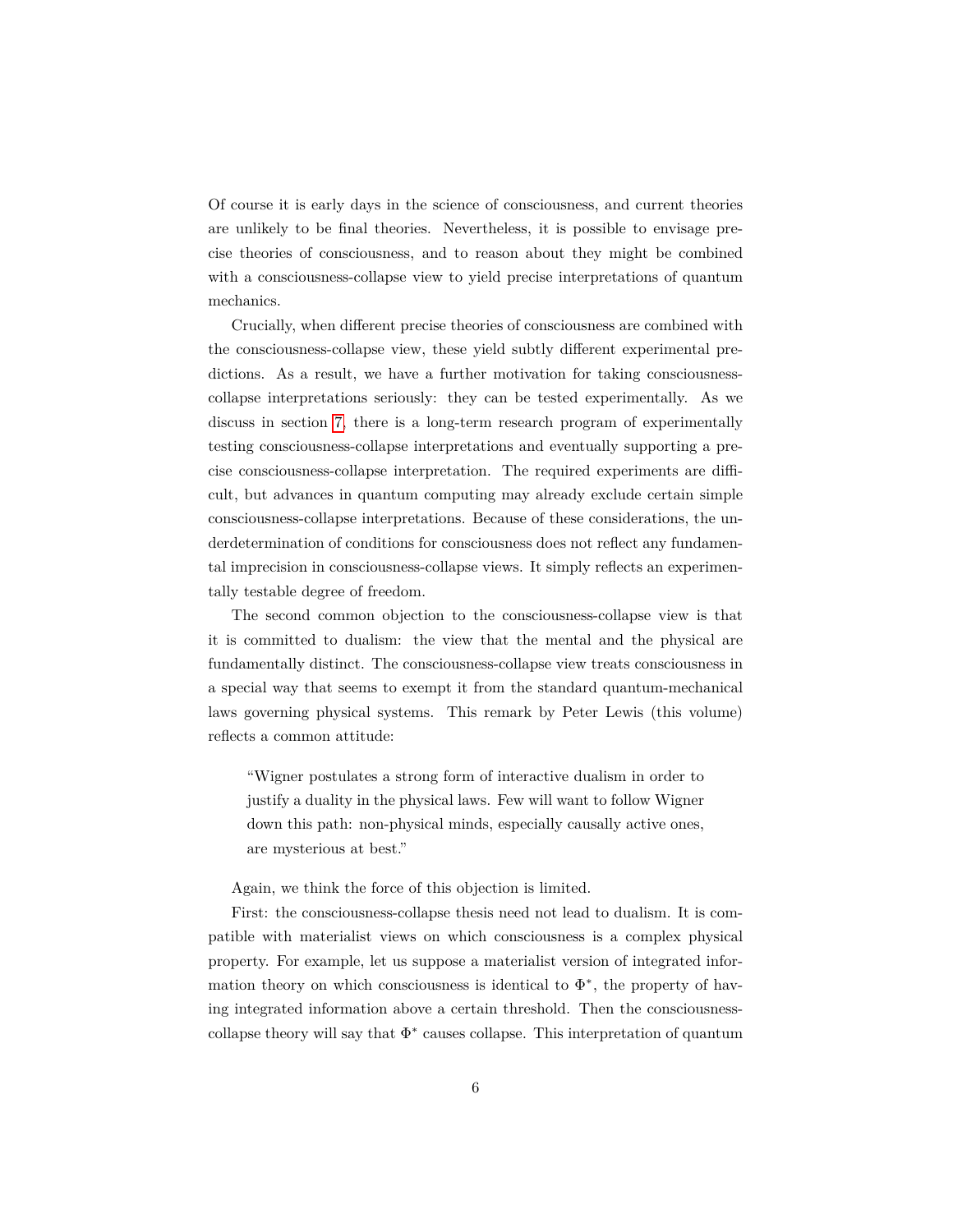Of course it is early days in the science of consciousness, and current theories are unlikely to be final theories. Nevertheless, it is possible to envisage precise theories of consciousness, and to reason about they might be combined with a consciousness-collapse view to yield precise interpretations of quantum mechanics.

Crucially, when different precise theories of consciousness are combined with the consciousness-collapse view, these yield subtly different experimental predictions. As a result, we have a further motivation for taking consciousness-collapse interpretations seriously: they can be tested experimentally. As we discuss in section 7, there is a long-term research program of experimentally testing consciousness-collapse interpretations and eventually supporting a precise consciousness-collapse interpretation. The required experiments are difficult, but advances in quantum computing may already exclude certain simple consciousness-collapse interpretations. Because of these considerations, the underdetermination of conditions for consciousness does not reflect any fundamental imprecision in consciousness-collapse views. It simply reflects an experimentally testable degree of freedom.

The second common objection to the consciousness-collapse view is that it is committed to dualism: the view that the mental and the physical are fundamentally distinct. The consciousness-collapse view treats consciousness in a special way that seems to exempt it from the standard quantum-mechanical laws governing physical systems. This remark by Peter Lewis (this volume) reflects a common attitude:

> "Wigner postulates a strong form of interactive dualism in order to justify a duality in the physical laws. Few will want to follow Wigner down this path: non-physical minds, especially causally active ones, are mysterious at best."

Again, we think the force of this objection is limited.

First: the consciousness-collapse thesis need not lead to dualism. It is compatible with materialist views on which consciousness is a complex physical property. For example, let us suppose a materialist version of integrated information theory on which consciousness is identical to $\Phi^*$, the property of having integrated information above a certain threshold. Then the consciousness-collapse theory will say that $\Phi^*$ causes collapse. This interpretation of quantum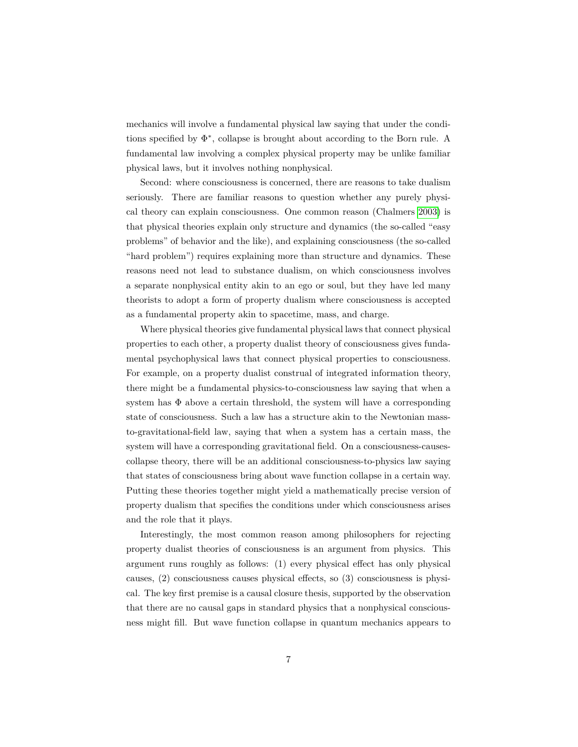mechanics will involve a fundamental physical law saying that under the conditions specified by $\Phi^*$, collapse is brought about according to the Born rule. A fundamental law involving a complex physical property may be unlike familiar physical laws, but it involves nothing nonphysical.

Second: where consciousness is concerned, there are reasons to take dualism seriously. There are familiar reasons to question whether any purely physical theory can explain consciousness. One common reason (Chalmers 2003) is that physical theories explain only structure and dynamics (the so-called "easy problems" of behavior and the like), and explaining consciousness (the so-called "hard problem") requires explaining more than structure and dynamics. These reasons need not lead to substance dualism, on which consciousness involves a separate nonphysical entity akin to an ego or soul, but they have led many theorists to adopt a form of property dualism where consciousness is accepted as a fundamental property akin to spacetime, mass, and charge.

Where physical theories give fundamental physical laws that connect physical properties to each other, a property dualist theory of consciousness gives fundamental psychophysical laws that connect physical properties to consciousness. For example, on a property dualist construal of integrated information theory, there might be a fundamental physics-to-consciousness law saying that when a system has $\Phi$ above a certain threshold, the system will have a corresponding state of consciousness. Such a law has a structure akin to the Newtonian mass-to-gravitational-field law, saying that when a system has a certain mass, the system will have a corresponding gravitational field. On a consciousness-causes-collapse theory, there will be an additional consciousness-to-physics law saying that states of consciousness bring about wave function collapse in a certain way. Putting these theories together might yield a mathematically precise version of property dualism that specifies the conditions under which consciousness arises and the role that it plays.

Interestingly, the most common reason among philosophers for rejecting property dualist theories of consciousness is an argument from physics. This argument runs roughly as follows: (1) every physical effect has only physical causes, (2) consciousness causes physical effects, so (3) consciousness is physical. The key first premise is a causal closure thesis, supported by the observation that there are no causal gaps in standard physics that a nonphysical consciousness might fill. But wave function collapse in quantum mechanics appears to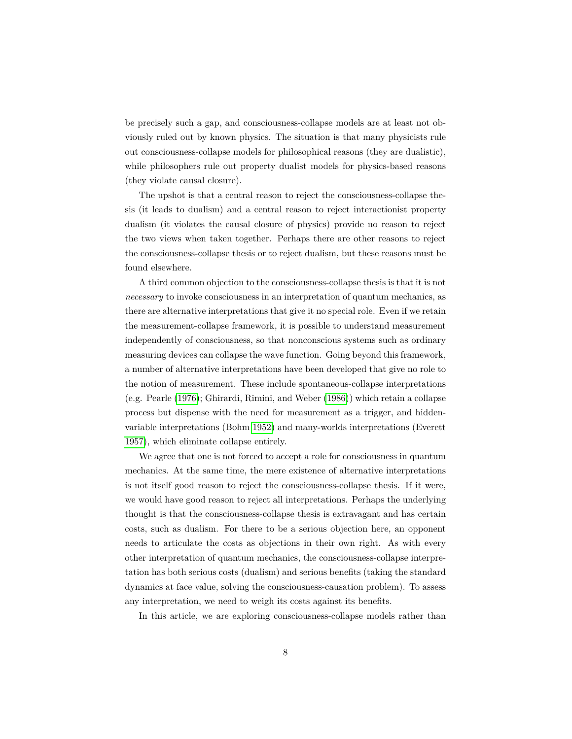be precisely such a gap, and consciousness-collapse models are at least not obviously ruled out by known physics. The situation is that many physicists rule out consciousness-collapse models for philosophical reasons (they are dualistic), while philosophers rule out property dualist models for physics-based reasons (they violate causal closure).

The upshot is that a central reason to reject the consciousness-collapse thesis (it leads to dualism) and a central reason to reject interactionist property dualism (it violates the causal closure of physics) provide no reason to reject the two views when taken together. Perhaps there are other reasons to reject the consciousness-collapse thesis or to reject dualism, but these reasons must be found elsewhere.

A third common objection to the consciousness-collapse thesis is that it is not *necessary* to invoke consciousness in an interpretation of quantum mechanics, as there are alternative interpretations that give it no special role. Even if we retain the measurement-collapse framework, it is possible to understand measurement independently of consciousness, so that nonconscious systems such as ordinary measuring devices can collapse the wave function. Going beyond this framework, a number of alternative interpretations have been developed that give no role to the notion of measurement. These include spontaneous-collapse interpretations (e.g. Pearle (1976); Ghirardi, Rimini, and Weber (1986)) which retain a collapse process but dispense with the need for measurement as a trigger, and hidden-variable interpretations (Bohm 1952) and many-worlds interpretations (Everett 1957), which eliminate collapse entirely.

We agree that one is not forced to accept a role for consciousness in quantum mechanics. At the same time, the mere existence of alternative interpretations is not itself good reason to reject the consciousness-collapse thesis. If it were, we would have good reason to reject all interpretations. Perhaps the underlying thought is that the consciousness-collapse thesis is extravagant and has certain costs, such as dualism. For there to be a serious objection here, an opponent needs to articulate the costs as objections in their own right. As with every other interpretation of quantum mechanics, the consciousness-collapse interpretation has both serious costs (dualism) and serious benefits (taking the standard dynamics at face value, solving the consciousness-causation problem). To assess any interpretation, we need to weigh its costs against its benefits.

In this article, we are exploring consciousness-collapse models rather than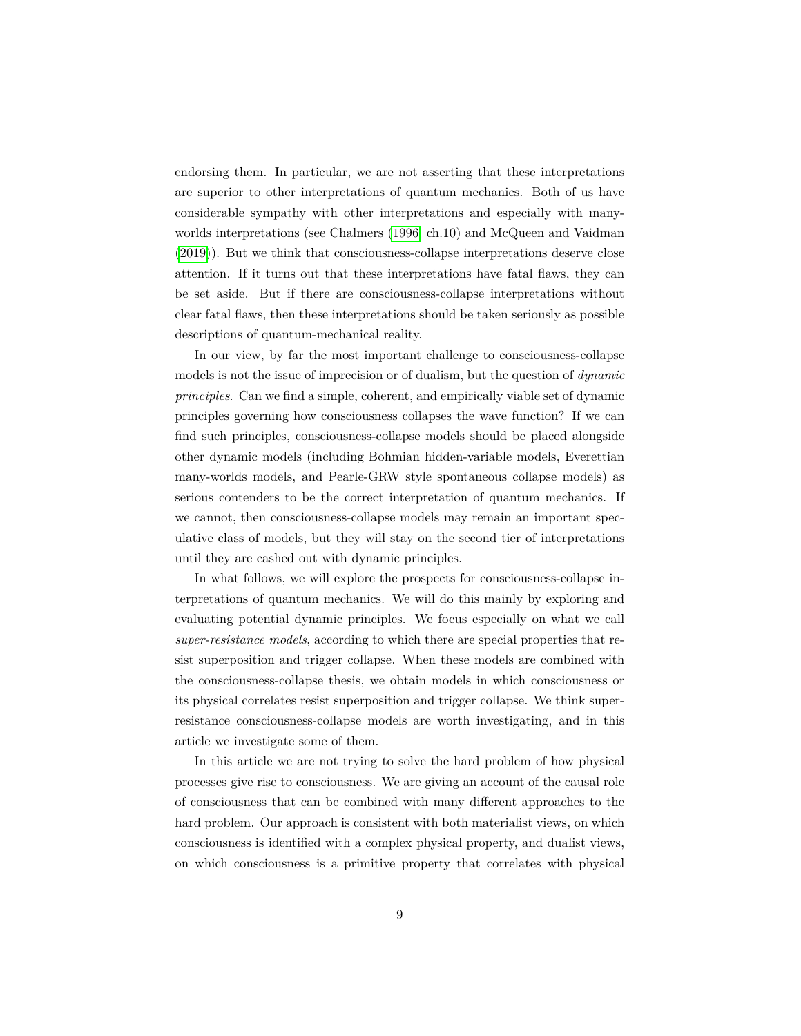endorsing them. In particular, we are not asserting that these interpretations are superior to other interpretations of quantum mechanics. Both of us have considerable sympathy with other interpretations and especially with many-worlds interpretations (see Chalmers (1996, ch.10) and McQueen and Vaidman (2019)). But we think that consciousness-collapse interpretations deserve close attention. If it turns out that these interpretations have fatal flaws, they can be set aside. But if there are consciousness-collapse interpretations without clear fatal flaws, then these interpretations should be taken seriously as possible descriptions of quantum-mechanical reality.

In our view, by far the most important challenge to consciousness-collapse models is not the issue of imprecision or of dualism, but the question of *dynamic principles*. Can we find a simple, coherent, and empirically viable set of dynamic principles governing how consciousness collapses the wave function? If we can find such principles, consciousness-collapse models should be placed alongside other dynamic models (including Bohmian hidden-variable models, Everettian many-worlds models, and Pearle-GRW style spontaneous collapse models) as serious contenders to be the correct interpretation of quantum mechanics. If we cannot, then consciousness-collapse models may remain an important speculative class of models, but they will stay on the second tier of interpretations until they are cashed out with dynamic principles.

In what follows, we will explore the prospects for consciousness-collapse interpretations of quantum mechanics. We will do this mainly by exploring and evaluating potential dynamic principles. We focus especially on what we call *super-resistance models*, according to which there are special properties that resist superposition and trigger collapse. When these models are combined with the consciousness-collapse thesis, we obtain models in which consciousness or its physical correlates resist superposition and trigger collapse. We think super-resistance consciousness-collapse models are worth investigating, and in this article we investigate some of them.

In this article we are not trying to solve the hard problem of how physical processes give rise to consciousness. We are giving an account of the causal role of consciousness that can be combined with many different approaches to the hard problem. Our approach is consistent with both materialist views, on which consciousness is identified with a complex physical property, and dualist views, on which consciousness is a primitive property that correlates with physical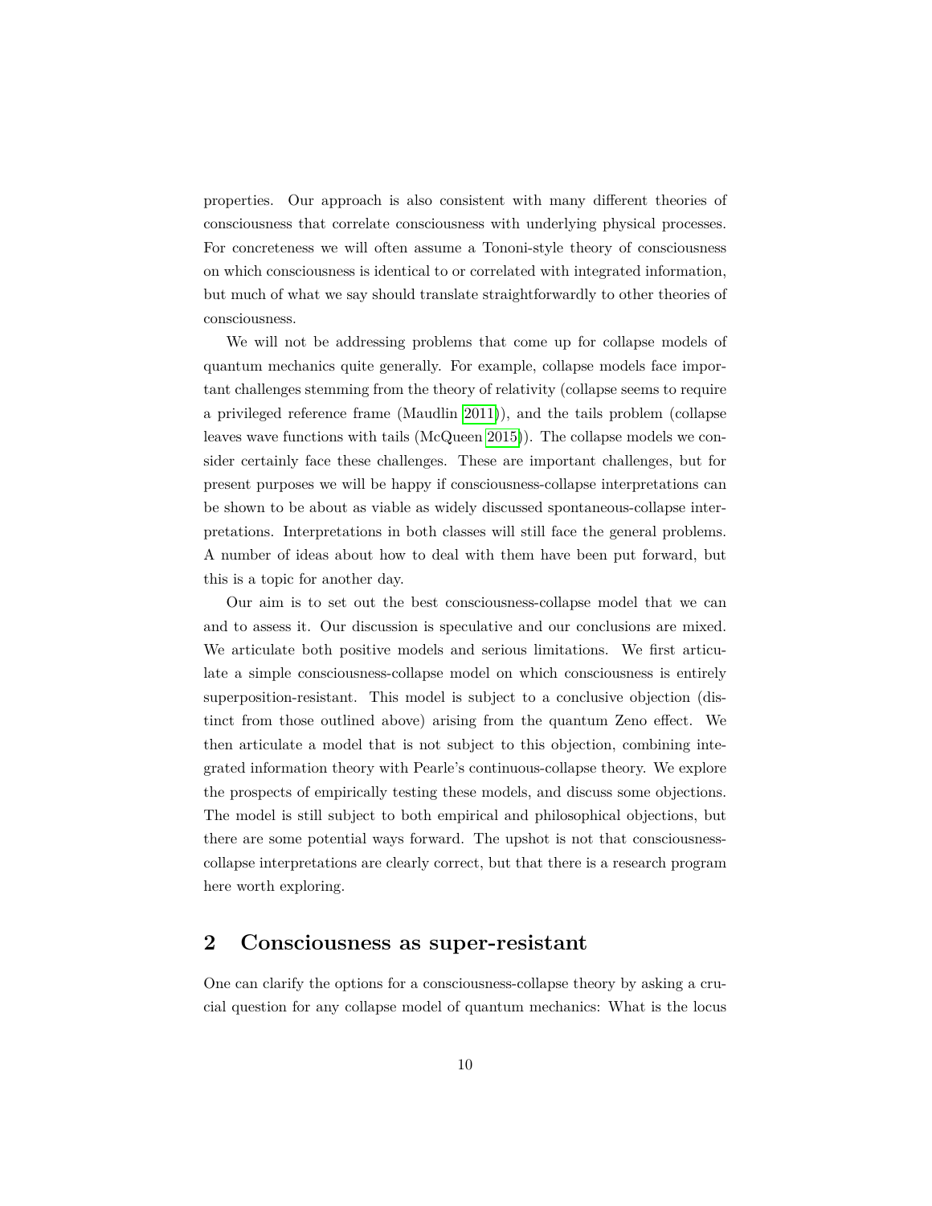properties. Our approach is also consistent with many different theories of consciousness that correlate consciousness with underlying physical processes. For concreteness we will often assume a Tononi-style theory of consciousness on which consciousness is identical to or correlated with integrated information, but much of what we say should translate straightforwardly to other theories of consciousness.

We will not be addressing problems that come up for collapse models of quantum mechanics quite generally. For example, collapse models face important challenges stemming from the theory of relativity (collapse seems to require a privileged reference frame (Maudlin 2011)), and the tails problem (collapse leaves wave functions with tails (McQueen 2015)). The collapse models we consider certainly face these challenges. These are important challenges, but for present purposes we will be happy if consciousness-collapse interpretations can be shown to be about as viable as widely discussed spontaneous-collapse interpretations. Interpretations in both classes will still face the general problems. A number of ideas about how to deal with them have been put forward, but this is a topic for another day.

Our aim is to set out the best consciousness-collapse model that we can and to assess it. Our discussion is speculative and our conclusions are mixed. We articulate both positive models and serious limitations. We first articulate a simple consciousness-collapse model on which consciousness is entirely superposition-resistant. This model is subject to a conclusive objection (distinct from those outlined above) arising from the quantum Zeno effect. We then articulate a model that is not subject to this objection, combining integrated information theory with Pearle's continuous-collapse theory. We explore the prospects of empirically testing these models, and discuss some objections. The model is still subject to both empirical and philosophical objections, but there are some potential ways forward. The upshot is not that consciousness-collapse interpretations are clearly correct, but that there is a research program here worth exploring.

## 2 Consciousness as super-resistant

One can clarify the options for a consciousness-collapse theory by asking a crucial question for any collapse model of quantum mechanics: What is the locus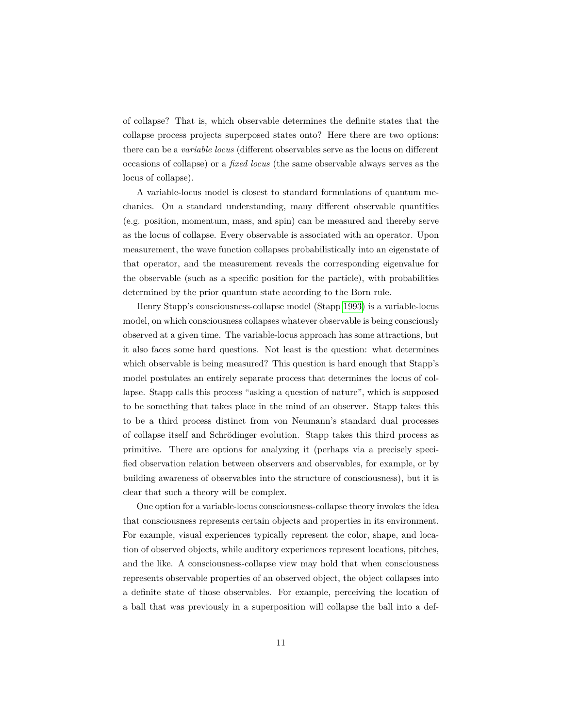of collapse? That is, which observable determines the definite states that the collapse process projects superposed states onto? Here there are two options: there can be a *variable locus* (different observables serve as the locus on different occasions of collapse) or a *fixed locus* (the same observable always serves as the locus of collapse).

A variable-locus model is closest to standard formulations of quantum mechanics. On a standard understanding, many different observable quantities (e.g. position, momentum, mass, and spin) can be measured and thereby serve as the locus of collapse. Every observable is associated with an operator. Upon measurement, the wave function collapses probabilistically into an eigenstate of that operator, and the measurement reveals the corresponding eigenvalue for the observable (such as a specific position for the particle), with probabilities determined by the prior quantum state according to the Born rule.

Henry Stapp's consciousness-collapse model (Stapp 1993) is a variable-locus model, on which consciousness collapses whatever observable is being consciously observed at a given time. The variable-locus approach has some attractions, but it also faces some hard questions. Not least is the question: what determines which observable is being measured? This question is hard enough that Stapp's model postulates an entirely separate process that determines the locus of collapse. Stapp calls this process "asking a question of nature", which is supposed to be something that takes place in the mind of an observer. Stapp takes this to be a third process distinct from von Neumann's standard dual processes of collapse itself and Schrödinger evolution. Stapp takes this third process as primitive. There are options for analyzing it (perhaps via a precisely specified observation relation between observers and observables, for example, or by building awareness of observables into the structure of consciousness), but it is clear that such a theory will be complex.

One option for a variable-locus consciousness-collapse theory invokes the idea that consciousness represents certain objects and properties in its environment. For example, visual experiences typically represent the color, shape, and location of observed objects, while auditory experiences represent locations, pitches, and the like. A consciousness-collapse view may hold that when consciousness represents observable properties of an observed object, the object collapses into a definite state of those observables. For example, perceiving the location of a ball that was previously in a superposition will collapse the ball into a def-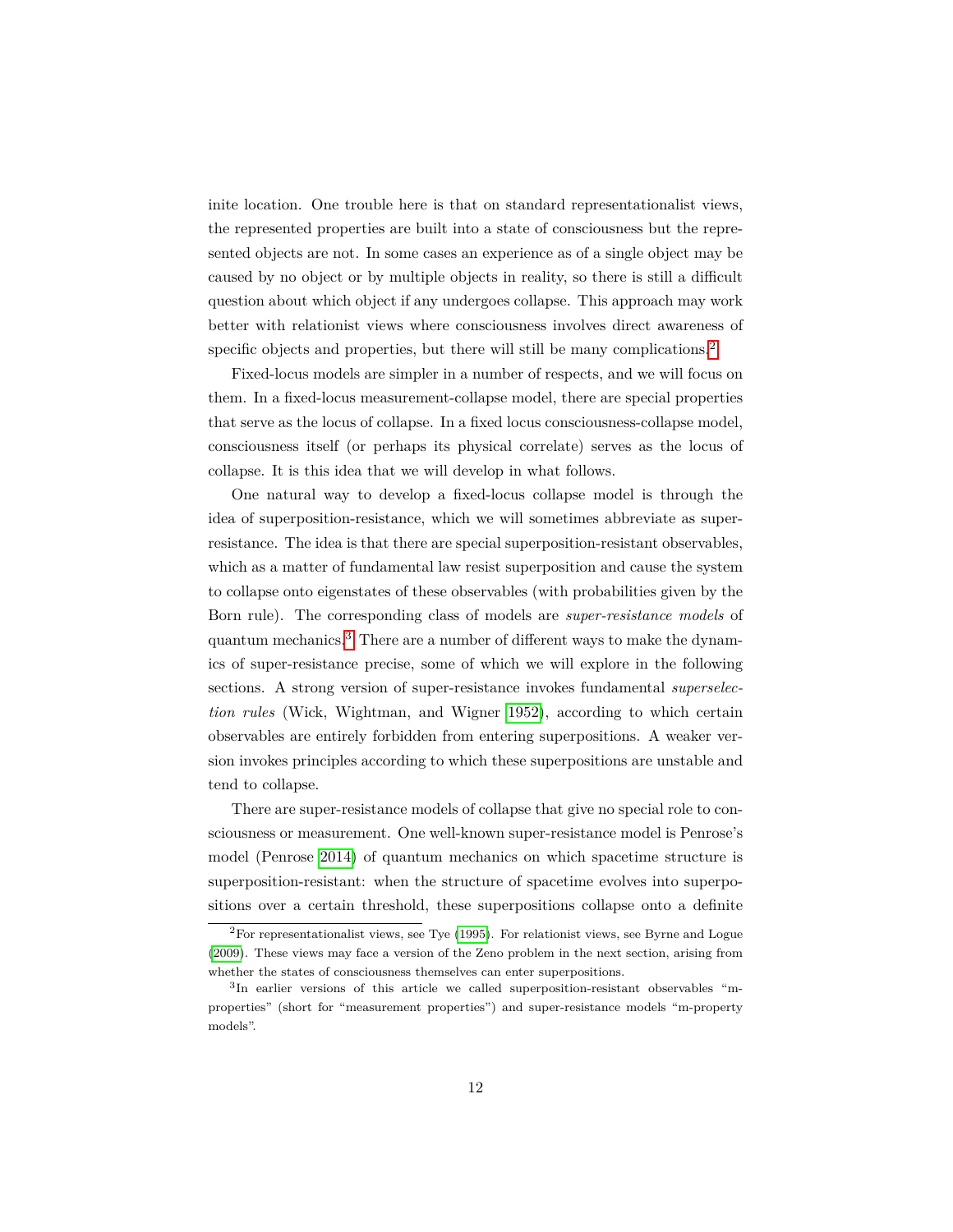inite location. One trouble here is that on standard representationalist views, the represented properties are built into a state of consciousness but the represented objects are not. In some cases an experience as of a single object may be caused by no object or by multiple objects in reality, so there is still a difficult question about which object if any undergoes collapse. This approach may work better with relationist views where consciousness involves direct awareness of specific objects and properties, but there will still be many complications.[2]

Fixed-locus models are simpler in a number of respects, and we will focus on them. In a fixed-locus measurement-collapse model, there are special properties that serve as the locus of collapse. In a fixed locus consciousness-collapse model, consciousness itself (or perhaps its physical correlate) serves as the locus of collapse. It is this idea that we will develop in what follows.

One natural way to develop a fixed-locus collapse model is through the idea of superposition-resistance, which we will sometimes abbreviate as super-resistance. The idea is that there are special superposition-resistant observables, which as a matter of fundamental law resist superposition and cause the system to collapse onto eigenstates of these observables (with probabilities given by the Born rule). The corresponding class of models are *super-resistance models* of quantum mechanics.[3] There are a number of different ways to make the dynamics of super-resistance precise, some of which we will explore in the following sections. A strong version of super-resistance invokes fundamental *superselection rules* (Wick, Wightman, and Wigner 1952), according to which certain observables are entirely forbidden from entering superpositions. A weaker version invokes principles according to which these superpositions are unstable and tend to collapse.

There are super-resistance models of collapse that give no special role to consciousness or measurement. One well-known super-resistance model is Penrose's model (Penrose 2014) of quantum mechanics on which spacetime structure is superposition-resistant: when the structure of spacetime evolves into superpositions over a certain threshold, these superpositions collapse onto a definite

---

[2] For representationalist views, see Tye (1995). For relationist views, see Byrne and Logue (2009). These views may face a version of the Zeno problem in the next section, arising from whether the states of consciousness themselves can enter superpositions.

[3] In earlier versions of this article we called superposition-resistant observables "m-properties" (short for "measurement properties") and super-resistance models "m-property models".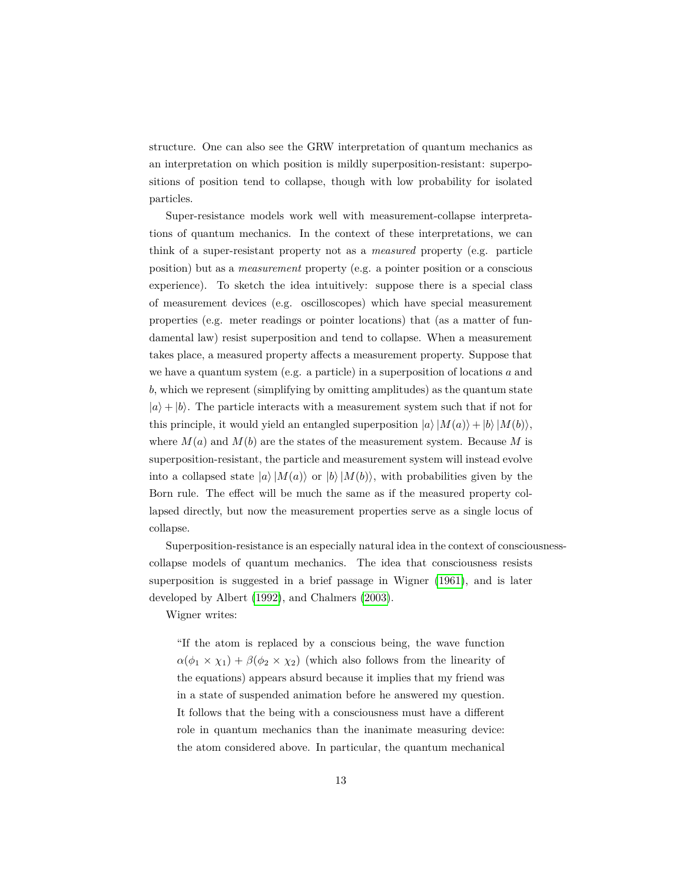structure. One can also see the GRW interpretation of quantum mechanics as an interpretation on which position is mildly superposition-resistant: superpositions of position tend to collapse, though with low probability for isolated particles.

Super-resistance models work well with measurement-collapse interpretations of quantum mechanics. In the context of these interpretations, we can think of a super-resistant property not as a *measured* property (e.g. particle position) but as a *measurement* property (e.g. a pointer position or a conscious experience). To sketch the idea intuitively: suppose there is a special class of measurement devices (e.g. oscilloscopes) which have special measurement properties (e.g. meter readings or pointer locations) that (as a matter of fundamental law) resist superposition and tend to collapse. When a measurement takes place, a measured property affects a measurement property. Suppose that we have a quantum system (e.g. a particle) in a superposition of locations $a$ and $b$, which we represent (simplifying by omitting amplitudes) as the quantum state $|a\rangle + |b\rangle$. The particle interacts with a measurement system such that if not for this principle, it would yield an entangled superposition $|a\rangle |M(a)\rangle + |b\rangle |M(b)\rangle$, where $M(a)$ and $M(b)$ are the states of the measurement system. Because $M$ is superposition-resistant, the particle and measurement system will instead evolve into a collapsed state $|a\rangle |M(a)\rangle$ or $|b\rangle |M(b)\rangle$, with probabilities given by the Born rule. The effect will be much the same as if the measured property collapsed directly, but now the measurement properties serve as a single locus of collapse.

Superposition-resistance is an especially natural idea in the context of consciousness-collapse models of quantum mechanics. The idea that consciousness resists superposition is suggested in a brief passage in Wigner (1961), and is later developed by Albert (1992), and Chalmers (2003).

Wigner writes:

> "If the atom is replaced by a conscious being, the wave function $\alpha(\phi_1 \times \chi_1) + \beta(\phi_2 \times \chi_2)$ (which also follows from the linearity of the equations) appears absurd because it implies that my friend was in a state of suspended animation before he answered my question. It follows that the being with a consciousness must have a different role in quantum mechanics than the inanimate measuring device: the atom considered above. In particular, the quantum mechanical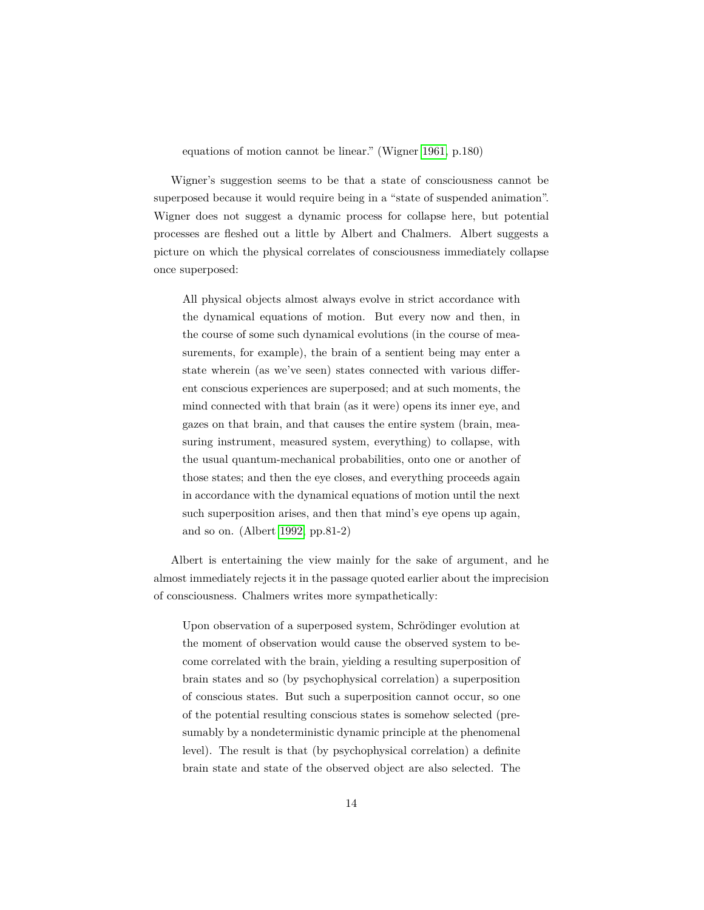equations of motion cannot be linear." (Wigner 1961, p.180)

Wigner's suggestion seems to be that a state of consciousness cannot be superposed because it would require being in a "state of suspended animation". Wigner does not suggest a dynamic process for collapse here, but potential processes are fleshed out a little by Albert and Chalmers. Albert suggests a picture on which the physical correlates of consciousness immediately collapse once superposed:

> All physical objects almost always evolve in strict accordance with the dynamical equations of motion. But every now and then, in the course of some such dynamical evolutions (in the course of measurements, for example), the brain of a sentient being may enter a state wherein (as we've seen) states connected with various different conscious experiences are superposed; and at such moments, the mind connected with that brain (as it were) opens its inner eye, and gazes on that brain, and that causes the entire system (brain, measuring instrument, measured system, everything) to collapse, with the usual quantum-mechanical probabilities, onto one or another of those states; and then the eye closes, and everything proceeds again in accordance with the dynamical equations of motion until the next such superposition arises, and then that mind's eye opens up again, and so on. (Albert 1992, pp.81-2)

Albert is entertaining the view mainly for the sake of argument, and he almost immediately rejects it in the passage quoted earlier about the imprecision of consciousness. Chalmers writes more sympathetically:

> Upon observation of a superposed system, Schrödinger evolution at the moment of observation would cause the observed system to become correlated with the brain, yielding a resulting superposition of brain states and so (by psychophysical correlation) a superposition of conscious states. But such a superposition cannot occur, so one of the potential resulting conscious states is somehow selected (presumably by a nondeterministic dynamic principle at the phenomenal level). The result is that (by psychophysical correlation) a definite brain state and state of the observed object are also selected. The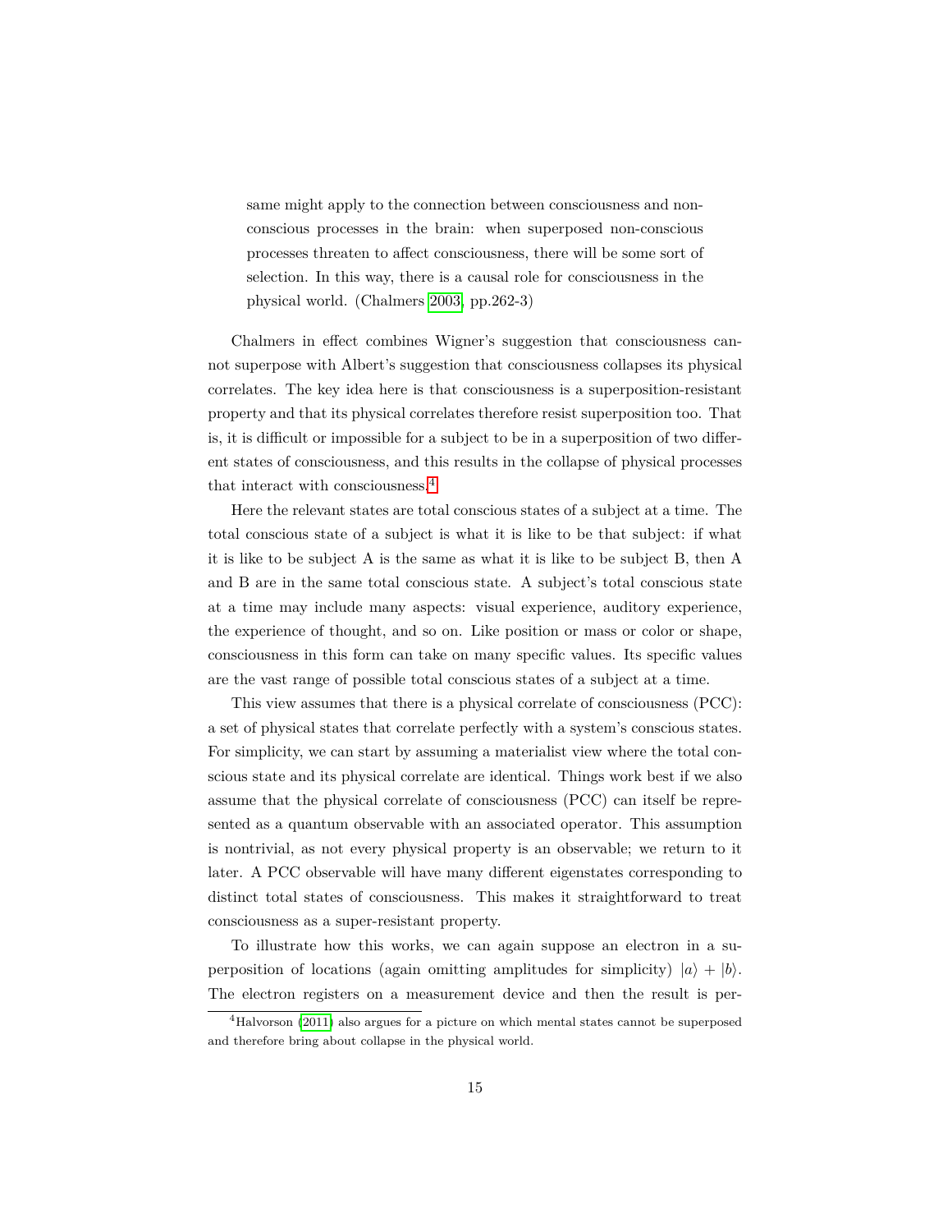> same might apply to the connection between consciousness and non-conscious processes in the brain: when superposed non-conscious processes threaten to affect consciousness, there will be some sort of selection. In this way, there is a causal role for consciousness in the physical world. (Chalmers 2003, pp.262-3)

Chalmers in effect combines Wigner's suggestion that consciousness cannot superpose with Albert's suggestion that consciousness collapses its physical correlates. The key idea here is that consciousness is a superposition-resistant property and that its physical correlates therefore resist superposition too. That is, it is difficult or impossible for a subject to be in a superposition of two different states of consciousness, and this results in the collapse of physical processes that interact with consciousness.[4]

Here the relevant states are total conscious states of a subject at a time. The total conscious state of a subject is what it is like to be that subject: if what it is like to be subject A is the same as what it is like to be subject B, then A and B are in the same total conscious state. A subject's total conscious state at a time may include many aspects: visual experience, auditory experience, the experience of thought, and so on. Like position or mass or color or shape, consciousness in this form can take on many specific values. Its specific values are the vast range of possible total conscious states of a subject at a time.

This view assumes that there is a physical correlate of consciousness (PCC): a set of physical states that correlate perfectly with a system's conscious states. For simplicity, we can start by assuming a materialist view where the total conscious state and its physical correlate are identical. Things work best if we also assume that the physical correlate of consciousness (PCC) can itself be represented as a quantum observable with an associated operator. This assumption is nontrivial, as not every physical property is an observable; we return to it later. A PCC observable will have many different eigenstates corresponding to distinct total states of consciousness. This makes it straightforward to treat consciousness as a super-resistant property.

To illustrate how this works, we can again suppose an electron in a superposition of locations (again omitting amplitudes for simplicity) $|a\rangle + |b\rangle$. The electron registers on a measurement device and then the result is per-

[4] Halvorson (2011) also argues for a picture on which mental states cannot be superposed and therefore bring about collapse in the physical world.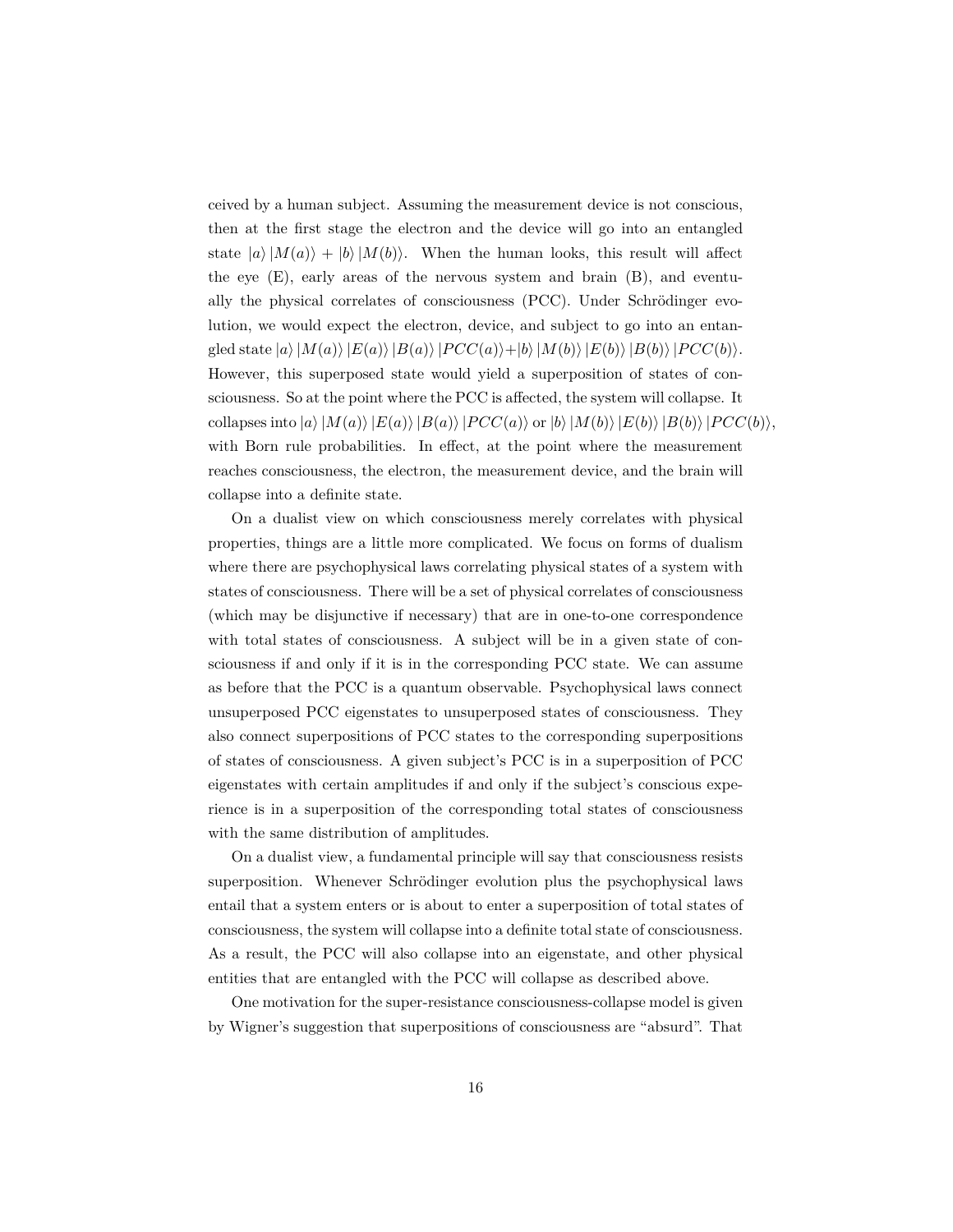ceived by a human subject. Assuming the measurement device is not conscious, then at the first stage the electron and the device will go into an entangled state $|a\rangle\,|M(a)\rangle + |b\rangle\,|M(b)\rangle$. When the human looks, this result will affect the eye (E), early areas of the nervous system and brain (B), and eventually the physical correlates of consciousness (PCC). Under Schrödinger evolution, we would expect the electron, device, and subject to go into an entangled state $|a\rangle\,|M(a)\rangle\,|E(a)\rangle\,|B(a)\rangle\,|PCC(a)\rangle + |b\rangle\,|M(b)\rangle\,|E(b)\rangle\,|B(b)\rangle\,|PCC(b)\rangle$. However, this superposed state would yield a superposition of states of consciousness. So at the point where the PCC is affected, the system will collapse. It collapses into $|a\rangle\,|M(a)\rangle\,|E(a)\rangle\,|B(a)\rangle\,|PCC(a)\rangle$ or $|b\rangle\,|M(b)\rangle\,|E(b)\rangle\,|B(b)\rangle\,|PCC(b)\rangle$, with Born rule probabilities. In effect, at the point where the measurement reaches consciousness, the electron, the measurement device, and the brain will collapse into a definite state.

On a dualist view on which consciousness merely correlates with physical properties, things are a little more complicated. We focus on forms of dualism where there are psychophysical laws correlating physical states of a system with states of consciousness. There will be a set of physical correlates of consciousness (which may be disjunctive if necessary) that are in one-to-one correspondence with total states of consciousness. A subject will be in a given state of consciousness if and only if it is in the corresponding PCC state. We can assume as before that the PCC is a quantum observable. Psychophysical laws connect unsuperposed PCC eigenstates to unsuperposed states of consciousness. They also connect superpositions of PCC states to the corresponding superpositions of states of consciousness. A given subject's PCC is in a superposition of PCC eigenstates with certain amplitudes if and only if the subject's conscious experience is in a superposition of the corresponding total states of consciousness with the same distribution of amplitudes.

On a dualist view, a fundamental principle will say that consciousness resists superposition. Whenever Schrödinger evolution plus the psychophysical laws entail that a system enters or is about to enter a superposition of total states of consciousness, the system will collapse into a definite total state of consciousness. As a result, the PCC will also collapse into an eigenstate, and other physical entities that are entangled with the PCC will collapse as described above.

One motivation for the super-resistance consciousness-collapse model is given by Wigner's suggestion that superpositions of consciousness are "absurd". That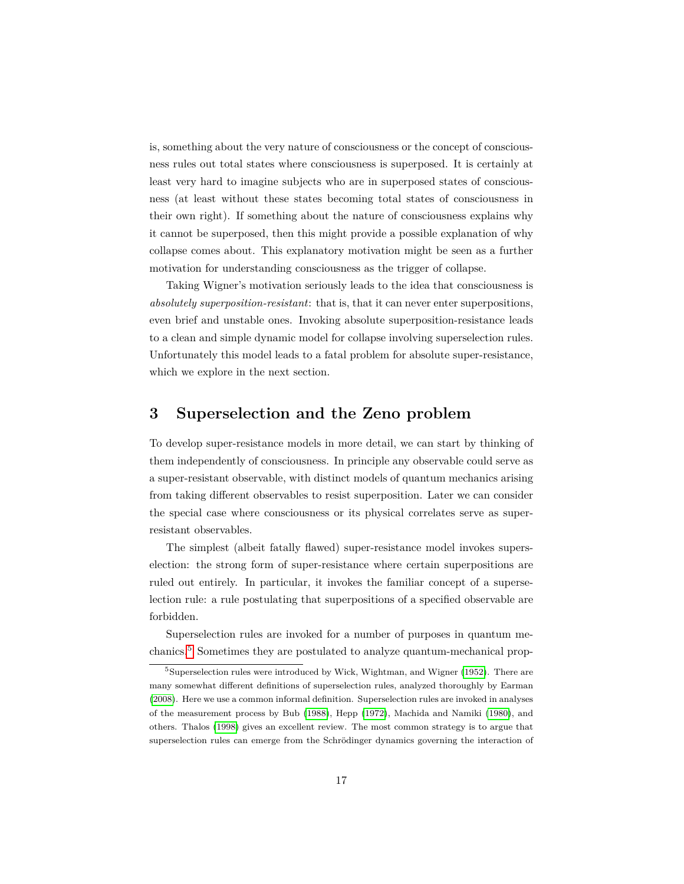is, something about the very nature of consciousness or the concept of consciousness rules out total states where consciousness is superposed. It is certainly at least very hard to imagine subjects who are in superposed states of consciousness (at least without these states becoming total states of consciousness in their own right). If something about the nature of consciousness explains why it cannot be superposed, then this might provide a possible explanation of why collapse comes about. This explanatory motivation might be seen as a further motivation for understanding consciousness as the trigger of collapse.

Taking Wigner's motivation seriously leads to the idea that consciousness is *absolutely superposition-resistant*: that is, that it can never enter superpositions, even brief and unstable ones. Invoking absolute superposition-resistance leads to a clean and simple dynamic model for collapse involving superselection rules. Unfortunately this model leads to a fatal problem for absolute super-resistance, which we explore in the next section.

## 3 Superselection and the Zeno problem

To develop super-resistance models in more detail, we can start by thinking of them independently of consciousness. In principle any observable could serve as a super-resistant observable, with distinct models of quantum mechanics arising from taking different observables to resist superposition. Later we can consider the special case where consciousness or its physical correlates serve as super-resistant observables.

The simplest (albeit fatally flawed) super-resistance model invokes superselection: the strong form of super-resistance where certain superpositions are ruled out entirely. In particular, it invokes the familiar concept of a superselection rule: a rule postulating that superpositions of a specified observable are forbidden.

Superselection rules are invoked for a number of purposes in quantum mechanics.[5] Sometimes they are postulated to analyze quantum-mechanical prop-

[5] Superselection rules were introduced by Wick, Wightman, and Wigner (1952). There are many somewhat different definitions of superselection rules, analyzed thoroughly by Earman (2008). Here we use a common informal definition. Superselection rules are invoked in analyses of the measurement process by Bub (1988), Hepp (1972), Machida and Namiki (1980), and others. Thalos (1998) gives an excellent review. The most common strategy is to argue that superselection rules can emerge from the Schrödinger dynamics governing the interaction of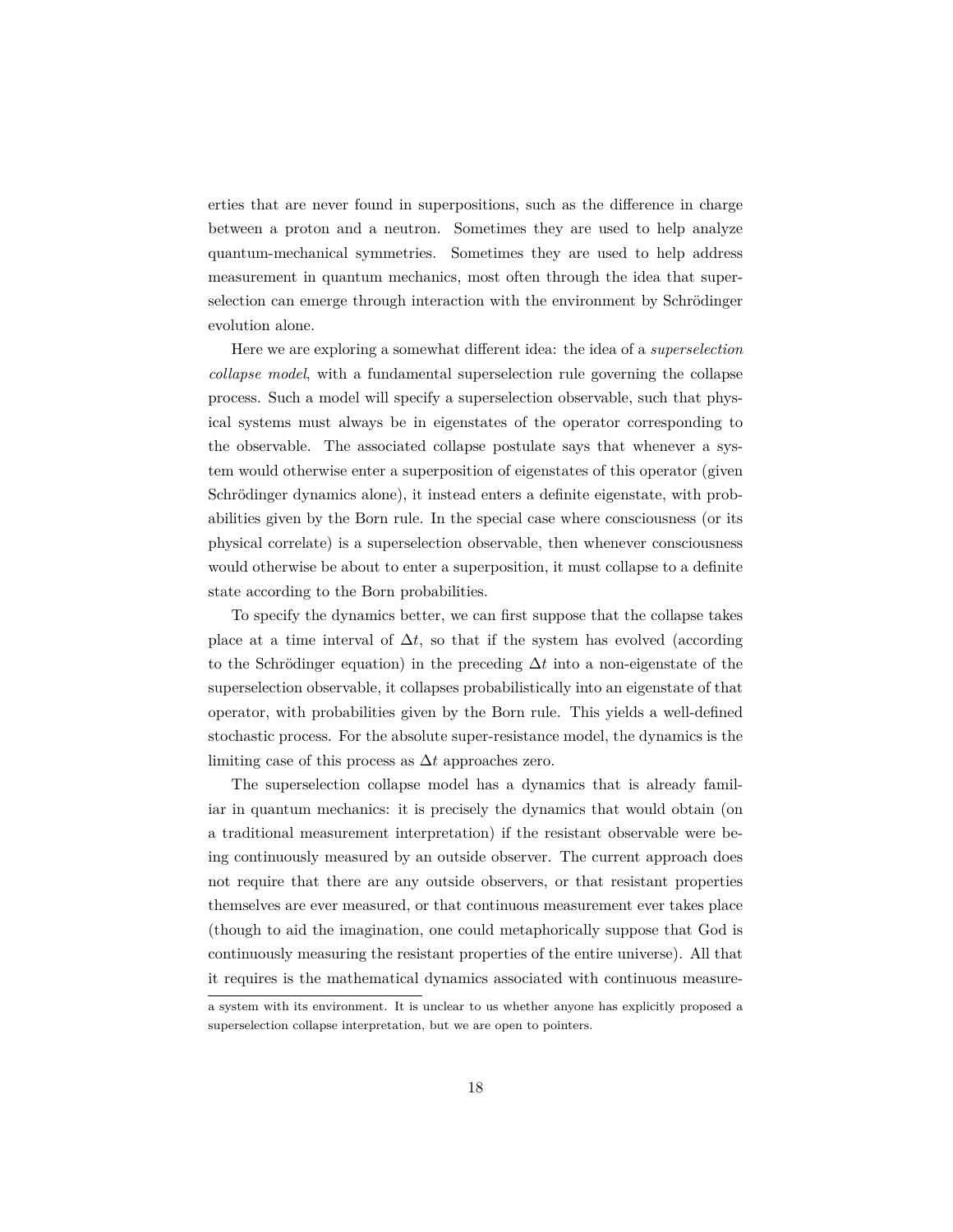erties that are never found in superpositions, such as the difference in charge between a proton and a neutron. Sometimes they are used to help analyze quantum-mechanical symmetries. Sometimes they are used to help address measurement in quantum mechanics, most often through the idea that superselection can emerge through interaction with the environment by Schrödinger evolution alone.

Here we are exploring a somewhat different idea: the idea of a *superselection collapse model*, with a fundamental superselection rule governing the collapse process. Such a model will specify a superselection observable, such that physical systems must always be in eigenstates of the operator corresponding to the observable. The associated collapse postulate says that whenever a system would otherwise enter a superposition of eigenstates of this operator (given Schrödinger dynamics alone), it instead enters a definite eigenstate, with probabilities given by the Born rule. In the special case where consciousness (or its physical correlate) is a superselection observable, then whenever consciousness would otherwise be about to enter a superposition, it must collapse to a definite state according to the Born probabilities.

To specify the dynamics better, we can first suppose that the collapse takes place at a time interval of $\Delta t$, so that if the system has evolved (according to the Schrödinger equation) in the preceding $\Delta t$ into a non-eigenstate of the superselection observable, it collapses probabilistically into an eigenstate of that operator, with probabilities given by the Born rule. This yields a well-defined stochastic process. For the absolute super-resistance model, the dynamics is the limiting case of this process as $\Delta t$ approaches zero.

The superselection collapse model has a dynamics that is already familiar in quantum mechanics: it is precisely the dynamics that would obtain (on a traditional measurement interpretation) if the resistant observable were being continuously measured by an outside observer. The current approach does not require that there are any outside observers, or that resistant properties themselves are ever measured, or that continuous measurement ever takes place (though to aid the imagination, one could metaphorically suppose that God is continuously measuring the resistant properties of the entire universe). All that it requires is the mathematical dynamics associated with continuous measure-

a system with its environment. It is unclear to us whether anyone has explicitly proposed a superselection collapse interpretation, but we are open to pointers.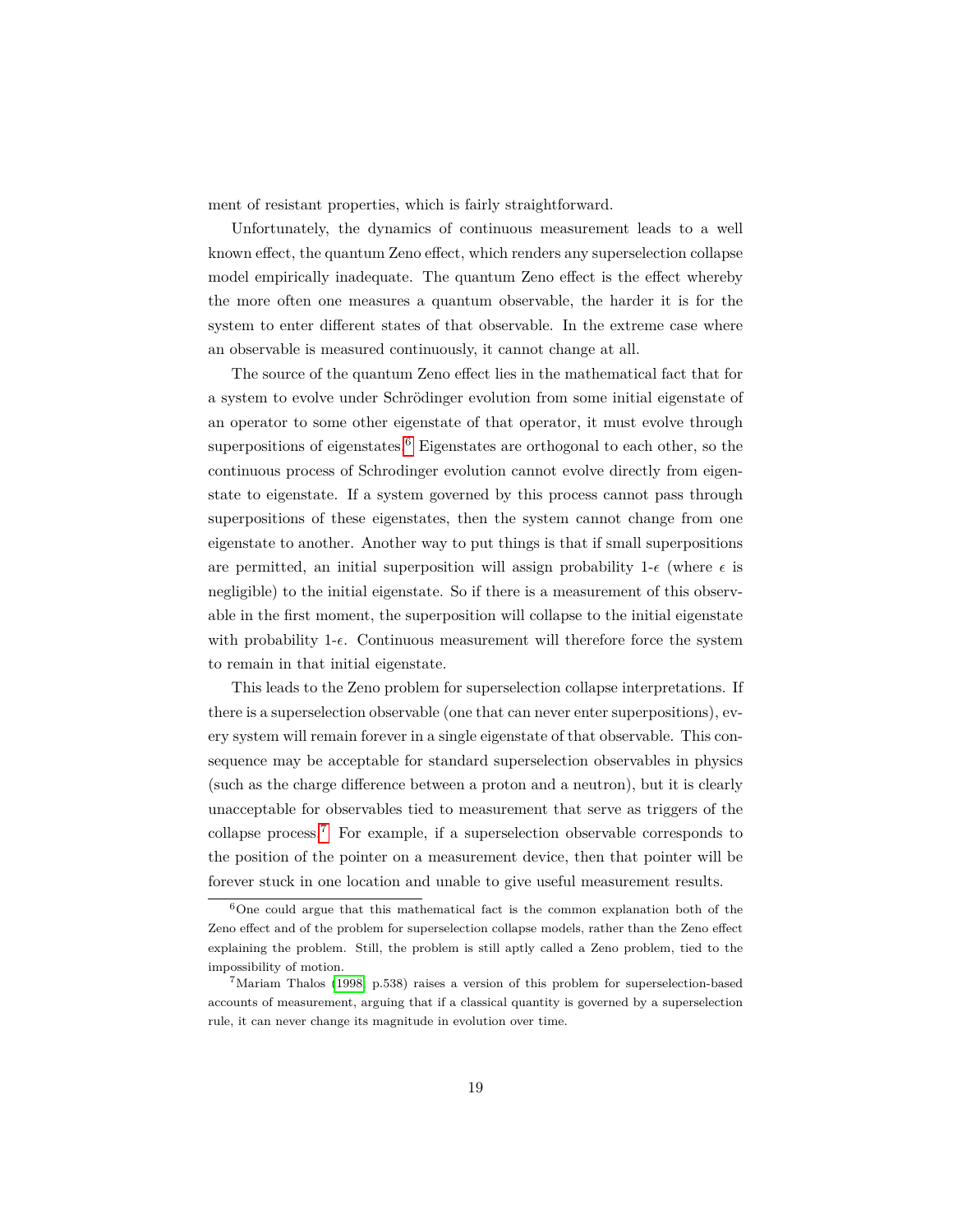ment of resistant properties, which is fairly straightforward.

Unfortunately, the dynamics of continuous measurement leads to a well known effect, the quantum Zeno effect, which renders any superselection collapse model empirically inadequate. The quantum Zeno effect is the effect whereby the more often one measures a quantum observable, the harder it is for the system to enter different states of that observable. In the extreme case where an observable is measured continuously, it cannot change at all.

The source of the quantum Zeno effect lies in the mathematical fact that for a system to evolve under Schrödinger evolution from some initial eigenstate of an operator to some other eigenstate of that operator, it must evolve through superpositions of eigenstates.[6] Eigenstates are orthogonal to each other, so the continuous process of Schrodinger evolution cannot evolve directly from eigenstate to eigenstate. If a system governed by this process cannot pass through superpositions of these eigenstates, then the system cannot change from one eigenstate to another. Another way to put things is that if small superpositions are permitted, an initial superposition will assign probability 1-$\epsilon$ (where $\epsilon$ is negligible) to the initial eigenstate. So if there is a measurement of this observable in the first moment, the superposition will collapse to the initial eigenstate with probability 1-$\epsilon$. Continuous measurement will therefore force the system to remain in that initial eigenstate.

This leads to the Zeno problem for superselection collapse interpretations. If there is a superselection observable (one that can never enter superpositions), every system will remain forever in a single eigenstate of that observable. This consequence may be acceptable for standard superselection observables in physics (such as the charge difference between a proton and a neutron), but it is clearly unacceptable for observables tied to measurement that serve as triggers of the collapse process.[7] For example, if a superselection observable corresponds to the position of the pointer on a measurement device, then that pointer will be forever stuck in one location and unable to give useful measurement results.

---

[6] One could argue that this mathematical fact is the common explanation both of the Zeno effect and of the problem for superselection collapse models, rather than the Zeno effect explaining the problem. Still, the problem is still aptly called a Zeno problem, tied to the impossibility of motion.

[7] Mariam Thalos (1998, p.538) raises a version of this problem for superselection-based accounts of measurement, arguing that if a classical quantity is governed by a superselection rule, it can never change its magnitude in evolution over time.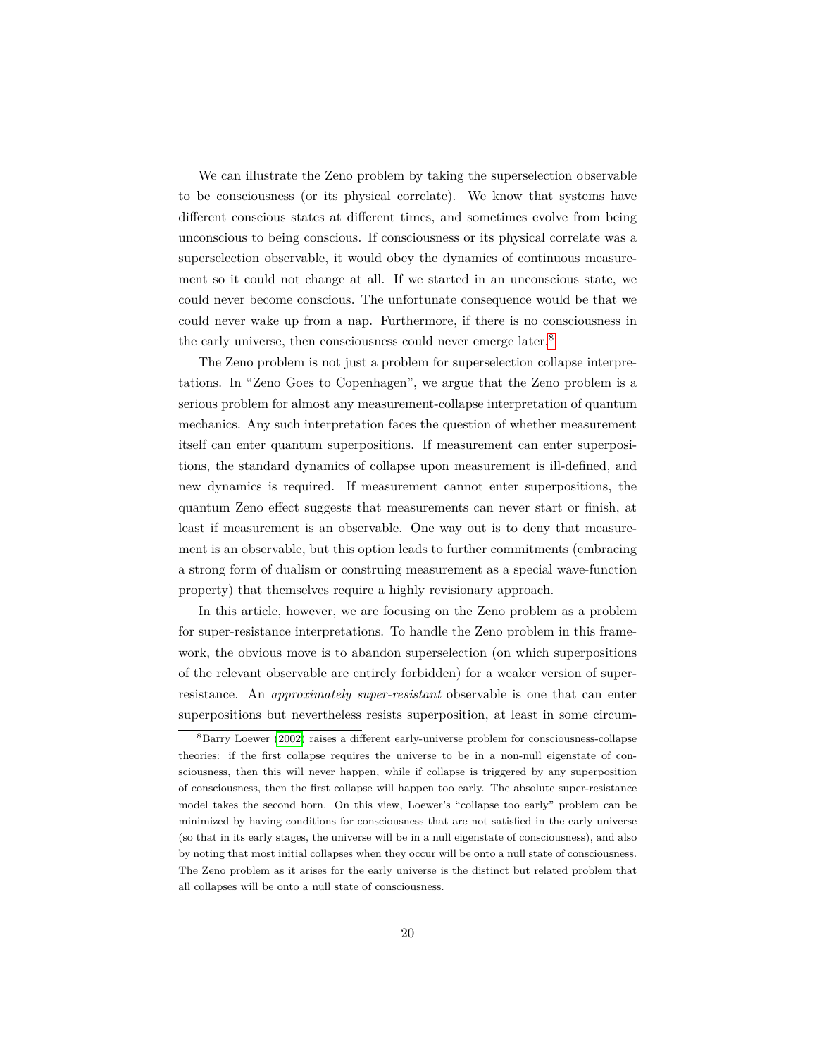We can illustrate the Zeno problem by taking the superselection observable to be consciousness (or its physical correlate). We know that systems have different conscious states at different times, and sometimes evolve from being unconscious to being conscious. If consciousness or its physical correlate was a superselection observable, it would obey the dynamics of continuous measurement so it could not change at all. If we started in an unconscious state, we could never become conscious. The unfortunate consequence would be that we could never wake up from a nap. Furthermore, if there is no consciousness in the early universe, then consciousness could never emerge later.[8]

The Zeno problem is not just a problem for superselection collapse interpretations. In "Zeno Goes to Copenhagen", we argue that the Zeno problem is a serious problem for almost any measurement-collapse interpretation of quantum mechanics. Any such interpretation faces the question of whether measurement itself can enter quantum superpositions. If measurement can enter superpositions, the standard dynamics of collapse upon measurement is ill-defined, and new dynamics is required. If measurement cannot enter superpositions, the quantum Zeno effect suggests that measurements can never start or finish, at least if measurement is an observable. One way out is to deny that measurement is an observable, but this option leads to further commitments (embracing a strong form of dualism or construing measurement as a special wave-function property) that themselves require a highly revisionary approach.

In this article, however, we are focusing on the Zeno problem as a problem for super-resistance interpretations. To handle the Zeno problem in this framework, the obvious move is to abandon superselection (on which superpositions of the relevant observable are entirely forbidden) for a weaker version of super-resistance. An *approximately super-resistant* observable is one that can enter superpositions but nevertheless resists superposition, at least in some circum-

[8] Barry Loewer (2002) raises a different early-universe problem for consciousness-collapse theories: if the first collapse requires the universe to be in a non-null eigenstate of consciousness, then this will never happen, while if collapse is triggered by any superposition of consciousness, then the first collapse will happen too early. The absolute super-resistance model takes the second horn. On this view, Loewer's "collapse too early" problem can be minimized by having conditions for consciousness that are not satisfied in the early universe (so that in its early stages, the universe will be in a null eigenstate of consciousness), and also by noting that most initial collapses when they occur will be onto a null state of consciousness. The Zeno problem as it arises for the early universe is the distinct but related problem that all collapses will be onto a null state of consciousness.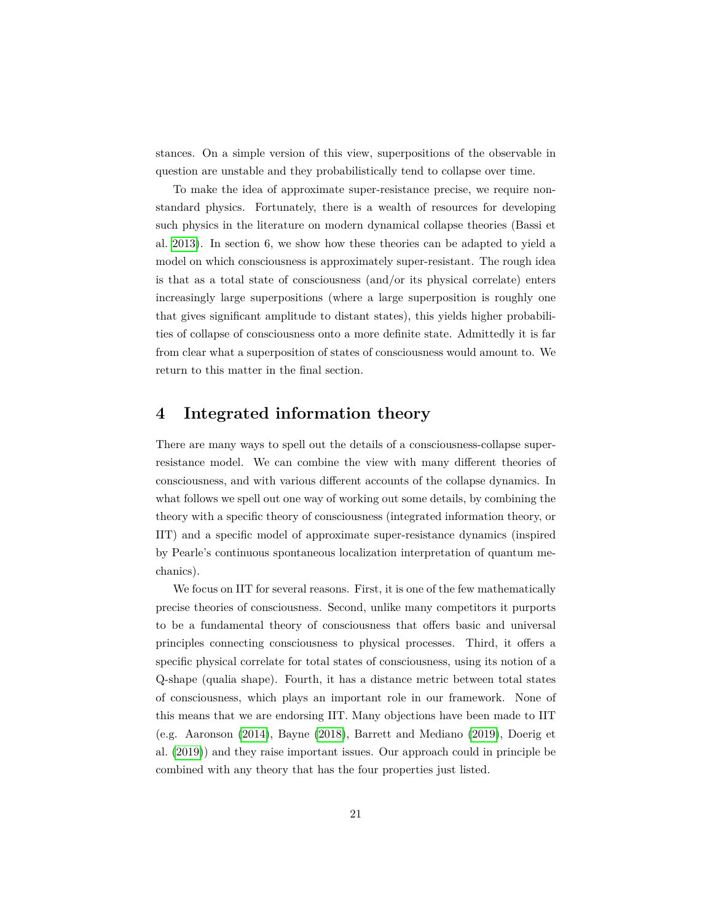stances. On a simple version of this view, superpositions of the observable in question are unstable and they probabilistically tend to collapse over time.

To make the idea of approximate super-resistance precise, we require non-standard physics. Fortunately, there is a wealth of resources for developing such physics in the literature on modern dynamical collapse theories (Bassi et al. 2013). In section 6, we show how these theories can be adapted to yield a model on which consciousness is approximately super-resistant. The rough idea is that as a total state of consciousness (and/or its physical correlate) enters increasingly large superpositions (where a large superposition is roughly one that gives significant amplitude to distant states), this yields higher probabilities of collapse of consciousness onto a more definite state. Admittedly it is far from clear what a superposition of states of consciousness would amount to. We return to this matter in the final section.

# 4 Integrated information theory

There are many ways to spell out the details of a consciousness-collapse super-resistance model. We can combine the view with many different theories of consciousness, and with various different accounts of the collapse dynamics. In what follows we spell out one way of working out some details, by combining the theory with a specific theory of consciousness (integrated information theory, or IIT) and a specific model of approximate super-resistance dynamics (inspired by Pearle's continuous spontaneous localization interpretation of quantum mechanics).

We focus on IIT for several reasons. First, it is one of the few mathematically precise theories of consciousness. Second, unlike many competitors it purports to be a fundamental theory of consciousness that offers basic and universal principles connecting consciousness to physical processes. Third, it offers a specific physical correlate for total states of consciousness, using its notion of a Q-shape (qualia shape). Fourth, it has a distance metric between total states of consciousness, which plays an important role in our framework. None of this means that we are endorsing IIT. Many objections have been made to IIT (e.g. Aaronson (2014), Bayne (2018), Barrett and Mediano (2019), Doerig et al. (2019)) and they raise important issues. Our approach could in principle be combined with any theory that has the four properties just listed.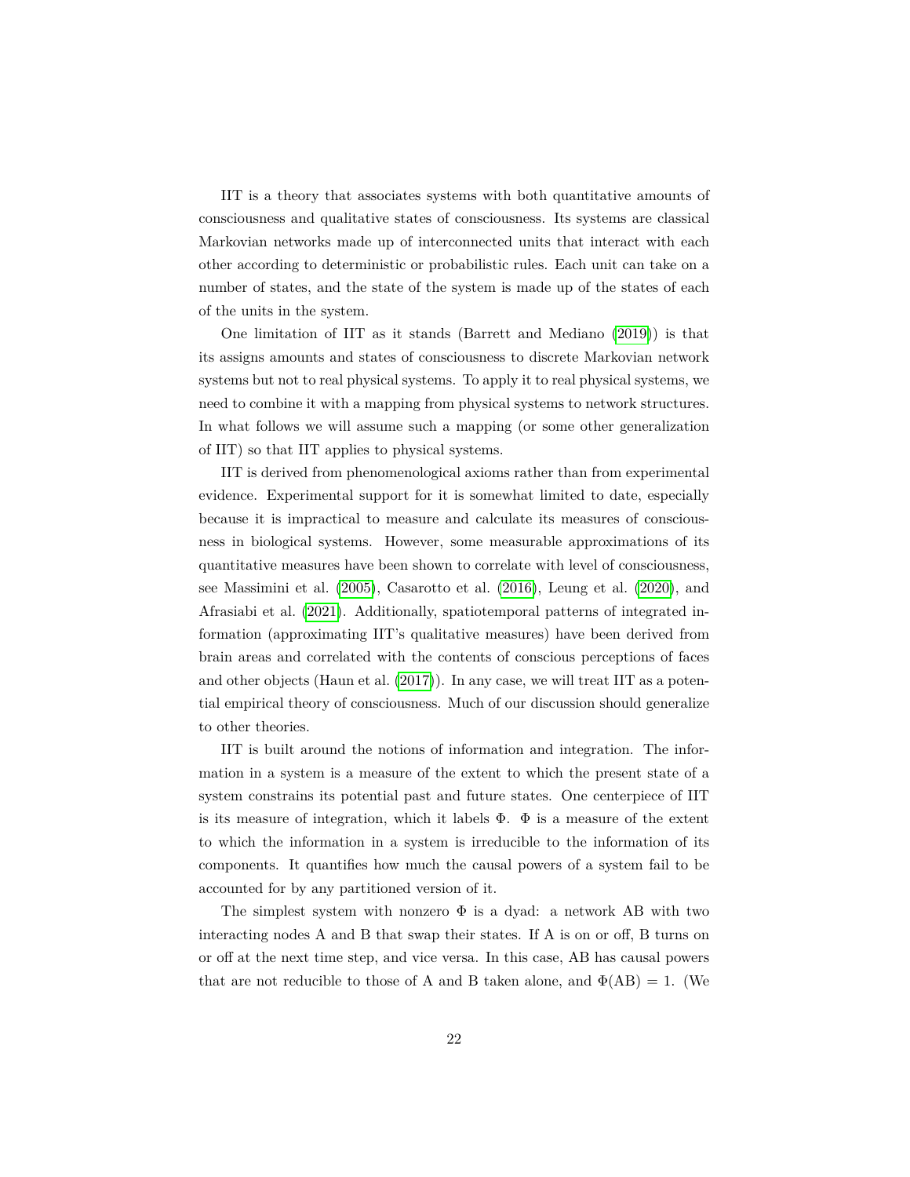IIT is a theory that associates systems with both quantitative amounts of consciousness and qualitative states of consciousness. Its systems are classical Markovian networks made up of interconnected units that interact with each other according to deterministic or probabilistic rules. Each unit can take on a number of states, and the state of the system is made up of the states of each of the units in the system.

One limitation of IIT as it stands (Barrett and Mediano (2019)) is that its assigns amounts and states of consciousness to discrete Markovian network systems but not to real physical systems. To apply it to real physical systems, we need to combine it with a mapping from physical systems to network structures. In what follows we will assume such a mapping (or some other generalization of IIT) so that IIT applies to physical systems.

IIT is derived from phenomenological axioms rather than from experimental evidence. Experimental support for it is somewhat limited to date, especially because it is impractical to measure and calculate its measures of consciousness in biological systems. However, some measurable approximations of its quantitative measures have been shown to correlate with level of consciousness, see Massimini et al. (2005), Casarotto et al. (2016), Leung et al. (2020), and Afrasiabi et al. (2021). Additionally, spatiotemporal patterns of integrated information (approximating IIT's qualitative measures) have been derived from brain areas and correlated with the contents of conscious perceptions of faces and other objects (Haun et al. (2017)). In any case, we will treat IIT as a potential empirical theory of consciousness. Much of our discussion should generalize to other theories.

IIT is built around the notions of information and integration. The information in a system is a measure of the extent to which the present state of a system constrains its potential past and future states. One centerpiece of IIT is its measure of integration, which it labels $\Phi$. $\Phi$ is a measure of the extent to which the information in a system is irreducible to the information of its components. It quantifies how much the causal powers of a system fail to be accounted for by any partitioned version of it.

The simplest system with nonzero $\Phi$ is a dyad: a network AB with two interacting nodes A and B that swap their states. If A is on or off, B turns on or off at the next time step, and vice versa. In this case, AB has causal powers that are not reducible to those of A and B taken alone, and $\Phi(AB) = 1$. (We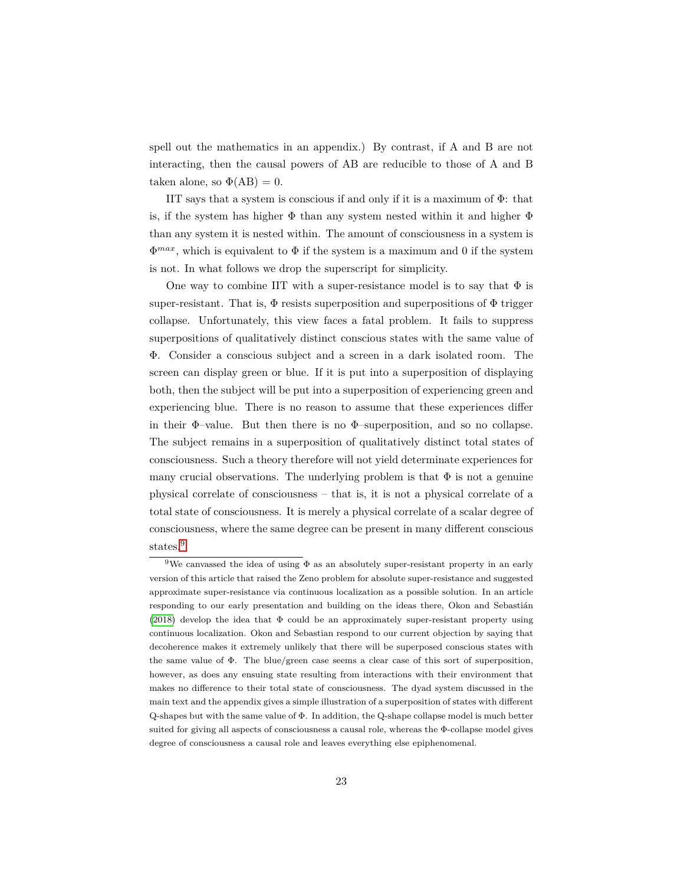spell out the mathematics in an appendix.) By contrast, if A and B are not interacting, then the causal powers of AB are reducible to those of A and B taken alone, so $\Phi(\text{AB}) = 0$.

IIT says that a system is conscious if and only if it is a maximum of $\Phi$: that is, if the system has higher $\Phi$ than any system nested within it and higher $\Phi$ than any system it is nested within. The amount of consciousness in a system is $\Phi^{max}$, which is equivalent to $\Phi$ if the system is a maximum and 0 if the system is not. In what follows we drop the superscript for simplicity.

One way to combine IIT with a super-resistance model is to say that $\Phi$ is super-resistant. That is, $\Phi$ resists superposition and superpositions of $\Phi$ trigger collapse. Unfortunately, this view faces a fatal problem. It fails to suppress superpositions of qualitatively distinct conscious states with the same value of $\Phi$. Consider a conscious subject and a screen in a dark isolated room. The screen can display green or blue. If it is put into a superposition of displaying both, then the subject will be put into a superposition of experiencing green and experiencing blue. There is no reason to assume that these experiences differ in their $\Phi$–value. But then there is no $\Phi$–superposition, and so no collapse. The subject remains in a superposition of qualitatively distinct total states of consciousness. Such a theory therefore will not yield determinate experiences for many crucial observations. The underlying problem is that $\Phi$ is not a genuine physical correlate of consciousness – that is, it is not a physical correlate of a total state of consciousness. It is merely a physical correlate of a scalar degree of consciousness, where the same degree can be present in many different conscious states.[9]

[9] We canvassed the idea of using $\Phi$ as an absolutely super-resistant property in an early version of this article that raised the Zeno problem for absolute super-resistance and suggested approximate super-resistance via continuous localization as a possible solution. In an article responding to our early presentation and building on the ideas there, Okon and Sebastián (2018) develop the idea that $\Phi$ could be an approximately super-resistant property using continuous localization. Okon and Sebastian respond to our current objection by saying that decoherence makes it extremely unlikely that there will be superposed conscious states with the same value of $\Phi$. The blue/green case seems a clear case of this sort of superposition, however, as does any ensuing state resulting from interactions with their environment that makes no difference to their total state of consciousness. The dyad system discussed in the main text and the appendix gives a simple illustration of a superposition of states with different Q-shapes but with the same value of $\Phi$. In addition, the Q-shape collapse model is much better suited for giving all aspects of consciousness a causal role, whereas the $\Phi$-collapse model gives degree of consciousness a causal role and leaves everything else epiphenomenal.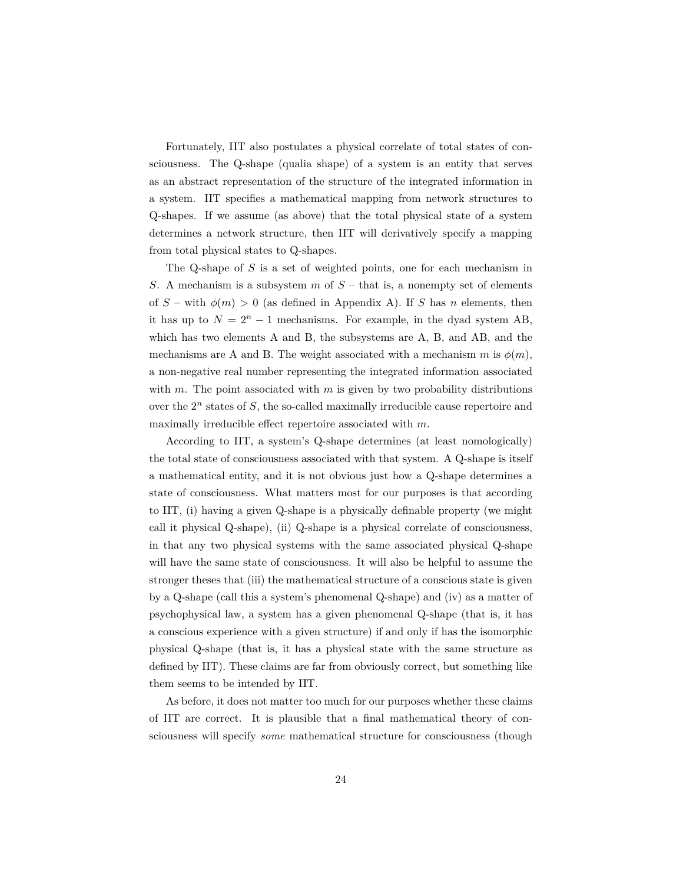Fortunately, IIT also postulates a physical correlate of total states of consciousness. The Q-shape (qualia shape) of a system is an entity that serves as an abstract representation of the structure of the integrated information in a system. IIT specifies a mathematical mapping from network structures to Q-shapes. If we assume (as above) that the total physical state of a system determines a network structure, then IIT will derivatively specify a mapping from total physical states to Q-shapes.

The Q-shape of $S$ is a set of weighted points, one for each mechanism in $S$. A mechanism is a subsystem $m$ of $S$ – that is, a nonempty set of elements of $S$ – with $\phi(m) > 0$ (as defined in Appendix A). If $S$ has $n$ elements, then it has up to $N = 2^n - 1$ mechanisms. For example, in the dyad system AB, which has two elements A and B, the subsystems are A, B, and AB, and the mechanisms are A and B. The weight associated with a mechanism $m$ is $\phi(m)$, a non-negative real number representing the integrated information associated with $m$. The point associated with $m$ is given by two probability distributions over the $2^n$ states of $S$, the so-called maximally irreducible cause repertoire and maximally irreducible effect repertoire associated with $m$.

According to IIT, a system's Q-shape determines (at least nomologically) the total state of consciousness associated with that system. A Q-shape is itself a mathematical entity, and it is not obvious just how a Q-shape determines a state of consciousness. What matters most for our purposes is that according to IIT, (i) having a given Q-shape is a physically definable property (we might call it physical Q-shape), (ii) Q-shape is a physical correlate of consciousness, in that any two physical systems with the same associated physical Q-shape will have the same state of consciousness. It will also be helpful to assume the stronger theses that (iii) the mathematical structure of a conscious state is given by a Q-shape (call this a system's phenomenal Q-shape) and (iv) as a matter of psychophysical law, a system has a given phenomenal Q-shape (that is, it has a conscious experience with a given structure) if and only if has the isomorphic physical Q-shape (that is, it has a physical state with the same structure as defined by IIT). These claims are far from obviously correct, but something like them seems to be intended by IIT.

As before, it does not matter too much for our purposes whether these claims of IIT are correct. It is plausible that a final mathematical theory of consciousness will specify *some* mathematical structure for consciousness (though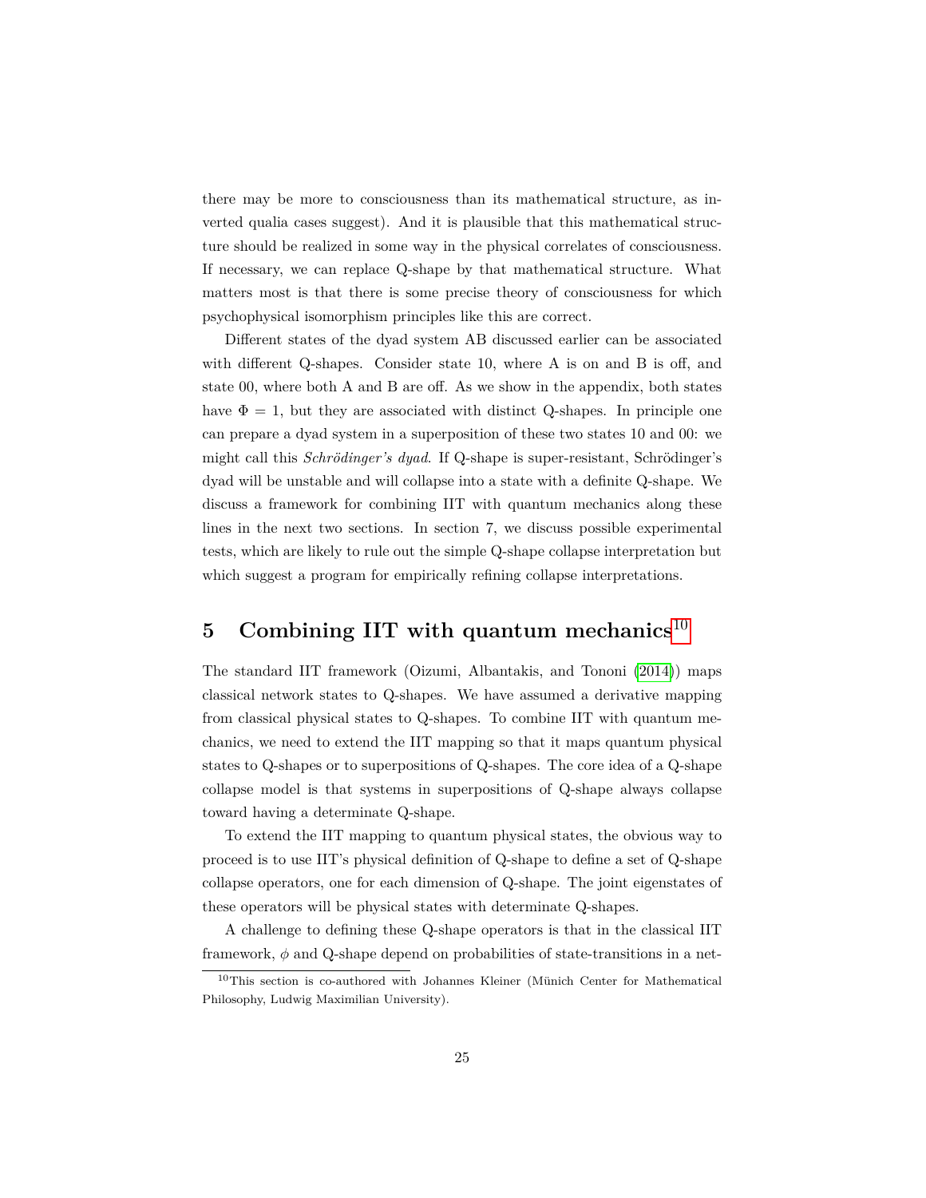there may be more to consciousness than its mathematical structure, as inverted qualia cases suggest). And it is plausible that this mathematical structure should be realized in some way in the physical correlates of consciousness. If necessary, we can replace Q-shape by that mathematical structure. What matters most is that there is some precise theory of consciousness for which psychophysical isomorphism principles like this are correct.

Different states of the dyad system AB discussed earlier can be associated with different Q-shapes. Consider state 10, where A is on and B is off, and state 00, where both A and B are off. As we show in the appendix, both states have $\Phi = 1$, but they are associated with distinct Q-shapes. In principle one can prepare a dyad system in a superposition of these two states 10 and 00: we might call this *Schrödinger's dyad*. If Q-shape is super-resistant, Schrödinger's dyad will be unstable and will collapse into a state with a definite Q-shape. We discuss a framework for combining IIT with quantum mechanics along these lines in the next two sections. In section 7, we discuss possible experimental tests, which are likely to rule out the simple Q-shape collapse interpretation but which suggest a program for empirically refining collapse interpretations.

## 5 Combining IIT with quantum mechanics[10]

The standard IIT framework (Oizumi, Albantakis, and Tononi (2014)) maps classical network states to Q-shapes. We have assumed a derivative mapping from classical physical states to Q-shapes. To combine IIT with quantum mechanics, we need to extend the IIT mapping so that it maps quantum physical states to Q-shapes or to superpositions of Q-shapes. The core idea of a Q-shape collapse model is that systems in superpositions of Q-shape always collapse toward having a determinate Q-shape.

To extend the IIT mapping to quantum physical states, the obvious way to proceed is to use IIT's physical definition of Q-shape to define a set of Q-shape collapse operators, one for each dimension of Q-shape. The joint eigenstates of these operators will be physical states with determinate Q-shapes.

A challenge to defining these Q-shape operators is that in the classical IIT framework, $\phi$ and Q-shape depend on probabilities of state-transitions in a net-

[10] This section is co-authored with Johannes Kleiner (Münich Center for Mathematical Philosophy, Ludwig Maximilian University).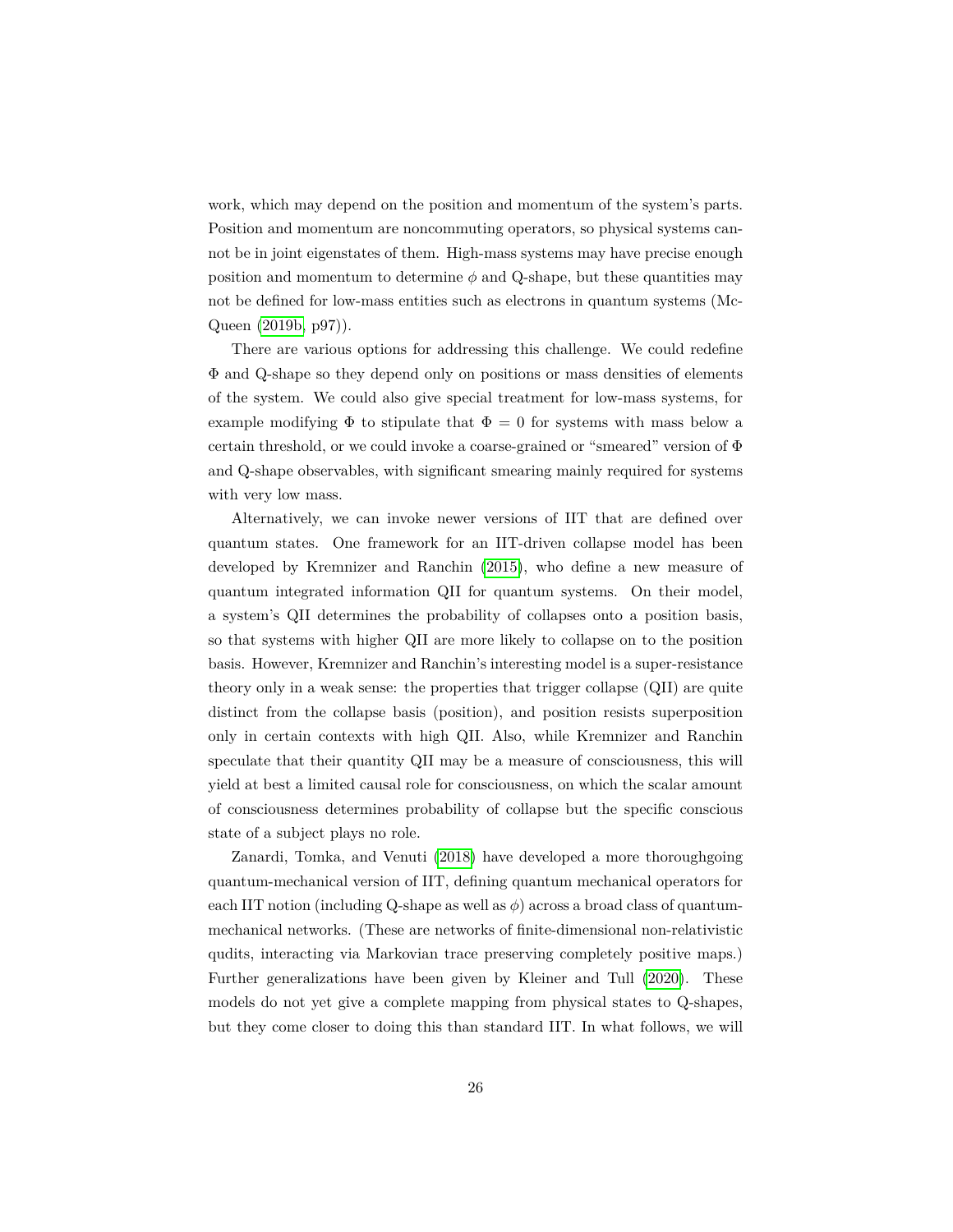work, which may depend on the position and momentum of the system's parts. Position and momentum are noncommuting operators, so physical systems cannot be in joint eigenstates of them. High-mass systems may have precise enough position and momentum to determine $\phi$ and Q-shape, but these quantities may not be defined for low-mass entities such as electrons in quantum systems (McQueen (2019b, p97)).

There are various options for addressing this challenge. We could redefine $\Phi$ and Q-shape so they depend only on positions or mass densities of elements of the system. We could also give special treatment for low-mass systems, for example modifying $\Phi$ to stipulate that $\Phi = 0$ for systems with mass below a certain threshold, or we could invoke a coarse-grained or "smeared" version of $\Phi$ and Q-shape observables, with significant smearing mainly required for systems with very low mass.

Alternatively, we can invoke newer versions of IIT that are defined over quantum states. One framework for an IIT-driven collapse model has been developed by Kremnizer and Ranchin (2015), who define a new measure of quantum integrated information QII for quantum systems. On their model, a system's QII determines the probability of collapses onto a position basis, so that systems with higher QII are more likely to collapse on to the position basis. However, Kremnizer and Ranchin's interesting model is a super-resistance theory only in a weak sense: the properties that trigger collapse (QII) are quite distinct from the collapse basis (position), and position resists superposition only in certain contexts with high QII. Also, while Kremnizer and Ranchin speculate that their quantity QII may be a measure of consciousness, this will yield at best a limited causal role for consciousness, on which the scalar amount of consciousness determines probability of collapse but the specific conscious state of a subject plays no role.

Zanardi, Tomka, and Venuti (2018) have developed a more thoroughgoing quantum-mechanical version of IIT, defining quantum mechanical operators for each IIT notion (including Q-shape as well as $\phi$) across a broad class of quantum-mechanical networks. (These are networks of finite-dimensional non-relativistic qudits, interacting via Markovian trace preserving completely positive maps.) Further generalizations have been given by Kleiner and Tull (2020). These models do not yet give a complete mapping from physical states to Q-shapes, but they come closer to doing this than standard IIT. In what follows, we will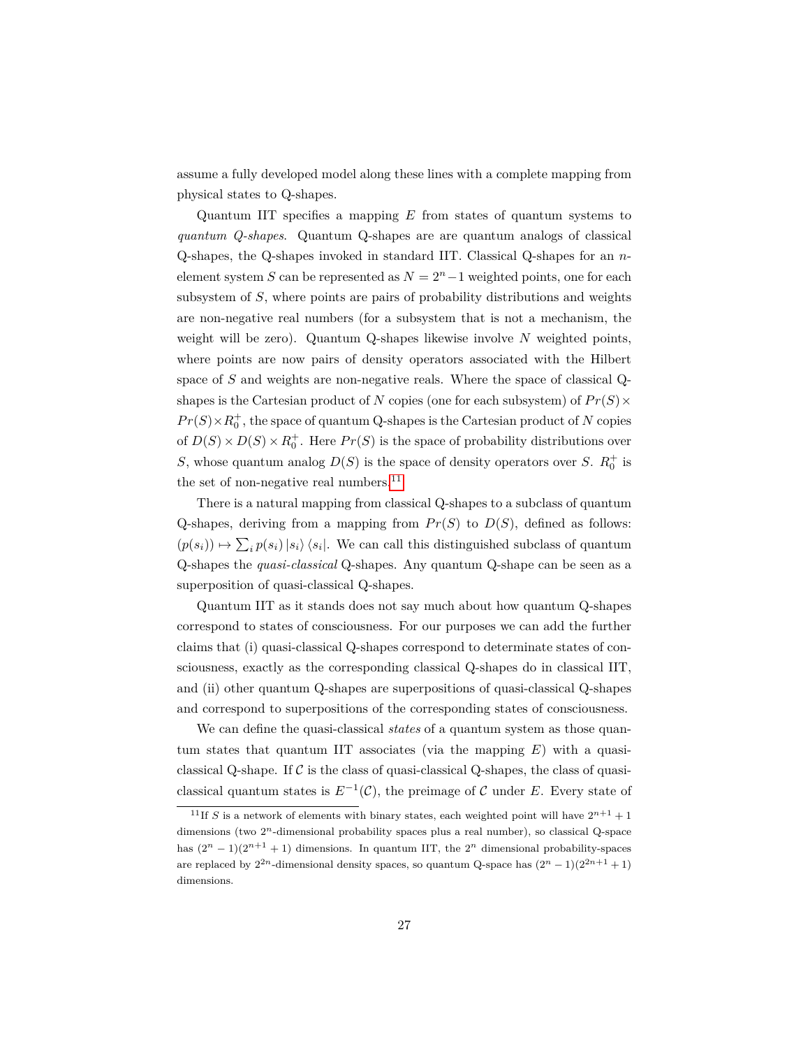assume a fully developed model along these lines with a complete mapping from physical states to Q-shapes.

Quantum IIT specifies a mapping $E$ from states of quantum systems to *quantum Q-shapes*. Quantum Q-shapes are are quantum analogs of classical Q-shapes, the Q-shapes invoked in standard IIT. Classical Q-shapes for an $n$-element system $S$ can be represented as $N = 2^n - 1$ weighted points, one for each subsystem of $S$, where points are pairs of probability distributions and weights are non-negative real numbers (for a subsystem that is not a mechanism, the weight will be zero). Quantum Q-shapes likewise involve $N$ weighted points, where points are now pairs of density operators associated with the Hilbert space of $S$ and weights are non-negative reals. Where the space of classical Q-shapes is the Cartesian product of $N$ copies (one for each subsystem) of $Pr(S) \times Pr(S) \times R_0^+$, the space of quantum Q-shapes is the Cartesian product of $N$ copies of $D(S) \times D(S) \times R_0^+$. Here $Pr(S)$ is the space of probability distributions over $S$, whose quantum analog $D(S)$ is the space of density operators over $S$. $R_0^+$ is the set of non-negative real numbers.[11]

There is a natural mapping from classical Q-shapes to a subclass of quantum Q-shapes, deriving from a mapping from $Pr(S)$ to $D(S)$, defined as follows: $(p(s_i)) \mapsto \sum_i p(s_i) \left|s_i\right\rangle \left\langle s_i\right|$. We can call this distinguished subclass of quantum Q-shapes the *quasi-classical* Q-shapes. Any quantum Q-shape can be seen as a superposition of quasi-classical Q-shapes.

Quantum IIT as it stands does not say much about how quantum Q-shapes correspond to states of consciousness. For our purposes we can add the further claims that (i) quasi-classical Q-shapes correspond to determinate states of consciousness, exactly as the corresponding classical Q-shapes do in classical IIT, and (ii) other quantum Q-shapes are superpositions of quasi-classical Q-shapes and correspond to superpositions of the corresponding states of consciousness.

We can define the quasi-classical *states* of a quantum system as those quantum states that quantum IIT associates (via the mapping $E$) with a quasi-classical Q-shape. If $\mathcal{C}$ is the class of quasi-classical Q-shapes, the class of quasi-classical quantum states is $E^{-1}(\mathcal{C})$, the preimage of $\mathcal{C}$ under $E$. Every state of

[11] If $S$ is a network of elements with binary states, each weighted point will have $2^{n+1} + 1$ dimensions (two $2^n$-dimensional probability spaces plus a real number), so classical Q-space has $(2^n - 1)(2^{n+1} + 1)$ dimensions. In quantum IIT, the $2^n$ dimensional probability-spaces are replaced by $2^{2n}$-dimensional density spaces, so quantum Q-space has $(2^n - 1)(2^{2n+1} + 1)$ dimensions.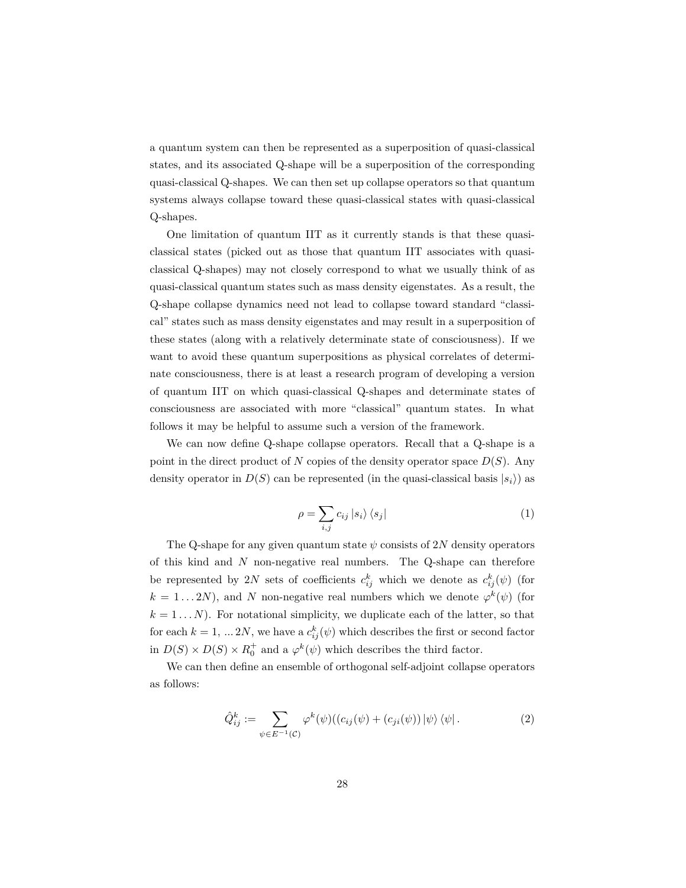a quantum system can then be represented as a superposition of quasi-classical states, and its associated Q-shape will be a superposition of the corresponding quasi-classical Q-shapes. We can then set up collapse operators so that quantum systems always collapse toward these quasi-classical states with quasi-classical Q-shapes.

One limitation of quantum IIT as it currently stands is that these quasi-classical states (picked out as those that quantum IIT associates with quasi-classical Q-shapes) may not closely correspond to what we usually think of as quasi-classical quantum states such as mass density eigenstates. As a result, the Q-shape collapse dynamics need not lead to collapse toward standard "classical" states such as mass density eigenstates and may result in a superposition of these states (along with a relatively determinate state of consciousness). If we want to avoid these quantum superpositions as physical correlates of determinate consciousness, there is at least a research program of developing a version of quantum IIT on which quasi-classical Q-shapes and determinate states of consciousness are associated with more "classical" quantum states. In what follows it may be helpful to assume such a version of the framework.

We can now define Q-shape collapse operators. Recall that a Q-shape is a point in the direct product of $N$ copies of the density operator space $D(S)$. Any density operator in $D(S)$ can be represented (in the quasi-classical basis $|s_i\rangle$) as

$$\rho = \sum_{i,j} c_{ij} |s_i\rangle \langle s_j| \tag{1}$$

The Q-shape for any given quantum state $\psi$ consists of $2N$ density operators of this kind and $N$ non-negative real numbers. The Q-shape can therefore be represented by $2N$ sets of coefficients $c^k_{ij}$ which we denote as $c^k_{ij}(\psi)$ (for $k = 1 \dots 2N$), and $N$ non-negative real numbers which we denote $\varphi^k(\psi)$ (for $k = 1 \dots N$). For notational simplicity, we duplicate each of the latter, so that for each $k = 1, \dots 2N$, we have a $c^k_{ij}(\psi)$ which describes the first or second factor in $D(S) \times D(S) \times R^+_0$ and a $\varphi^k(\psi)$ which describes the third factor.

We can then define an ensemble of orthogonal self-adjoint collapse operators as follows:

$$\hat{Q}^k_{ij} := \sum_{\psi \in E^{-1}(\mathcal{C})} \varphi^k(\psi)((c_{ij}(\psi) + (c_{ji}(\psi)) |\psi\rangle \langle\psi| . \tag{2}$$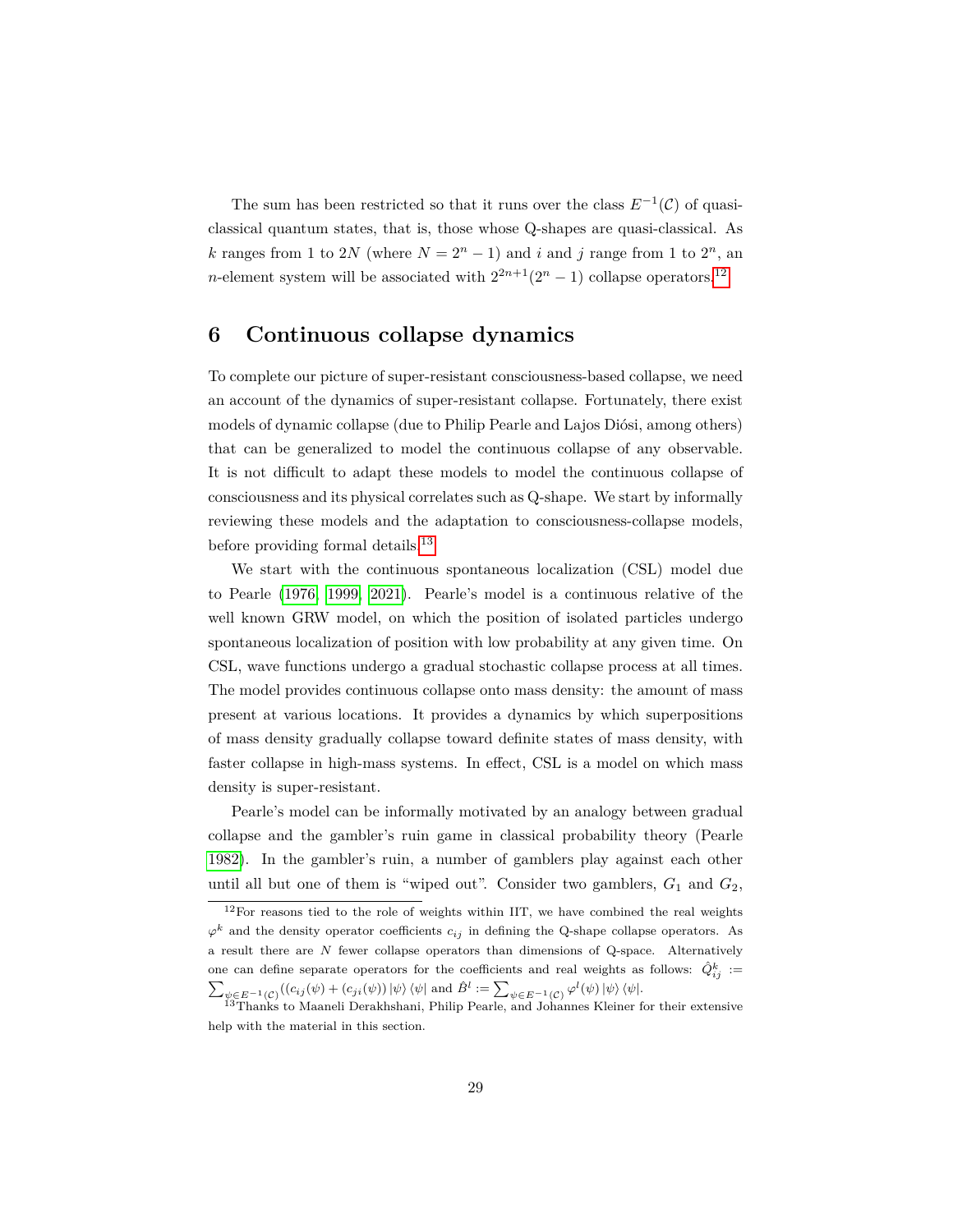The sum has been restricted so that it runs over the class $E^{-1}(\mathcal{C})$ of quasi-classical quantum states, that is, those whose Q-shapes are quasi-classical. As $k$ ranges from 1 to $2N$ (where $N = 2^n - 1$) and $i$ and $j$ range from 1 to $2^n$, an $n$-element system will be associated with $2^{2n+1}(2^n - 1)$ collapse operators.[12]

## 6 Continuous collapse dynamics

To complete our picture of super-resistant consciousness-based collapse, we need an account of the dynamics of super-resistant collapse. Fortunately, there exist models of dynamic collapse (due to Philip Pearle and Lajos Diósi, among others) that can be generalized to model the continuous collapse of any observable. It is not difficult to adapt these models to model the continuous collapse of consciousness and its physical correlates such as Q-shape. We start by informally reviewing these models and the adaptation to consciousness-collapse models, before providing formal details.[13]

We start with the continuous spontaneous localization (CSL) model due to Pearle (1976, 1999, 2021). Pearle's model is a continuous relative of the well known GRW model, on which the position of isolated particles undergo spontaneous localization of position with low probability at any given time. On CSL, wave functions undergo a gradual stochastic collapse process at all times. The model provides continuous collapse onto mass density: the amount of mass present at various locations. It provides a dynamics by which superpositions of mass density gradually collapse toward definite states of mass density, with faster collapse in high-mass systems. In effect, CSL is a model on which mass density is super-resistant.

Pearle's model can be informally motivated by an analogy between gradual collapse and the gambler's ruin game in classical probability theory (Pearle 1982). In the gambler's ruin, a number of gamblers play against each other until all but one of them is "wiped out". Consider two gamblers, $G_1$ and $G_2$,

[12] For reasons tied to the role of weights within IIT, we have combined the real weights $\varphi^k$ and the density operator coefficients $c_{ij}$ in defining the Q-shape collapse operators. As a result there are $N$ fewer collapse operators than dimensions of Q-space. Alternatively one can define separate operators for the coefficients and real weights as follows: $\hat{Q}^k_{ij} := \sum_{\psi \in E^{-1}(\mathcal{C})} ((c_{ij}(\psi) + (c_{ji}(\psi)) \left|\psi\right\rangle \left\langle\psi\right|$ and $\hat{B}^l := \sum_{\psi \in E^{-1}(\mathcal{C})} \varphi^l(\psi) \left|\psi\right\rangle \left\langle\psi\right|$.

[13] Thanks to Maaneli Derakhshani, Philip Pearle, and Johannes Kleiner for their extensive help with the material in this section.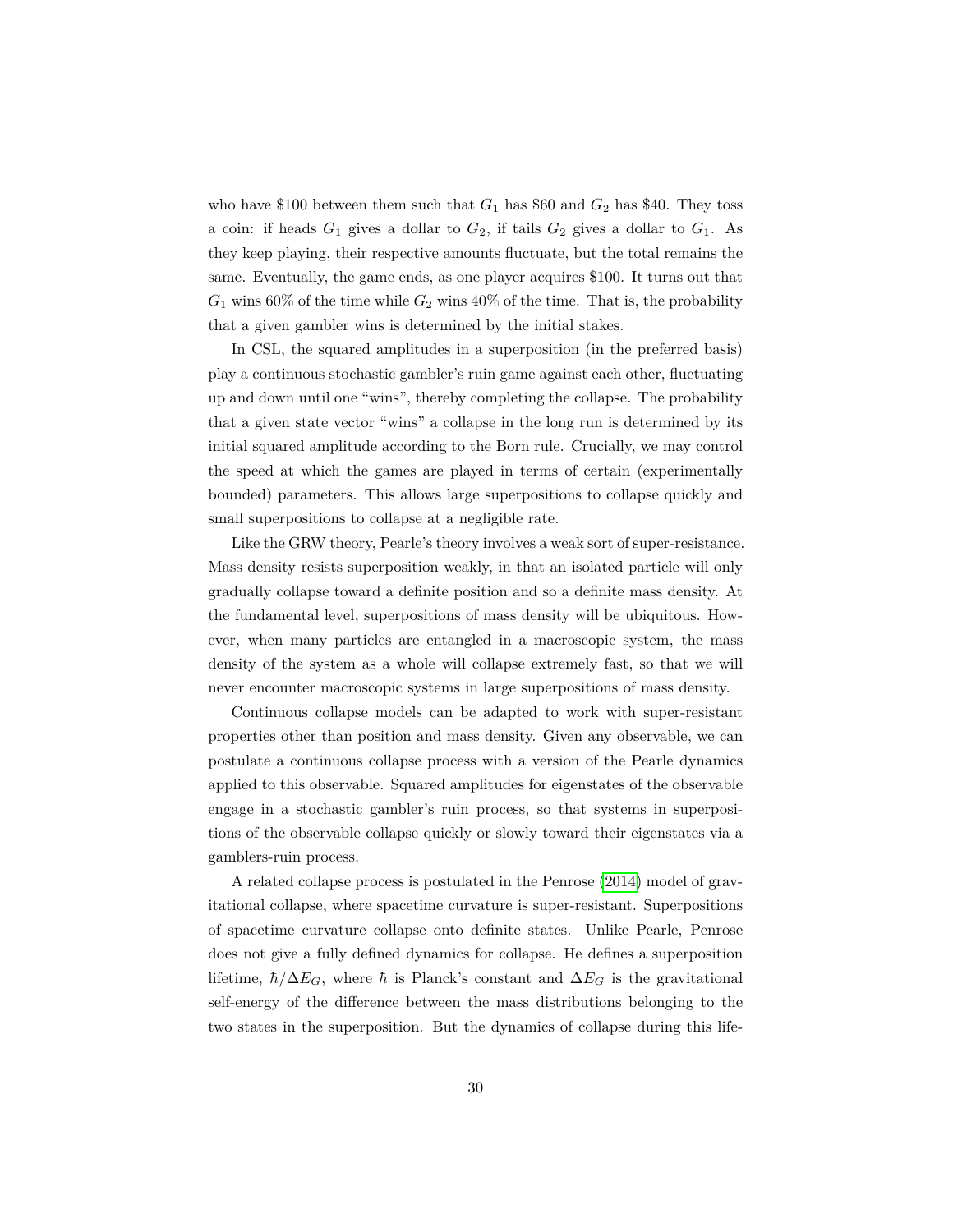who have \$100 between them such that $G_1$ has \$60 and $G_2$ has \$40. They toss a coin: if heads $G_1$ gives a dollar to $G_2$, if tails $G_2$ gives a dollar to $G_1$. As they keep playing, their respective amounts fluctuate, but the total remains the same. Eventually, the game ends, as one player acquires \$100. It turns out that $G_1$ wins 60% of the time while $G_2$ wins 40% of the time. That is, the probability that a given gambler wins is determined by the initial stakes.

In CSL, the squared amplitudes in a superposition (in the preferred basis) play a continuous stochastic gambler's ruin game against each other, fluctuating up and down until one "wins", thereby completing the collapse. The probability that a given state vector "wins" a collapse in the long run is determined by its initial squared amplitude according to the Born rule. Crucially, we may control the speed at which the games are played in terms of certain (experimentally bounded) parameters. This allows large superpositions to collapse quickly and small superpositions to collapse at a negligible rate.

Like the GRW theory, Pearle's theory involves a weak sort of super-resistance. Mass density resists superposition weakly, in that an isolated particle will only gradually collapse toward a definite position and so a definite mass density. At the fundamental level, superpositions of mass density will be ubiquitous. However, when many particles are entangled in a macroscopic system, the mass density of the system as a whole will collapse extremely fast, so that we will never encounter macroscopic systems in large superpositions of mass density.

Continuous collapse models can be adapted to work with super-resistant properties other than position and mass density. Given any observable, we can postulate a continuous collapse process with a version of the Pearle dynamics applied to this observable. Squared amplitudes for eigenstates of the observable engage in a stochastic gambler's ruin process, so that systems in superpositions of the observable collapse quickly or slowly toward their eigenstates via a gamblers-ruin process.

A related collapse process is postulated in the Penrose (2014) model of gravitational collapse, where spacetime curvature is super-resistant. Superpositions of spacetime curvature collapse onto definite states. Unlike Pearle, Penrose does not give a fully defined dynamics for collapse. He defines a superposition lifetime, $\hbar/\Delta E_G$, where $\hbar$ is Planck's constant and $\Delta E_G$ is the gravitational self-energy of the difference between the mass distributions belonging to the two states in the superposition. But the dynamics of collapse during this life-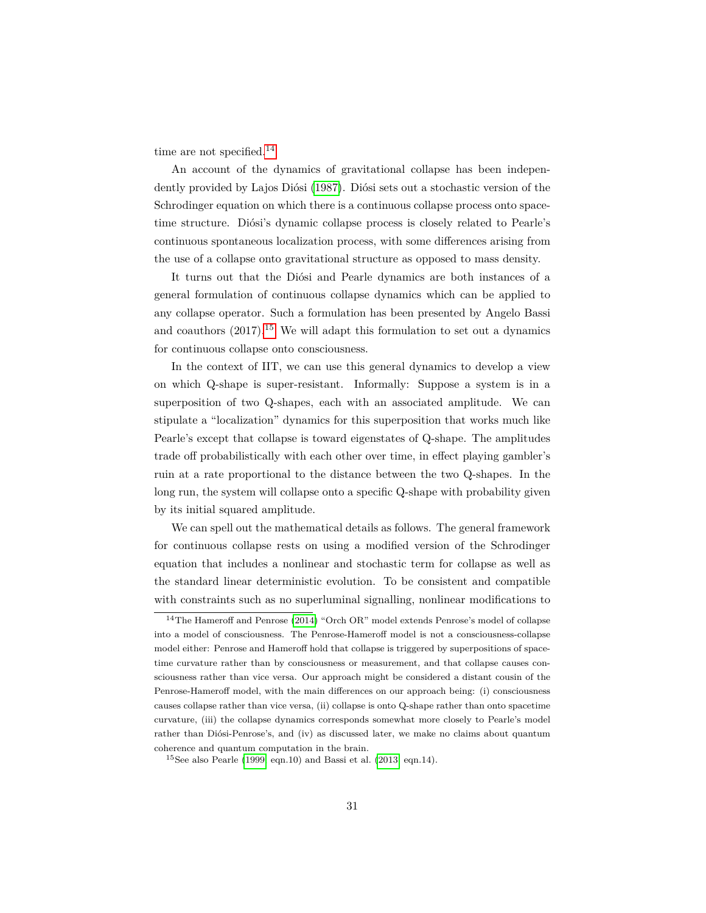time are not specified.[14]

An account of the dynamics of gravitational collapse has been independently provided by Lajos Diósi (1987). Diósi sets out a stochastic version of the Schrodinger equation on which there is a continuous collapse process onto spacetime structure. Diósi's dynamic collapse process is closely related to Pearle's continuous spontaneous localization process, with some differences arising from the use of a collapse onto gravitational structure as opposed to mass density.

It turns out that the Diósi and Pearle dynamics are both instances of a general formulation of continuous collapse dynamics which can be applied to any collapse operator. Such a formulation has been presented by Angelo Bassi and coauthors (2017).[15] We will adapt this formulation to set out a dynamics for continuous collapse onto consciousness.

In the context of IIT, we can use this general dynamics to develop a view on which Q-shape is super-resistant. Informally: Suppose a system is in a superposition of two Q-shapes, each with an associated amplitude. We can stipulate a "localization" dynamics for this superposition that works much like Pearle's except that collapse is toward eigenstates of Q-shape. The amplitudes trade off probabilistically with each other over time, in effect playing gambler's ruin at a rate proportional to the distance between the two Q-shapes. In the long run, the system will collapse onto a specific Q-shape with probability given by its initial squared amplitude.

We can spell out the mathematical details as follows. The general framework for continuous collapse rests on using a modified version of the Schrodinger equation that includes a nonlinear and stochastic term for collapse as well as the standard linear deterministic evolution. To be consistent and compatible with constraints such as no superluminal signalling, nonlinear modifications to

---

[14] The Hameroff and Penrose (2014) "Orch OR" model extends Penrose's model of collapse into a model of consciousness. The Penrose-Hameroff model is not a consciousness-collapse model either: Penrose and Hameroff hold that collapse is triggered by superpositions of spacetime curvature rather than by consciousness or measurement, and that collapse causes consciousness rather than vice versa. Our approach might be considered a distant cousin of the Penrose-Hameroff model, with the main differences on our approach being: (i) consciousness causes collapse rather than vice versa, (ii) collapse is onto Q-shape rather than onto spacetime curvature, (iii) the collapse dynamics corresponds somewhat more closely to Pearle's model rather than Diósi-Penrose's, and (iv) as discussed later, we make no claims about quantum coherence and quantum computation in the brain.

[15] See also Pearle (1999, eqn.10) and Bassi et al. (2013, eqn.14).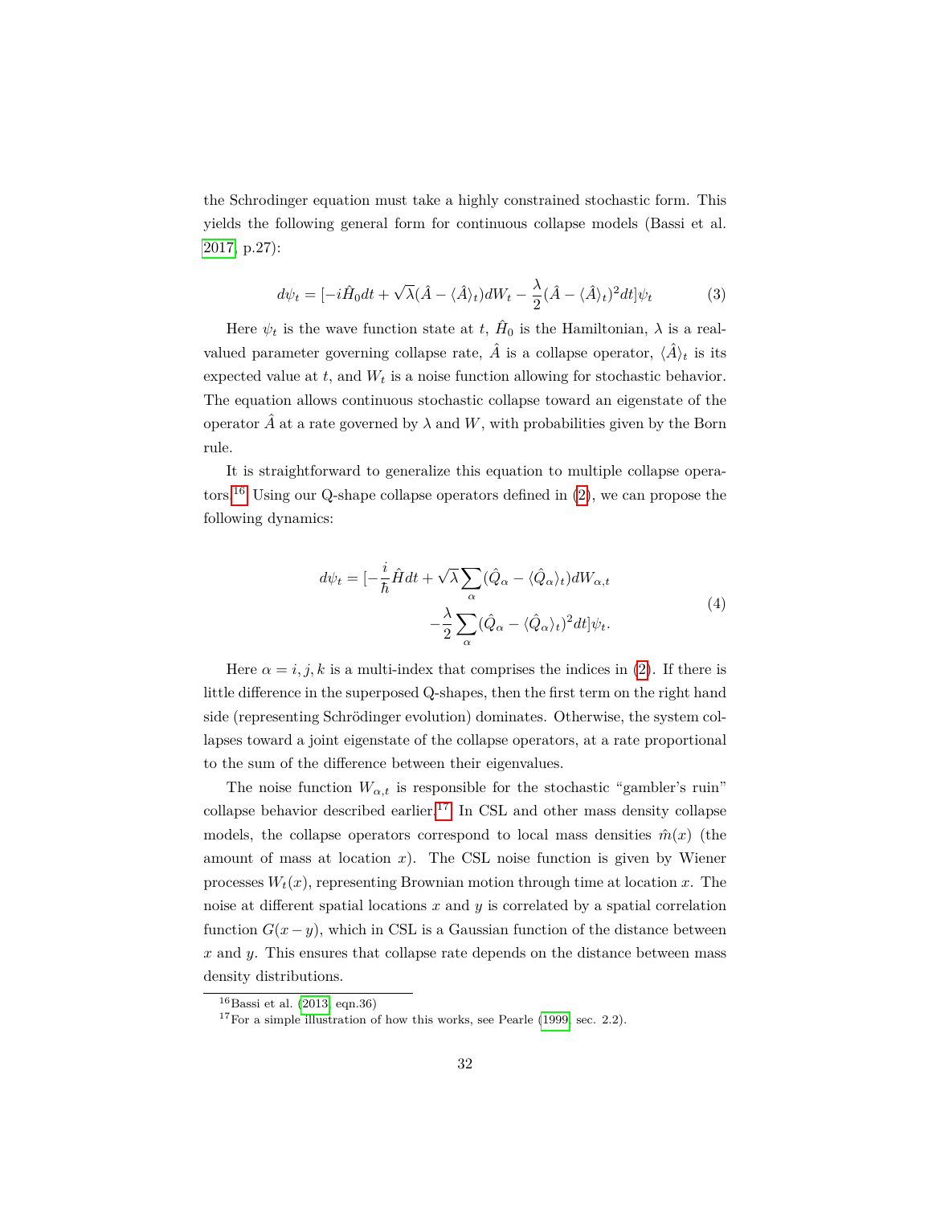the Schrodinger equation must take a highly constrained stochastic form. This yields the following general form for continuous collapse models (Bassi et al. 2017, p.27):

$$d\psi_t = [-i\hat{H}_0 dt + \sqrt{\lambda}(\hat{A} - \langle\hat{A}\rangle_t)dW_t - \frac{\lambda}{2}(\hat{A} - \langle\hat{A}\rangle_t)^2 dt]\psi_t \tag{3}$$

Here $\psi_t$ is the wave function state at $t$, $\hat{H}_0$ is the Hamiltonian, $\lambda$ is a real-valued parameter governing collapse rate, $\hat{A}$ is a collapse operator, $\langle\hat{A}\rangle_t$ is its expected value at $t$, and $W_t$ is a noise function allowing for stochastic behavior. The equation allows continuous stochastic collapse toward an eigenstate of the operator $\hat{A}$ at a rate governed by $\lambda$ and $W$, with probabilities given by the Born rule.

It is straightforward to generalize this equation to multiple collapse operators.[16] Using our Q-shape collapse operators defined in (2), we can propose the following dynamics:

$$\begin{aligned} d\psi_t = [-\frac{i}{\hbar}\hat{H}dt + \sqrt{\lambda}\sum_{\alpha}(\hat{Q}_\alpha - \langle\hat{Q}_\alpha\rangle_t)dW_{\alpha,t} \\ -\frac{\lambda}{2}\sum_{\alpha}(\hat{Q}_\alpha - \langle\hat{Q}_\alpha\rangle_t)^2 dt]\psi_t. \end{aligned} \tag{4}$$

Here $\alpha = i, j, k$ is a multi-index that comprises the indices in (2). If there is little difference in the superposed Q-shapes, then the first term on the right hand side (representing Schrödinger evolution) dominates. Otherwise, the system collapses toward a joint eigenstate of the collapse operators, at a rate proportional to the sum of the difference between their eigenvalues.

The noise function $W_{\alpha,t}$ is responsible for the stochastic "gambler's ruin" collapse behavior described earlier.[17] In CSL and other mass density collapse models, the collapse operators correspond to local mass densities $\hat{m}(x)$ (the amount of mass at location $x$). The CSL noise function is given by Wiener processes $W_t(x)$, representing Brownian motion through time at location $x$. The noise at different spatial locations $x$ and $y$ is correlated by a spatial correlation function $G(x-y)$, which in CSL is a Gaussian function of the distance between $x$ and $y$. This ensures that collapse rate depends on the distance between mass density distributions.

---

[16] Bassi et al. (2013, eqn.36)

[17] For a simple illustration of how this works, see Pearle (1999, sec. 2.2).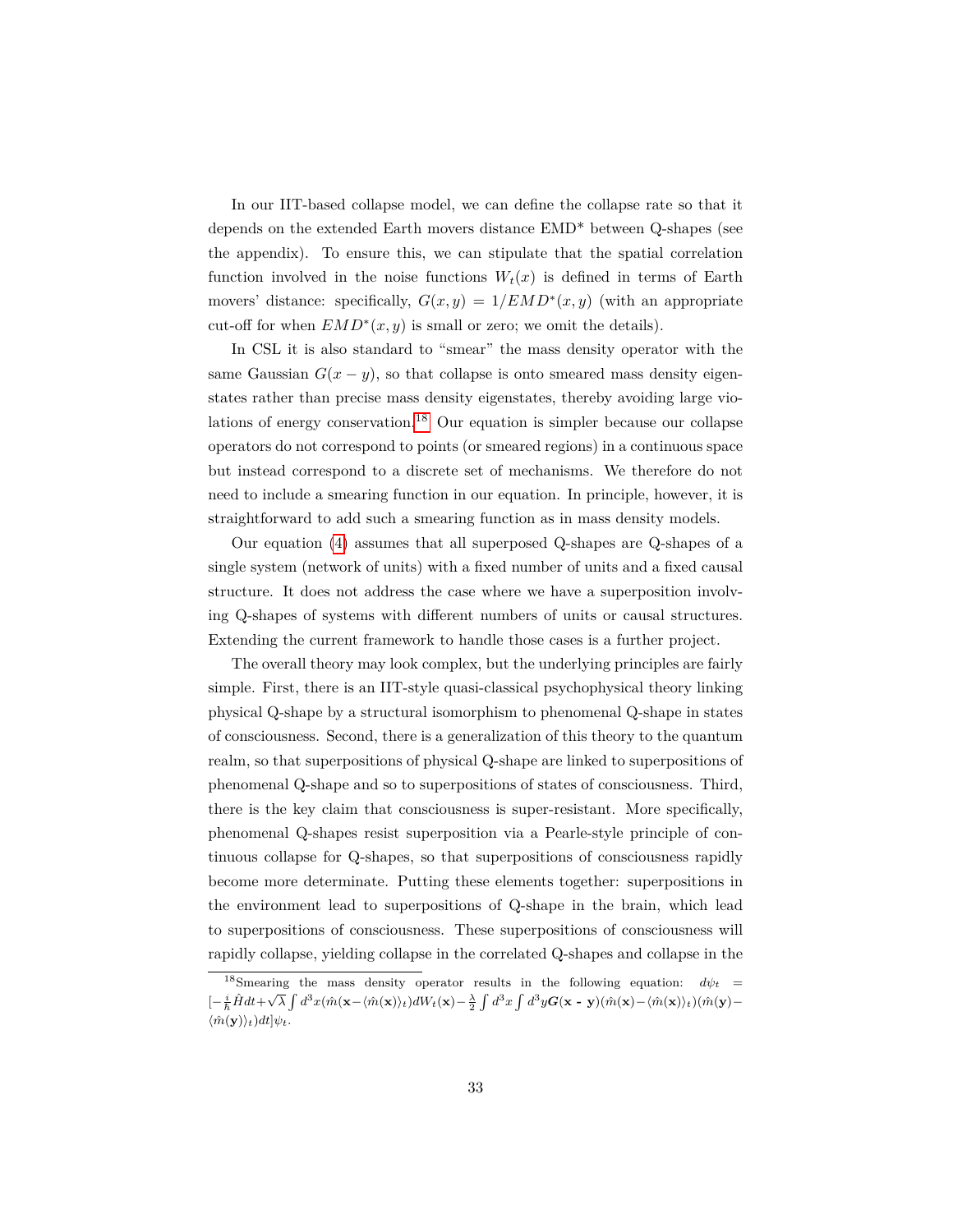In our IIT-based collapse model, we can define the collapse rate so that it depends on the extended Earth movers distance EMD* between Q-shapes (see the appendix). To ensure this, we can stipulate that the spatial correlation function involved in the noise functions $W_t(x)$ is defined in terms of Earth movers' distance: specifically, $G(x, y) = 1/EMD^*(x, y)$ (with an appropriate cut-off for when $EMD^*(x, y)$ is small or zero; we omit the details).

In CSL it is also standard to "smear" the mass density operator with the same Gaussian $G(x - y)$, so that collapse is onto smeared mass density eigenstates rather than precise mass density eigenstates, thereby avoiding large violations of energy conservation.[18] Our equation is simpler because our collapse operators do not correspond to points (or smeared regions) in a continuous space but instead correspond to a discrete set of mechanisms. We therefore do not need to include a smearing function in our equation. In principle, however, it is straightforward to add such a smearing function as in mass density models.

Our equation (4) assumes that all superposed Q-shapes are Q-shapes of a single system (network of units) with a fixed number of units and a fixed causal structure. It does not address the case where we have a superposition involving Q-shapes of systems with different numbers of units or causal structures. Extending the current framework to handle those cases is a further project.

The overall theory may look complex, but the underlying principles are fairly simple. First, there is an IIT-style quasi-classical psychophysical theory linking physical Q-shape by a structural isomorphism to phenomenal Q-shape in states of consciousness. Second, there is a generalization of this theory to the quantum realm, so that superpositions of physical Q-shape are linked to superpositions of phenomenal Q-shape and so to superpositions of states of consciousness. Third, there is the key claim that consciousness is super-resistant. More specifically, phenomenal Q-shapes resist superposition via a Pearle-style principle of continuous collapse for Q-shapes, so that superpositions of consciousness rapidly become more determinate. Putting these elements together: superpositions in the environment lead to superpositions of Q-shape in the brain, which lead to superpositions of consciousness. These superpositions of consciousness will rapidly collapse, yielding collapse in the correlated Q-shapes and collapse in the

[18] Smearing the mass density operator results in the following equation: $d\psi_t = [-\frac{i}{\hbar}\hat{H}dt + \sqrt{\lambda}\int d^3x(\hat{m}(\mathbf{x} - \langle\hat{m}(\mathbf{x})\rangle_t)dW_t(\mathbf{x}) - \frac{\lambda}{2}\int d^3x \int d^3y \boldsymbol{G}(\mathbf{x} - \mathbf{y})(\hat{m}(\mathbf{x}) - \langle\hat{m}(\mathbf{x})\rangle_t)(\hat{m}(\mathbf{y}) - \langle\hat{m}(\mathbf{y})\rangle_t)dt]\psi_t$.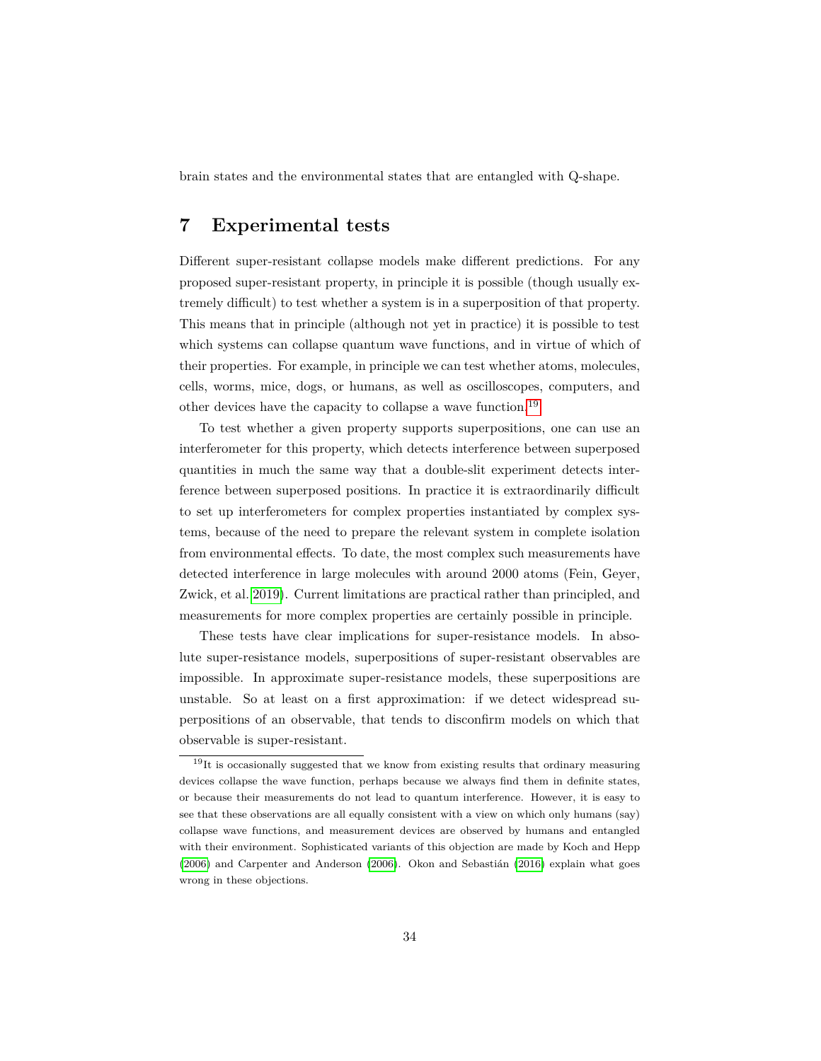brain states and the environmental states that are entangled with Q-shape.

## 7 Experimental tests

Different super-resistant collapse models make different predictions. For any proposed super-resistant property, in principle it is possible (though usually extremely difficult) to test whether a system is in a superposition of that property. This means that in principle (although not yet in practice) it is possible to test which systems can collapse quantum wave functions, and in virtue of which of their properties. For example, in principle we can test whether atoms, molecules, cells, worms, mice, dogs, or humans, as well as oscilloscopes, computers, and other devices have the capacity to collapse a wave function.[19]

To test whether a given property supports superpositions, one can use an interferometer for this property, which detects interference between superposed quantities in much the same way that a double-slit experiment detects interference between superposed positions. In practice it is extraordinarily difficult to set up interferometers for complex properties instantiated by complex systems, because of the need to prepare the relevant system in complete isolation from environmental effects. To date, the most complex such measurements have detected interference in large molecules with around 2000 atoms (Fein, Geyer, Zwick, et al. 2019). Current limitations are practical rather than principled, and measurements for more complex properties are certainly possible in principle.

These tests have clear implications for super-resistance models. In absolute super-resistance models, superpositions of super-resistant observables are impossible. In approximate super-resistance models, these superpositions are unstable. So at least on a first approximation: if we detect widespread superpositions of an observable, that tends to disconfirm models on which that observable is super-resistant.

---

[19] It is occasionally suggested that we know from existing results that ordinary measuring devices collapse the wave function, perhaps because we always find them in definite states, or because their measurements do not lead to quantum interference. However, it is easy to see that these observations are all equally consistent with a view on which only humans (say) collapse wave functions, and measurement devices are observed by humans and entangled with their environment. Sophisticated variants of this objection are made by Koch and Hepp (2006) and Carpenter and Anderson (2006). Okon and Sebastián (2016) explain what goes wrong in these objections.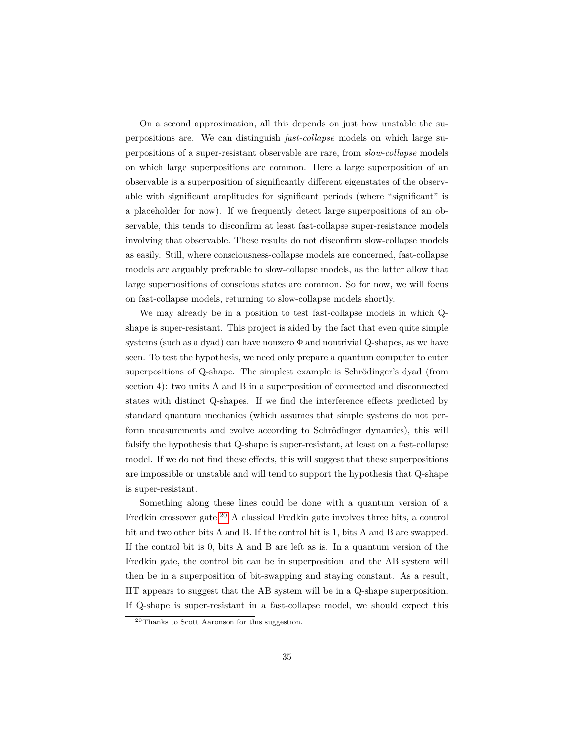On a second approximation, all this depends on just how unstable the superpositions are. We can distinguish *fast-collapse* models on which large superpositions of a super-resistant observable are rare, from *slow-collapse* models on which large superpositions are common. Here a large superposition of an observable is a superposition of significantly different eigenstates of the observable with significant amplitudes for significant periods (where "significant" is a placeholder for now). If we frequently detect large superpositions of an observable, this tends to disconfirm at least fast-collapse super-resistance models involving that observable. These results do not disconfirm slow-collapse models as easily. Still, where consciousness-collapse models are concerned, fast-collapse models are arguably preferable to slow-collapse models, as the latter allow that large superpositions of conscious states are common. So for now, we will focus on fast-collapse models, returning to slow-collapse models shortly.

We may already be in a position to test fast-collapse models in which Q-shape is super-resistant. This project is aided by the fact that even quite simple systems (such as a dyad) can have nonzero $\Phi$ and nontrivial Q-shapes, as we have seen. To test the hypothesis, we need only prepare a quantum computer to enter superpositions of Q-shape. The simplest example is Schrödinger's dyad (from section 4): two units A and B in a superposition of connected and disconnected states with distinct Q-shapes. If we find the interference effects predicted by standard quantum mechanics (which assumes that simple systems do not perform measurements and evolve according to Schrödinger dynamics), this will falsify the hypothesis that Q-shape is super-resistant, at least on a fast-collapse model. If we do not find these effects, this will suggest that these superpositions are impossible or unstable and will tend to support the hypothesis that Q-shape is super-resistant.

Something along these lines could be done with a quantum version of a Fredkin crossover gate.[20] A classical Fredkin gate involves three bits, a control bit and two other bits A and B. If the control bit is 1, bits A and B are swapped. If the control bit is 0, bits A and B are left as is. In a quantum version of the Fredkin gate, the control bit can be in superposition, and the AB system will then be in a superposition of bit-swapping and staying constant. As a result, IIT appears to suggest that the AB system will be in a Q-shape superposition. If Q-shape is super-resistant in a fast-collapse model, we should expect this

[20] Thanks to Scott Aaronson for this suggestion.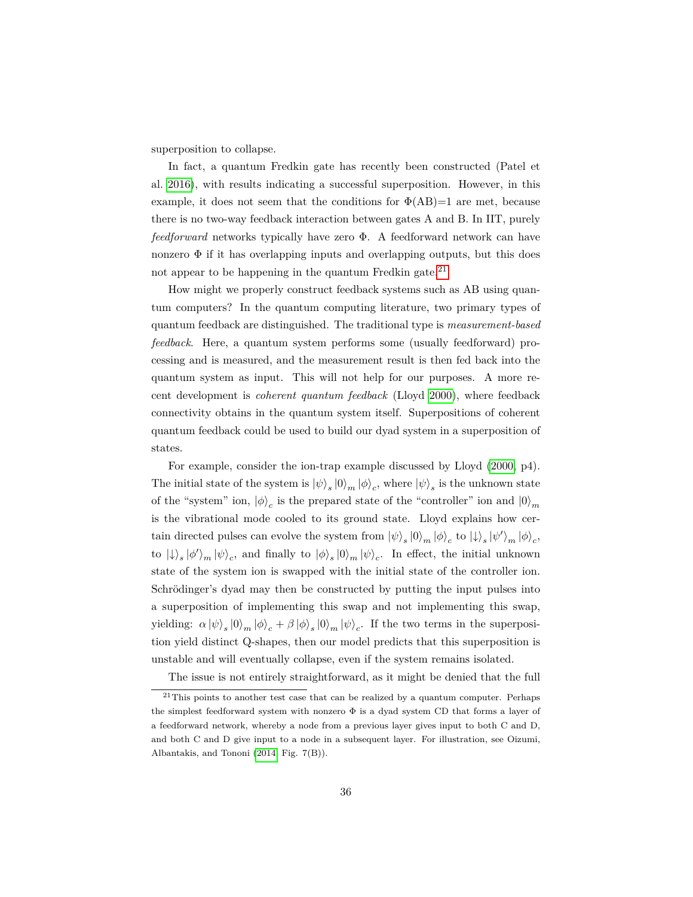superposition to collapse.

In fact, a quantum Fredkin gate has recently been constructed (Patel et al. 2016), with results indicating a successful superposition. However, in this example, it does not seem that the conditions for Φ(AB)=1 are met, because there is no two-way feedback interaction between gates A and B. In IIT, purely *feedforward* networks typically have zero Φ. A feedforward network can have nonzero Φ if it has overlapping inputs and overlapping outputs, but this does not appear to be happening in the quantum Fredkin gate.[21]

How might we properly construct feedback systems such as AB using quantum computers? In the quantum computing literature, two primary types of quantum feedback are distinguished. The traditional type is *measurement-based feedback*. Here, a quantum system performs some (usually feedforward) processing and is measured, and the measurement result is then fed back into the quantum system as input. This will not help for our purposes. A more recent development is *coherent quantum feedback* (Lloyd 2000), where feedback connectivity obtains in the quantum system itself. Superpositions of coherent quantum feedback could be used to build our dyad system in a superposition of states.

For example, consider the ion-trap example discussed by Lloyd (2000, p4). The initial state of the system is $|\psi\rangle_s |0\rangle_m |\phi\rangle_c$, where $|\psi\rangle_s$ is the unknown state of the "system" ion, $|\phi\rangle_c$ is the prepared state of the "controller" ion and $|0\rangle_m$ is the vibrational mode cooled to its ground state. Lloyd explains how certain directed pulses can evolve the system from $|\psi\rangle_s |0\rangle_m |\phi\rangle_c$ to $|\downarrow\rangle_s |\psi'\rangle_m |\phi\rangle_c$, to $|\downarrow\rangle_s |\phi'\rangle_m |\psi\rangle_c$, and finally to $|\phi\rangle_s |0\rangle_m |\psi\rangle_c$. In effect, the initial unknown state of the system ion is swapped with the initial state of the controller ion. Schrödinger's dyad may then be constructed by putting the input pulses into a superposition of implementing this swap and not implementing this swap, yielding: $\alpha |\psi\rangle_s |0\rangle_m |\phi\rangle_c + \beta |\phi\rangle_s |0\rangle_m |\psi\rangle_c$. If the two terms in the superposition yield distinct Q-shapes, then our model predicts that this superposition is unstable and will eventually collapse, even if the system remains isolated.

The issue is not entirely straightforward, as it might be denied that the full

[21] This points to another test case that can be realized by a quantum computer. Perhaps the simplest feedforward system with nonzero Φ is a dyad system CD that forms a layer of a feedforward network, whereby a node from a previous layer gives input to both C and D, and both C and D give input to a node in a subsequent layer. For illustration, see Oizumi, Albantakis, and Tononi (2014, Fig. 7(B)).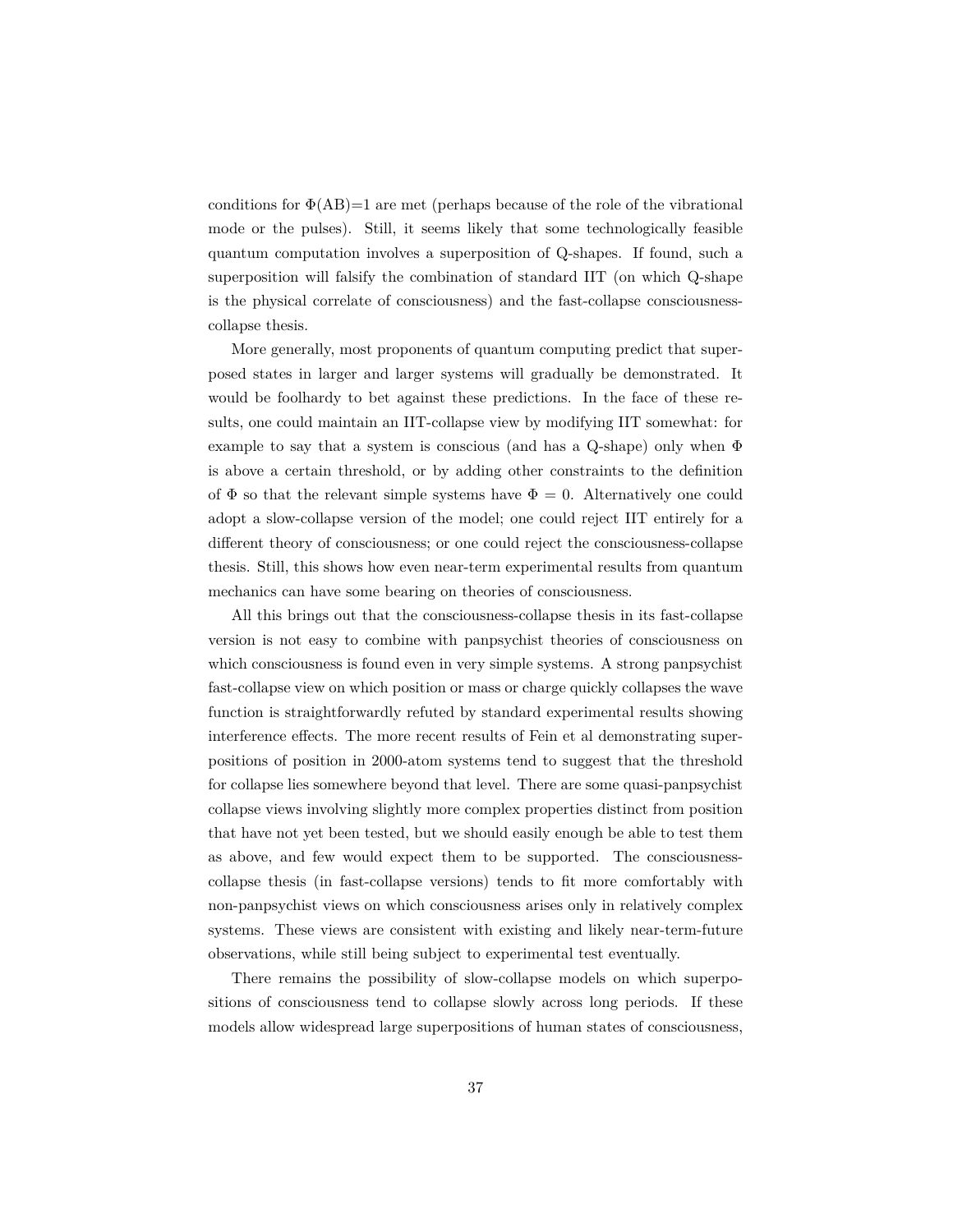conditions for $\Phi(AB)=1$ are met (perhaps because of the role of the vibrational mode or the pulses). Still, it seems likely that some technologically feasible quantum computation involves a superposition of Q-shapes. If found, such a superposition will falsify the combination of standard IIT (on which Q-shape is the physical correlate of consciousness) and the fast-collapse consciousness-collapse thesis.

More generally, most proponents of quantum computing predict that superposed states in larger and larger systems will gradually be demonstrated. It would be foolhardy to bet against these predictions. In the face of these results, one could maintain an IIT-collapse view by modifying IIT somewhat: for example to say that a system is conscious (and has a Q-shape) only when $\Phi$ is above a certain threshold, or by adding other constraints to the definition of $\Phi$ so that the relevant simple systems have $\Phi = 0$. Alternatively one could adopt a slow-collapse version of the model; one could reject IIT entirely for a different theory of consciousness; or one could reject the consciousness-collapse thesis. Still, this shows how even near-term experimental results from quantum mechanics can have some bearing on theories of consciousness.

All this brings out that the consciousness-collapse thesis in its fast-collapse version is not easy to combine with panpsychist theories of consciousness on which consciousness is found even in very simple systems. A strong panpsychist fast-collapse view on which position or mass or charge quickly collapses the wave function is straightforwardly refuted by standard experimental results showing interference effects. The more recent results of Fein et al demonstrating superpositions of position in 2000-atom systems tend to suggest that the threshold for collapse lies somewhere beyond that level. There are some quasi-panpsychist collapse views involving slightly more complex properties distinct from position that have not yet been tested, but we should easily enough be able to test them as above, and few would expect them to be supported. The consciousness-collapse thesis (in fast-collapse versions) tends to fit more comfortably with non-panpsychist views on which consciousness arises only in relatively complex systems. These views are consistent with existing and likely near-term-future observations, while still being subject to experimental test eventually.

There remains the possibility of slow-collapse models on which superpositions of consciousness tend to collapse slowly across long periods. If these models allow widespread large superpositions of human states of consciousness,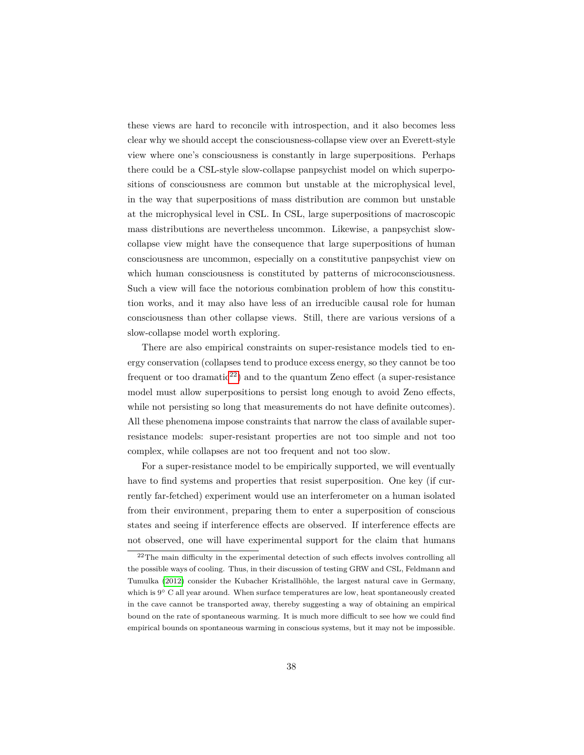these views are hard to reconcile with introspection, and it also becomes less clear why we should accept the consciousness-collapse view over an Everett-style view where one's consciousness is constantly in large superpositions. Perhaps there could be a CSL-style slow-collapse panpsychist model on which superpositions of consciousness are common but unstable at the microphysical level, in the way that superpositions of mass distribution are common but unstable at the microphysical level in CSL. In CSL, large superpositions of macroscopic mass distributions are nevertheless uncommon. Likewise, a panpsychist slow-collapse view might have the consequence that large superpositions of human consciousness are uncommon, especially on a constitutive panpsychist view on which human consciousness is constituted by patterns of microconsciousness. Such a view will face the notorious combination problem of how this constitution works, and it may also have less of an irreducible causal role for human consciousness than other collapse views. Still, there are various versions of a slow-collapse model worth exploring.

There are also empirical constraints on super-resistance models tied to energy conservation (collapses tend to produce excess energy, so they cannot be too frequent or too dramatic[22]) and to the quantum Zeno effect (a super-resistance model must allow superpositions to persist long enough to avoid Zeno effects, while not persisting so long that measurements do not have definite outcomes). All these phenomena impose constraints that narrow the class of available super-resistance models: super-resistant properties are not too simple and not too complex, while collapses are not too frequent and not too slow.

For a super-resistance model to be empirically supported, we will eventually have to find systems and properties that resist superposition. One key (if currently far-fetched) experiment would use an interferometer on a human isolated from their environment, preparing them to enter a superposition of conscious states and seeing if interference effects are observed. If interference effects are not observed, one will have experimental support for the claim that humans

[22]The main difficulty in the experimental detection of such effects involves controlling all the possible ways of cooling. Thus, in their discussion of testing GRW and CSL, Feldmann and Tumulka (2012) consider the Kubacher Kristallhöhle, the largest natural cave in Germany, which is 9° C all year around. When surface temperatures are low, heat spontaneously created in the cave cannot be transported away, thereby suggesting a way of obtaining an empirical bound on the rate of spontaneous warming. It is much more difficult to see how we could find empirical bounds on spontaneous warming in conscious systems, but it may not be impossible.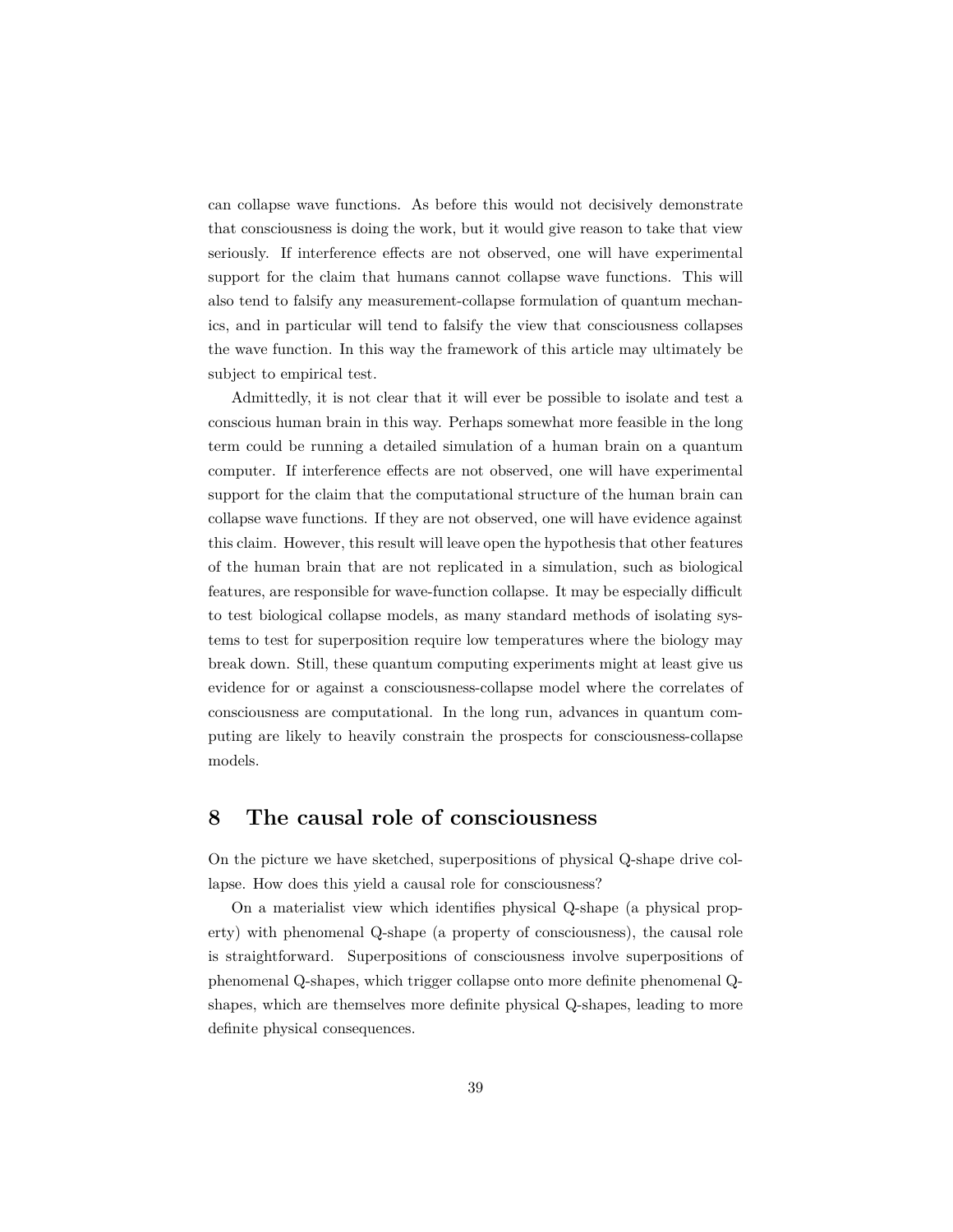can collapse wave functions. As before this would not decisively demonstrate that consciousness is doing the work, but it would give reason to take that view seriously. If interference effects are not observed, one will have experimental support for the claim that humans cannot collapse wave functions. This will also tend to falsify any measurement-collapse formulation of quantum mechanics, and in particular will tend to falsify the view that consciousness collapses the wave function. In this way the framework of this article may ultimately be subject to empirical test.

Admittedly, it is not clear that it will ever be possible to isolate and test a conscious human brain in this way. Perhaps somewhat more feasible in the long term could be running a detailed simulation of a human brain on a quantum computer. If interference effects are not observed, one will have experimental support for the claim that the computational structure of the human brain can collapse wave functions. If they are not observed, one will have evidence against this claim. However, this result will leave open the hypothesis that other features of the human brain that are not replicated in a simulation, such as biological features, are responsible for wave-function collapse. It may be especially difficult to test biological collapse models, as many standard methods of isolating systems to test for superposition require low temperatures where the biology may break down. Still, these quantum computing experiments might at least give us evidence for or against a consciousness-collapse model where the correlates of consciousness are computational. In the long run, advances in quantum computing are likely to heavily constrain the prospects for consciousness-collapse models.

## 8 The causal role of consciousness

On the picture we have sketched, superpositions of physical Q-shape drive collapse. How does this yield a causal role for consciousness?

On a materialist view which identifies physical Q-shape (a physical property) with phenomenal Q-shape (a property of consciousness), the causal role is straightforward. Superpositions of consciousness involve superpositions of phenomenal Q-shapes, which trigger collapse onto more definite phenomenal Q-shapes, which are themselves more definite physical Q-shapes, leading to more definite physical consequences.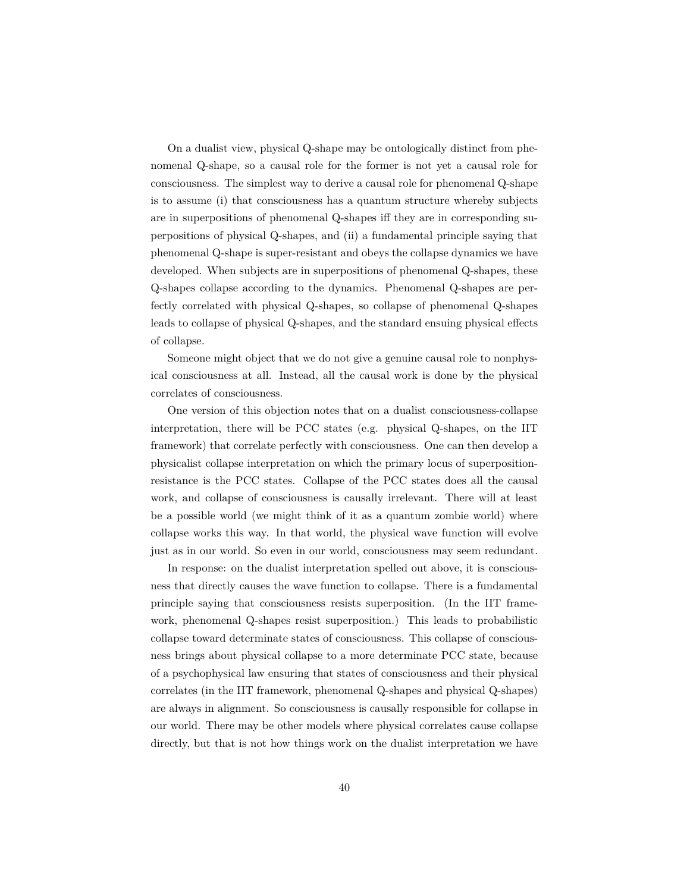On a dualist view, physical Q-shape may be ontologically distinct from phenomenal Q-shape, so a causal role for the former is not yet a causal role for consciousness. The simplest way to derive a causal role for phenomenal Q-shape is to assume (i) that consciousness has a quantum structure whereby subjects are in superpositions of phenomenal Q-shapes iff they are in corresponding superpositions of physical Q-shapes, and (ii) a fundamental principle saying that phenomenal Q-shape is super-resistant and obeys the collapse dynamics we have developed. When subjects are in superpositions of phenomenal Q-shapes, these Q-shapes collapse according to the dynamics. Phenomenal Q-shapes are perfectly correlated with physical Q-shapes, so collapse of phenomenal Q-shapes leads to collapse of physical Q-shapes, and the standard ensuing physical effects of collapse.

Someone might object that we do not give a genuine causal role to nonphysical consciousness at all. Instead, all the causal work is done by the physical correlates of consciousness.

One version of this objection notes that on a dualist consciousness-collapse interpretation, there will be PCC states (e.g. physical Q-shapes, on the IIT framework) that correlate perfectly with consciousness. One can then develop a physicalist collapse interpretation on which the primary locus of superposition-resistance is the PCC states. Collapse of the PCC states does all the causal work, and collapse of consciousness is causally irrelevant. There will at least be a possible world (we might think of it as a quantum zombie world) where collapse works this way. In that world, the physical wave function will evolve just as in our world. So even in our world, consciousness may seem redundant.

In response: on the dualist interpretation spelled out above, it is consciousness that directly causes the wave function to collapse. There is a fundamental principle saying that consciousness resists superposition. (In the IIT framework, phenomenal Q-shapes resist superposition.) This leads to probabilistic collapse toward determinate states of consciousness. This collapse of consciousness brings about physical collapse to a more determinate PCC state, because of a psychophysical law ensuring that states of consciousness and their physical correlates (in the IIT framework, phenomenal Q-shapes and physical Q-shapes) are always in alignment. So consciousness is causally responsible for collapse in our world. There may be other models where physical correlates cause collapse directly, but that is not how things work on the dualist interpretation we have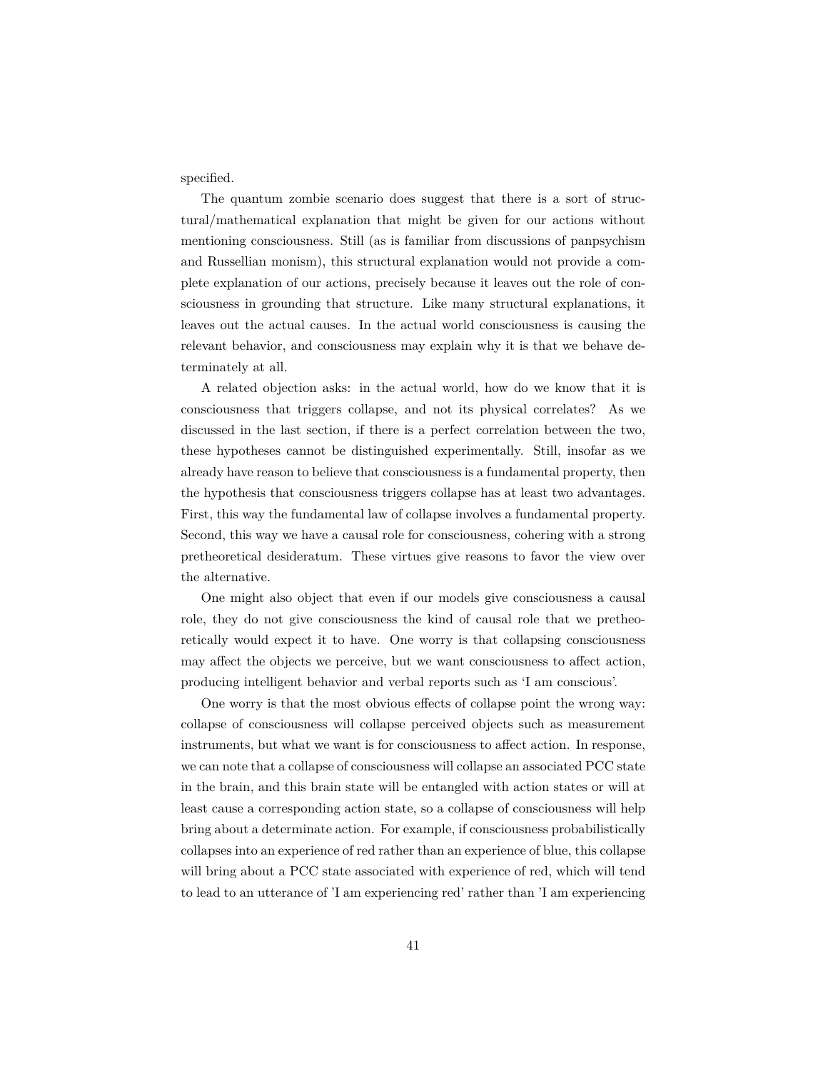specified.

The quantum zombie scenario does suggest that there is a sort of structural/mathematical explanation that might be given for our actions without mentioning consciousness. Still (as is familiar from discussions of panpsychism and Russellian monism), this structural explanation would not provide a complete explanation of our actions, precisely because it leaves out the role of consciousness in grounding that structure. Like many structural explanations, it leaves out the actual causes. In the actual world consciousness is causing the relevant behavior, and consciousness may explain why it is that we behave determinately at all.

A related objection asks: in the actual world, how do we know that it is consciousness that triggers collapse, and not its physical correlates? As we discussed in the last section, if there is a perfect correlation between the two, these hypotheses cannot be distinguished experimentally. Still, insofar as we already have reason to believe that consciousness is a fundamental property, then the hypothesis that consciousness triggers collapse has at least two advantages. First, this way the fundamental law of collapse involves a fundamental property. Second, this way we have a causal role for consciousness, cohering with a strong pretheoretical desideratum. These virtues give reasons to favor the view over the alternative.

One might also object that even if our models give consciousness a causal role, they do not give consciousness the kind of causal role that we pretheoretically would expect it to have. One worry is that collapsing consciousness may affect the objects we perceive, but we want consciousness to affect action, producing intelligent behavior and verbal reports such as 'I am conscious'.

One worry is that the most obvious effects of collapse point the wrong way: collapse of consciousness will collapse perceived objects such as measurement instruments, but what we want is for consciousness to affect action. In response, we can note that a collapse of consciousness will collapse an associated PCC state in the brain, and this brain state will be entangled with action states or will at least cause a corresponding action state, so a collapse of consciousness will help bring about a determinate action. For example, if consciousness probabilistically collapses into an experience of red rather than an experience of blue, this collapse will bring about a PCC state associated with experience of red, which will tend to lead to an utterance of 'I am experiencing red' rather than 'I am experiencing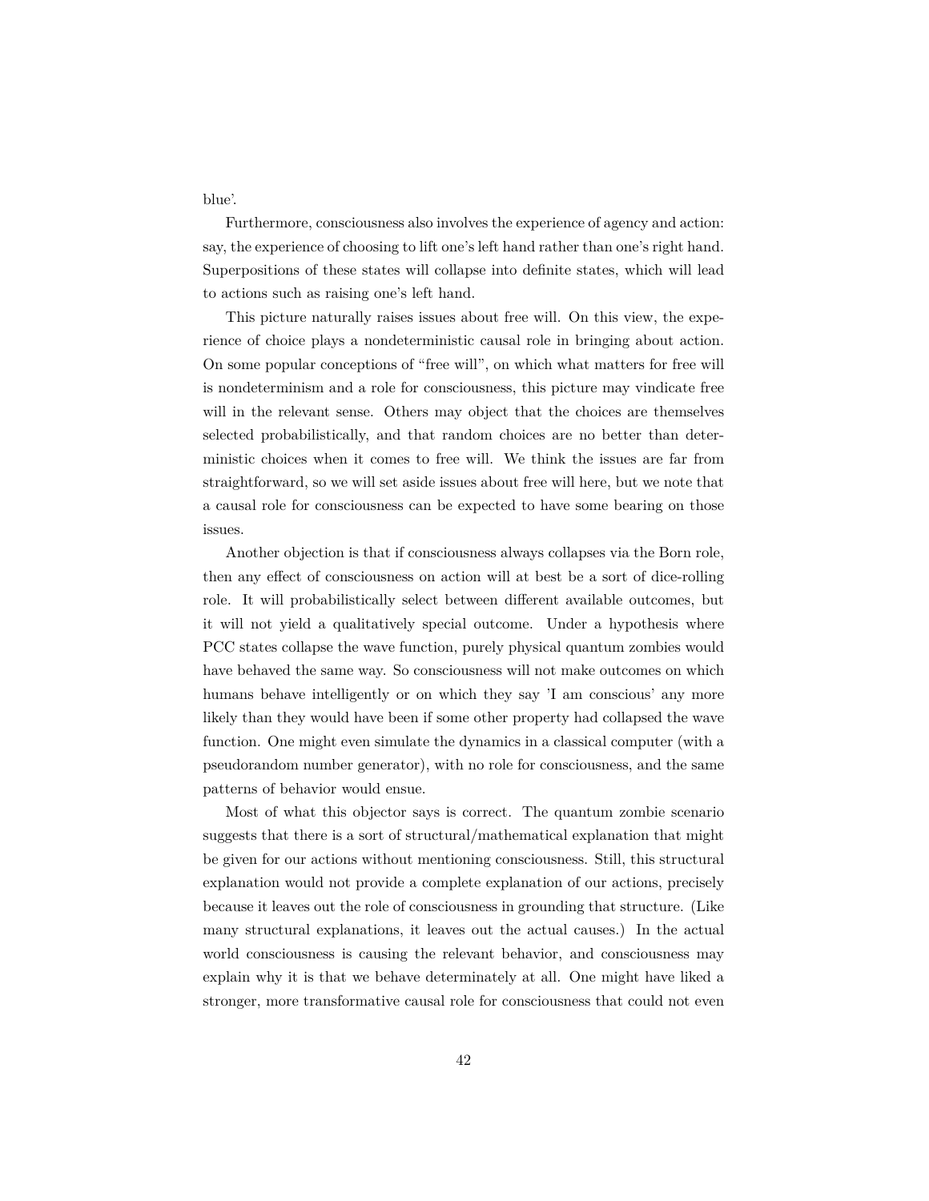blue'.

Furthermore, consciousness also involves the experience of agency and action: say, the experience of choosing to lift one's left hand rather than one's right hand. Superpositions of these states will collapse into definite states, which will lead to actions such as raising one's left hand.

This picture naturally raises issues about free will. On this view, the experience of choice plays a nondeterministic causal role in bringing about action. On some popular conceptions of "free will", on which what matters for free will is nondeterminism and a role for consciousness, this picture may vindicate free will in the relevant sense. Others may object that the choices are themselves selected probabilistically, and that random choices are no better than deterministic choices when it comes to free will. We think the issues are far from straightforward, so we will set aside issues about free will here, but we note that a causal role for consciousness can be expected to have some bearing on those issues.

Another objection is that if consciousness always collapses via the Born role, then any effect of consciousness on action will at best be a sort of dice-rolling role. It will probabilistically select between different available outcomes, but it will not yield a qualitatively special outcome. Under a hypothesis where PCC states collapse the wave function, purely physical quantum zombies would have behaved the same way. So consciousness will not make outcomes on which humans behave intelligently or on which they say 'I am conscious' any more likely than they would have been if some other property had collapsed the wave function. One might even simulate the dynamics in a classical computer (with a pseudorandom number generator), with no role for consciousness, and the same patterns of behavior would ensue.

Most of what this objector says is correct. The quantum zombie scenario suggests that there is a sort of structural/mathematical explanation that might be given for our actions without mentioning consciousness. Still, this structural explanation would not provide a complete explanation of our actions, precisely because it leaves out the role of consciousness in grounding that structure. (Like many structural explanations, it leaves out the actual causes.) In the actual world consciousness is causing the relevant behavior, and consciousness may explain why it is that we behave determinately at all. One might have liked a stronger, more transformative causal role for consciousness that could not even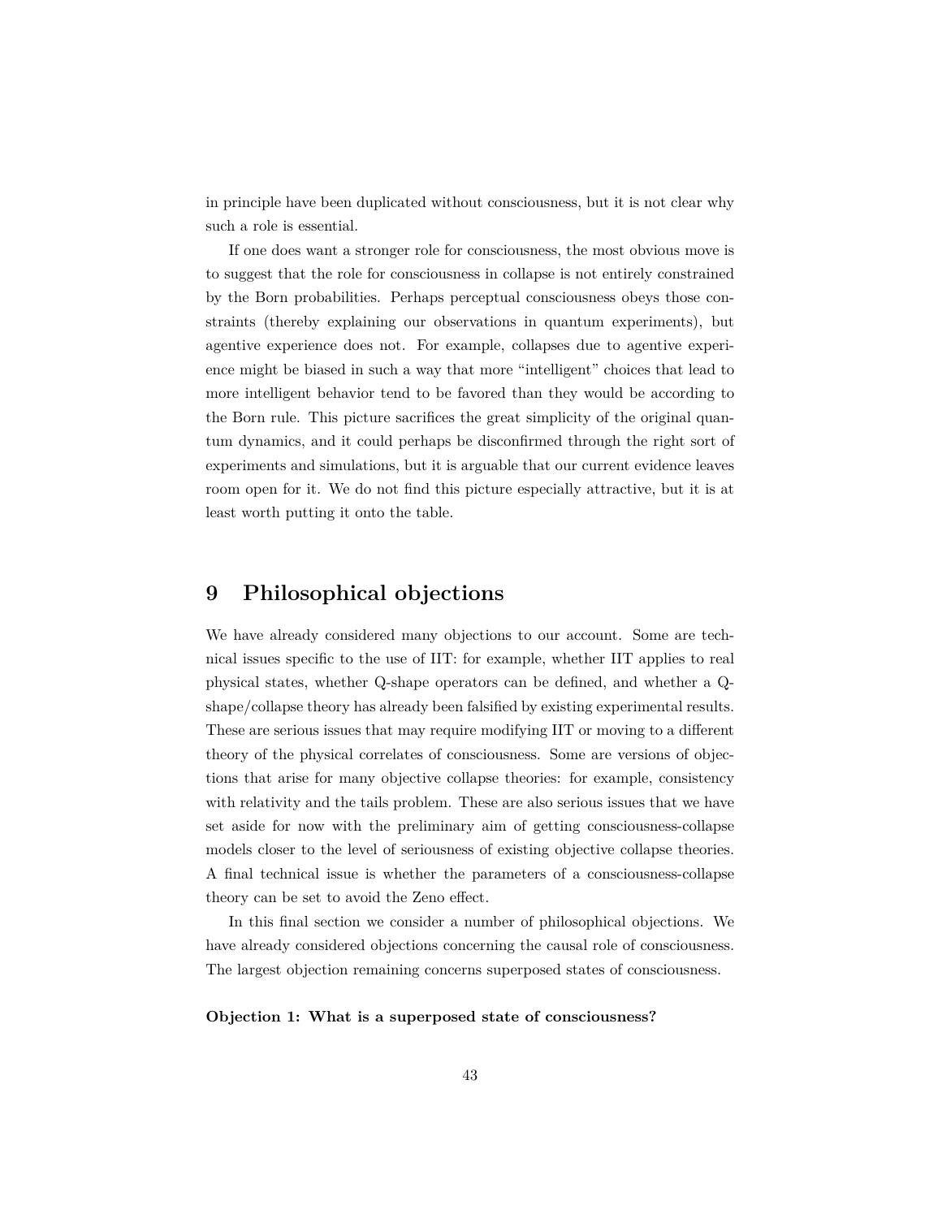in principle have been duplicated without consciousness, but it is not clear why such a role is essential.

If one does want a stronger role for consciousness, the most obvious move is to suggest that the role for consciousness in collapse is not entirely constrained by the Born probabilities. Perhaps perceptual consciousness obeys those constraints (thereby explaining our observations in quantum experiments), but agentive experience does not. For example, collapses due to agentive experience might be biased in such a way that more "intelligent" choices that lead to more intelligent behavior tend to be favored than they would be according to the Born rule. This picture sacrifices the great simplicity of the original quantum dynamics, and it could perhaps be disconfirmed through the right sort of experiments and simulations, but it is arguable that our current evidence leaves room open for it. We do not find this picture especially attractive, but it is at least worth putting it onto the table.

# 9 Philosophical objections

We have already considered many objections to our account. Some are technical issues specific to the use of IIT: for example, whether IIT applies to real physical states, whether Q-shape operators can be defined, and whether a Q-shape/collapse theory has already been falsified by existing experimental results. These are serious issues that may require modifying IIT or moving to a different theory of the physical correlates of consciousness. Some are versions of objections that arise for many objective collapse theories: for example, consistency with relativity and the tails problem. These are also serious issues that we have set aside for now with the preliminary aim of getting consciousness-collapse models closer to the level of seriousness of existing objective collapse theories. A final technical issue is whether the parameters of a consciousness-collapse theory can be set to avoid the Zeno effect.

In this final section we consider a number of philosophical objections. We have already considered objections concerning the causal role of consciousness. The largest objection remaining concerns superposed states of consciousness.

**Objection 1: What is a superposed state of consciousness?**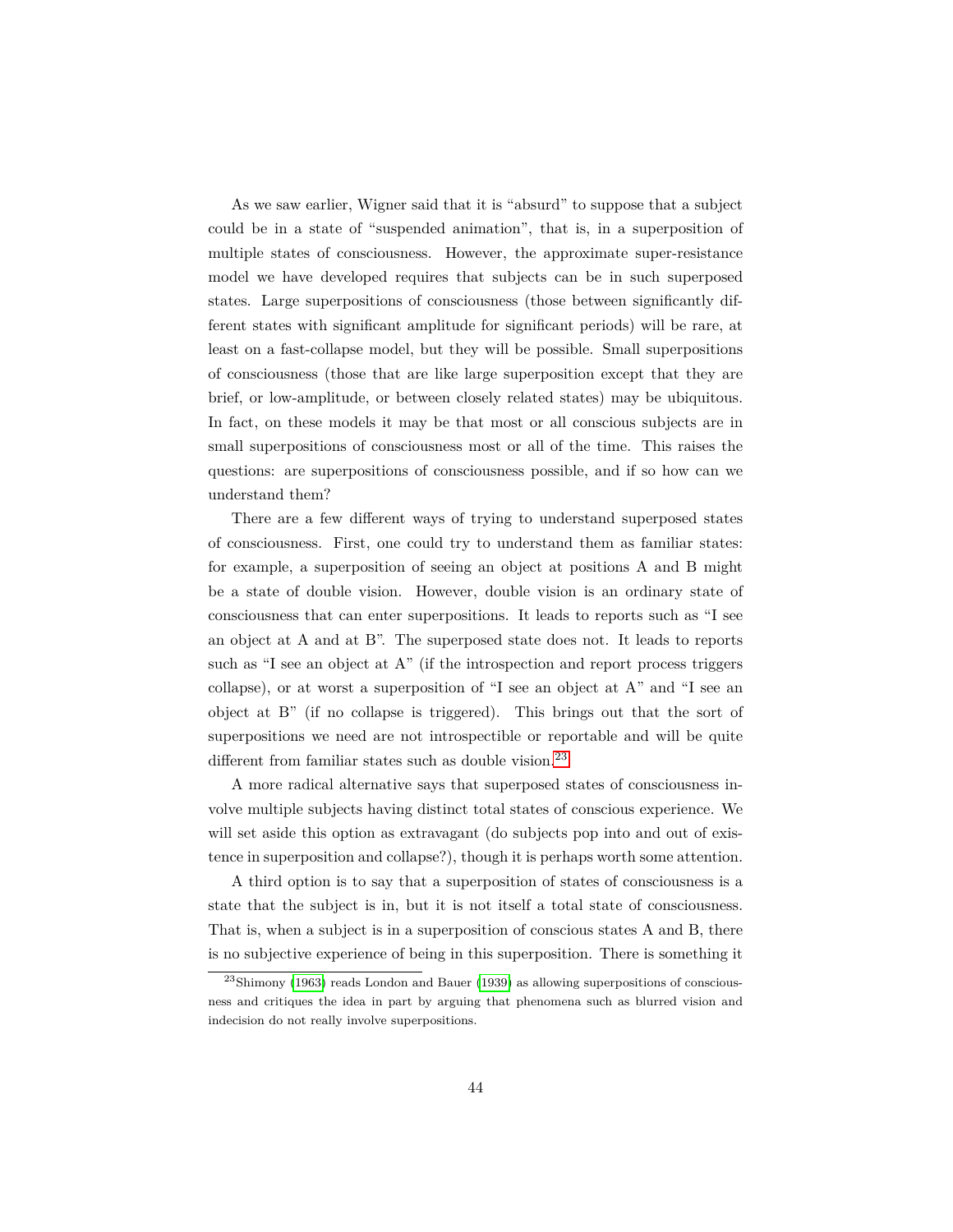As we saw earlier, Wigner said that it is "absurd" to suppose that a subject could be in a state of "suspended animation", that is, in a superposition of multiple states of consciousness. However, the approximate super-resistance model we have developed requires that subjects can be in such superposed states. Large superpositions of consciousness (those between significantly different states with significant amplitude for significant periods) will be rare, at least on a fast-collapse model, but they will be possible. Small superpositions of consciousness (those that are like large superposition except that they are brief, or low-amplitude, or between closely related states) may be ubiquitous. In fact, on these models it may be that most or all conscious subjects are in small superpositions of consciousness most or all of the time. This raises the questions: are superpositions of consciousness possible, and if so how can we understand them?

There are a few different ways of trying to understand superposed states of consciousness. First, one could try to understand them as familiar states: for example, a superposition of seeing an object at positions A and B might be a state of double vision. However, double vision is an ordinary state of consciousness that can enter superpositions. It leads to reports such as "I see an object at A and at B". The superposed state does not. It leads to reports such as "I see an object at A" (if the introspection and report process triggers collapse), or at worst a superposition of "I see an object at A" and "I see an object at B" (if no collapse is triggered). This brings out that the sort of superpositions we need are not introspectible or reportable and will be quite different from familiar states such as double vision.[23]

A more radical alternative says that superposed states of consciousness involve multiple subjects having distinct total states of conscious experience. We will set aside this option as extravagant (do subjects pop into and out of existence in superposition and collapse?), though it is perhaps worth some attention.

A third option is to say that a superposition of states of consciousness is a state that the subject is in, but it is not itself a total state of consciousness. That is, when a subject is in a superposition of conscious states A and B, there is no subjective experience of being in this superposition. There is something it

[23] Shimony (1963) reads London and Bauer (1939) as allowing superpositions of consciousness and critiques the idea in part by arguing that phenomena such as blurred vision and indecision do not really involve superpositions.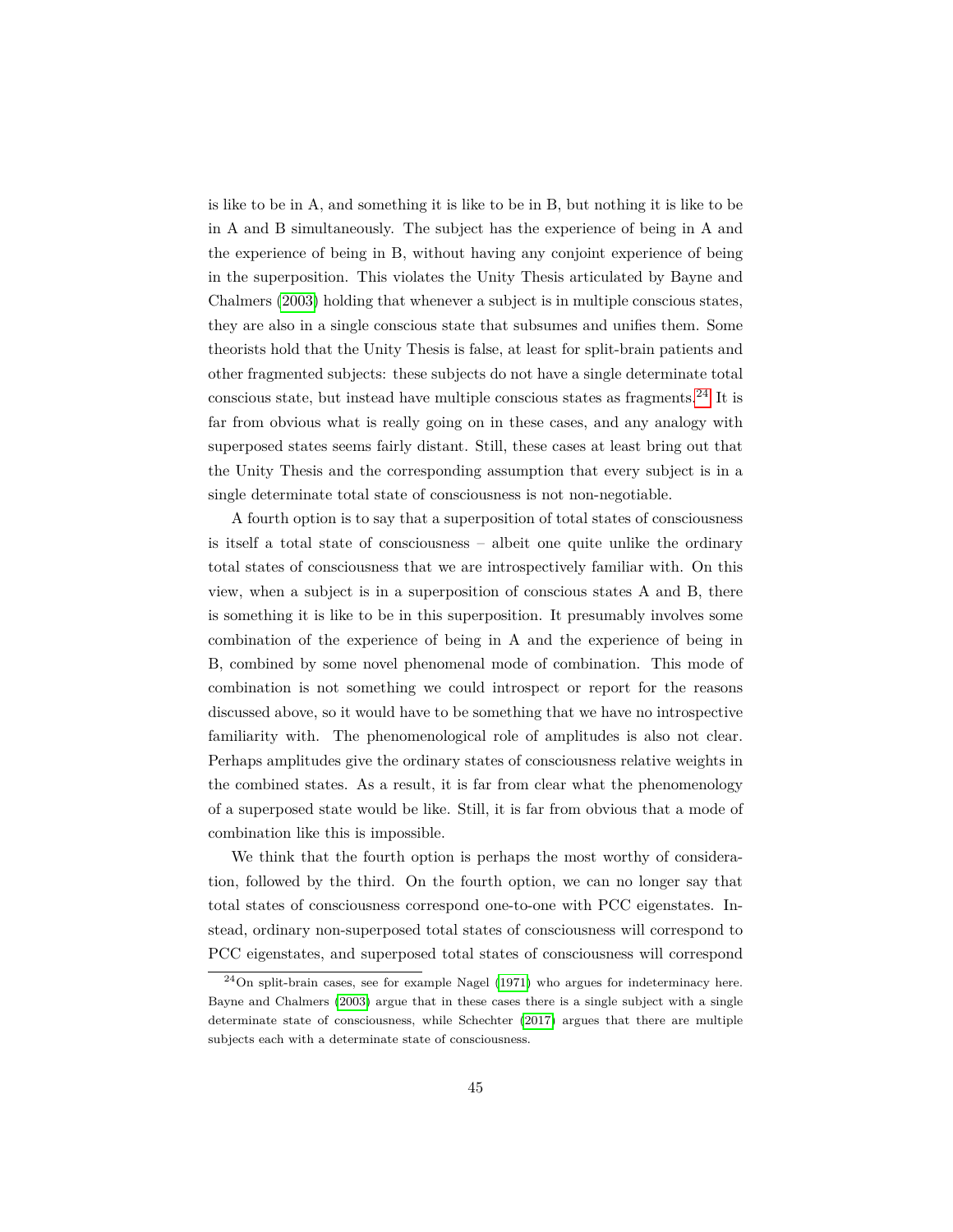is like to be in A, and something it is like to be in B, but nothing it is like to be in A and B simultaneously. The subject has the experience of being in A and the experience of being in B, without having any conjoint experience of being in the superposition. This violates the Unity Thesis articulated by Bayne and Chalmers (2003) holding that whenever a subject is in multiple conscious states, they are also in a single conscious state that subsumes and unifies them. Some theorists hold that the Unity Thesis is false, at least for split-brain patients and other fragmented subjects: these subjects do not have a single determinate total conscious state, but instead have multiple conscious states as fragments.[24] It is far from obvious what is really going on in these cases, and any analogy with superposed states seems fairly distant. Still, these cases at least bring out that the Unity Thesis and the corresponding assumption that every subject is in a single determinate total state of consciousness is not non-negotiable.

A fourth option is to say that a superposition of total states of consciousness is itself a total state of consciousness – albeit one quite unlike the ordinary total states of consciousness that we are introspectively familiar with. On this view, when a subject is in a superposition of conscious states A and B, there is something it is like to be in this superposition. It presumably involves some combination of the experience of being in A and the experience of being in B, combined by some novel phenomenal mode of combination. This mode of combination is not something we could introspect or report for the reasons discussed above, so it would have to be something that we have no introspective familiarity with. The phenomenological role of amplitudes is also not clear. Perhaps amplitudes give the ordinary states of consciousness relative weights in the combined states. As a result, it is far from clear what the phenomenology of a superposed state would be like. Still, it is far from obvious that a mode of combination like this is impossible.

We think that the fourth option is perhaps the most worthy of consideration, followed by the third. On the fourth option, we can no longer say that total states of consciousness correspond one-to-one with PCC eigenstates. Instead, ordinary non-superposed total states of consciousness will correspond to PCC eigenstates, and superposed total states of consciousness will correspond

[24] On split-brain cases, see for example Nagel (1971) who argues for indeterminacy here. Bayne and Chalmers (2003) argue that in these cases there is a single subject with a single determinate state of consciousness, while Schechter (2017) argues that there are multiple subjects each with a determinate state of consciousness.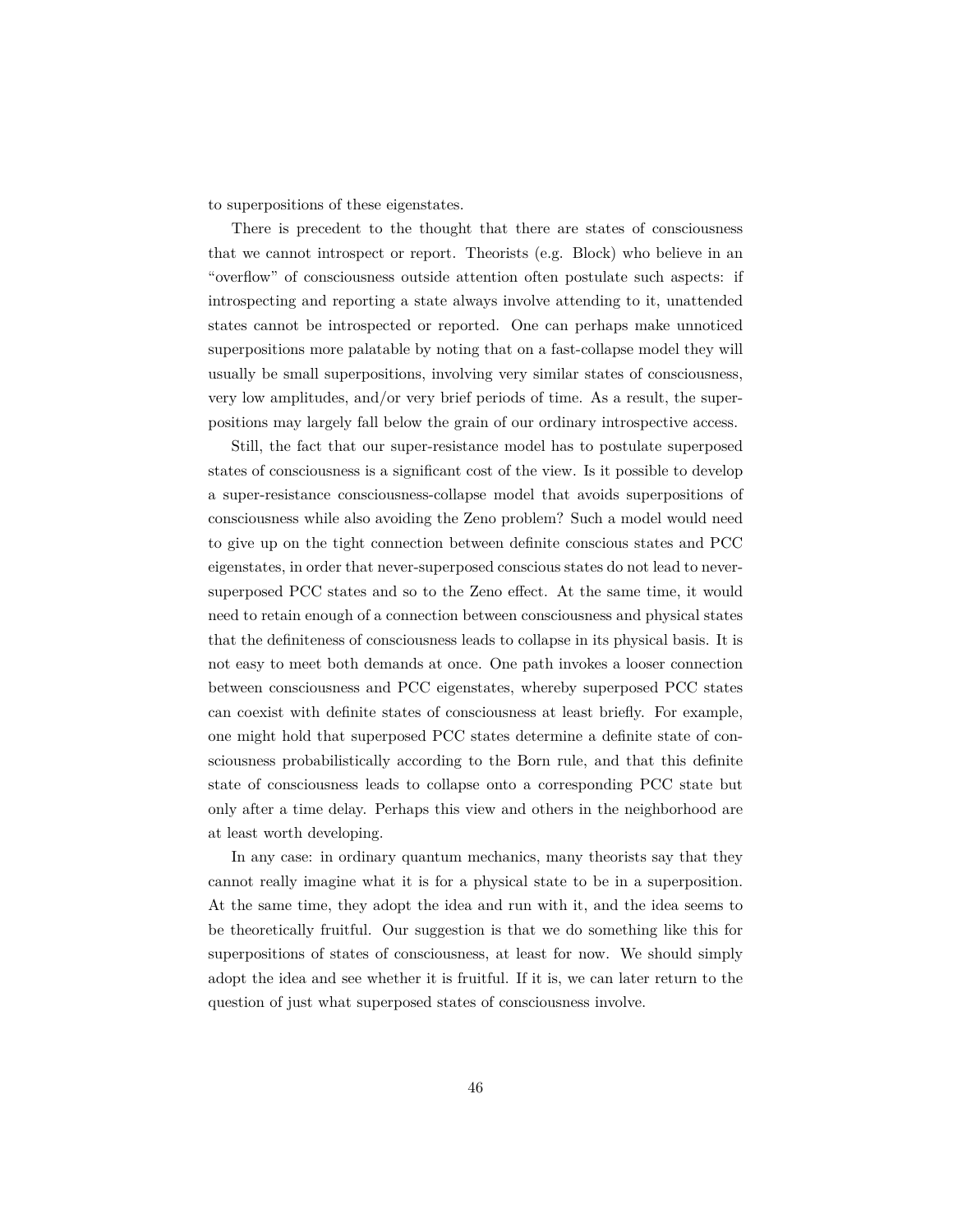to superpositions of these eigenstates.

There is precedent to the thought that there are states of consciousness that we cannot introspect or report. Theorists (e.g. Block) who believe in an "overflow" of consciousness outside attention often postulate such aspects: if introspecting and reporting a state always involve attending to it, unattended states cannot be introspected or reported. One can perhaps make unnoticed superpositions more palatable by noting that on a fast-collapse model they will usually be small superpositions, involving very similar states of consciousness, very low amplitudes, and/or very brief periods of time. As a result, the superpositions may largely fall below the grain of our ordinary introspective access.

Still, the fact that our super-resistance model has to postulate superposed states of consciousness is a significant cost of the view. Is it possible to develop a super-resistance consciousness-collapse model that avoids superpositions of consciousness while also avoiding the Zeno problem? Such a model would need to give up on the tight connection between definite conscious states and PCC eigenstates, in order that never-superposed conscious states do not lead to never-superposed PCC states and so to the Zeno effect. At the same time, it would need to retain enough of a connection between consciousness and physical states that the definiteness of consciousness leads to collapse in its physical basis. It is not easy to meet both demands at once. One path invokes a looser connection between consciousness and PCC eigenstates, whereby superposed PCC states can coexist with definite states of consciousness at least briefly. For example, one might hold that superposed PCC states determine a definite state of consciousness probabilistically according to the Born rule, and that this definite state of consciousness leads to collapse onto a corresponding PCC state but only after a time delay. Perhaps this view and others in the neighborhood are at least worth developing.

In any case: in ordinary quantum mechanics, many theorists say that they cannot really imagine what it is for a physical state to be in a superposition. At the same time, they adopt the idea and run with it, and the idea seems to be theoretically fruitful. Our suggestion is that we do something like this for superpositions of states of consciousness, at least for now. We should simply adopt the idea and see whether it is fruitful. If it is, we can later return to the question of just what superposed states of consciousness involve.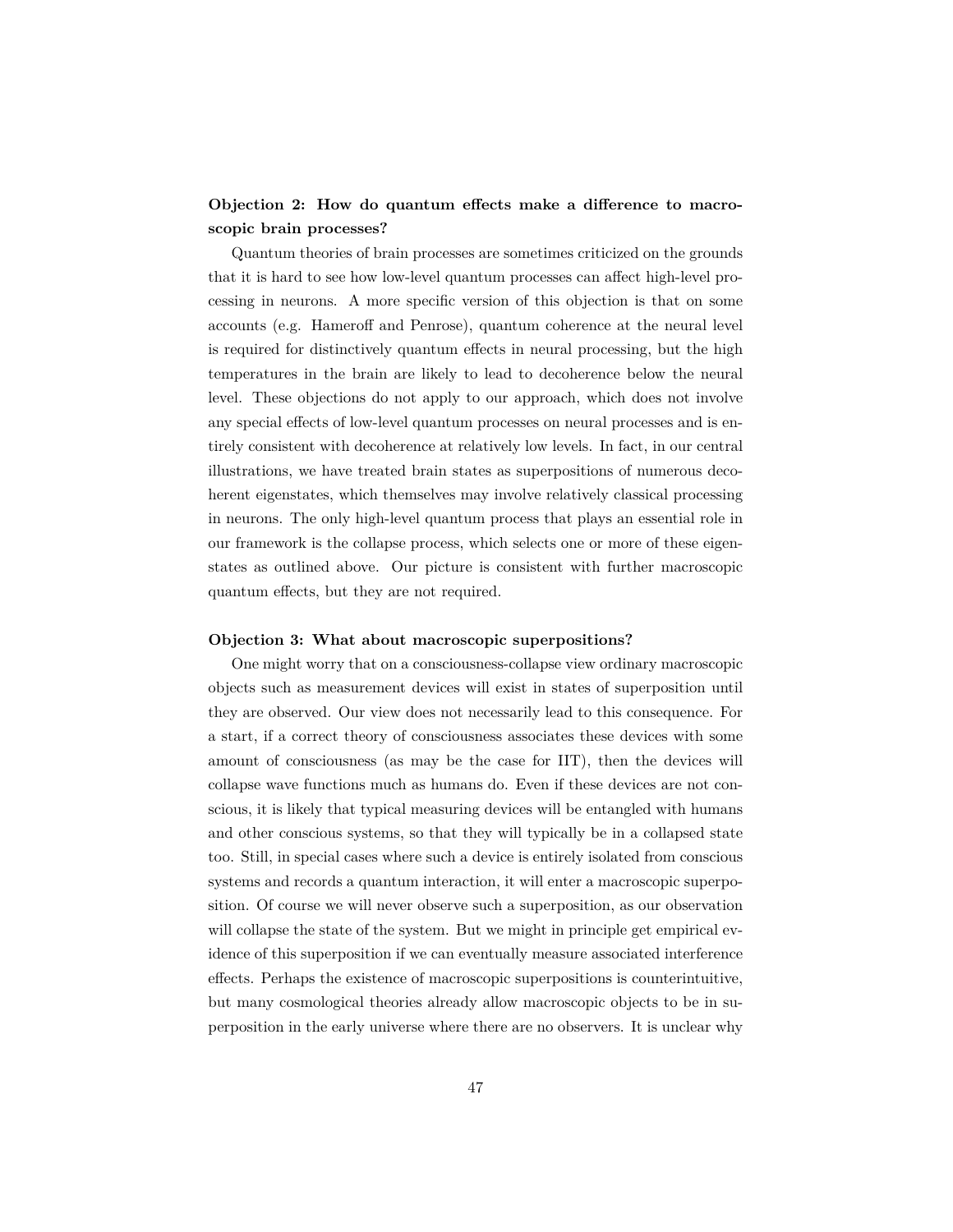**Objection 2: How do quantum effects make a difference to macroscopic brain processes?**

Quantum theories of brain processes are sometimes criticized on the grounds that it is hard to see how low-level quantum processes can affect high-level processing in neurons. A more specific version of this objection is that on some accounts (e.g. Hameroff and Penrose), quantum coherence at the neural level is required for distinctively quantum effects in neural processing, but the high temperatures in the brain are likely to lead to decoherence below the neural level. These objections do not apply to our approach, which does not involve any special effects of low-level quantum processes on neural processes and is entirely consistent with decoherence at relatively low levels. In fact, in our central illustrations, we have treated brain states as superpositions of numerous decoherent eigenstates, which themselves may involve relatively classical processing in neurons. The only high-level quantum process that plays an essential role in our framework is the collapse process, which selects one or more of these eigenstates as outlined above. Our picture is consistent with further macroscopic quantum effects, but they are not required.

**Objection 3: What about macroscopic superpositions?**

One might worry that on a consciousness-collapse view ordinary macroscopic objects such as measurement devices will exist in states of superposition until they are observed. Our view does not necessarily lead to this consequence. For a start, if a correct theory of consciousness associates these devices with some amount of consciousness (as may be the case for IIT), then the devices will collapse wave functions much as humans do. Even if these devices are not conscious, it is likely that typical measuring devices will be entangled with humans and other conscious systems, so that they will typically be in a collapsed state too. Still, in special cases where such a device is entirely isolated from conscious systems and records a quantum interaction, it will enter a macroscopic superposition. Of course we will never observe such a superposition, as our observation will collapse the state of the system. But we might in principle get empirical evidence of this superposition if we can eventually measure associated interference effects. Perhaps the existence of macroscopic superpositions is counterintuitive, but many cosmological theories already allow macroscopic objects to be in superposition in the early universe where there are no observers. It is unclear why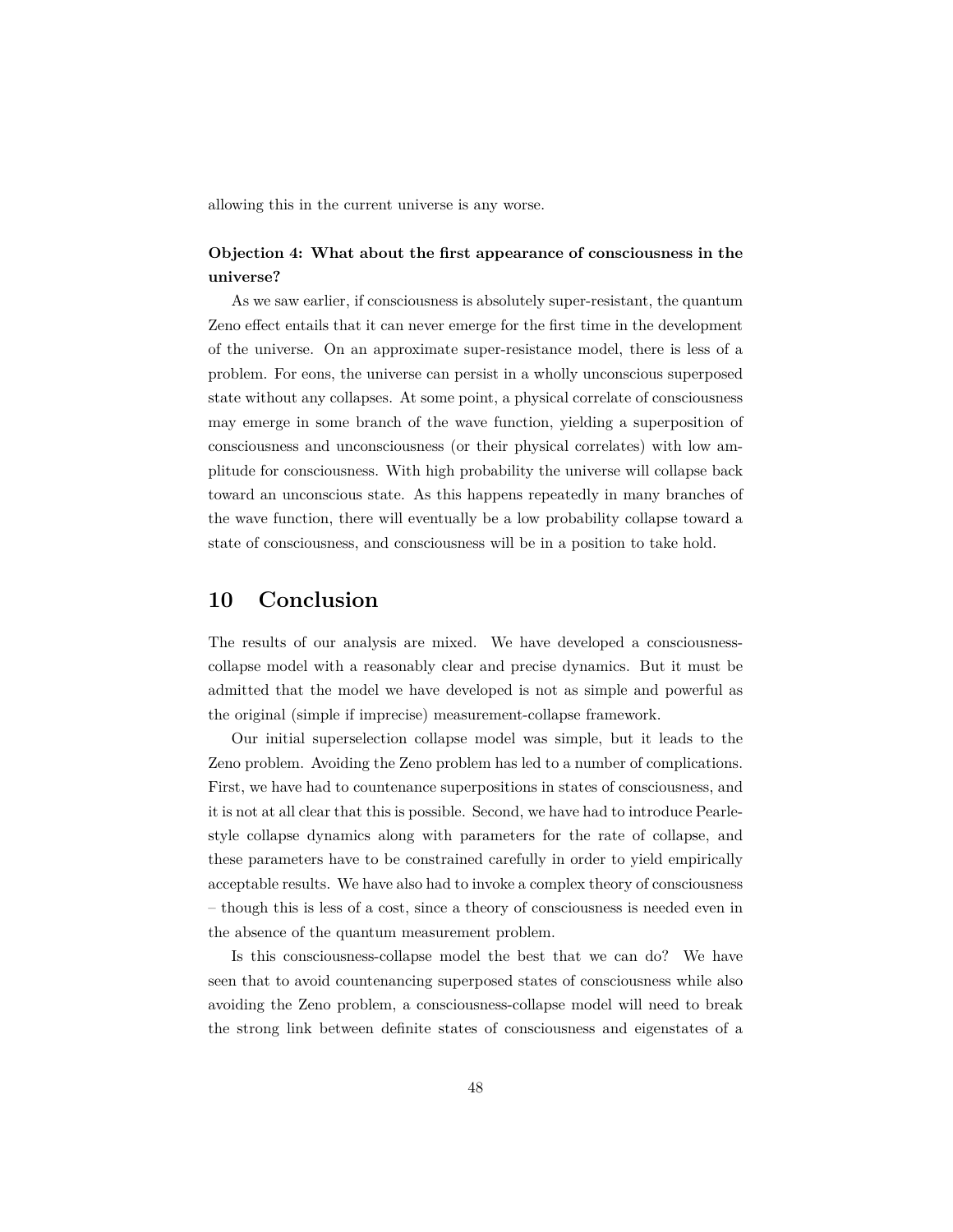allowing this in the current universe is any worse.

**Objection 4: What about the first appearance of consciousness in the universe?**

As we saw earlier, if consciousness is absolutely super-resistant, the quantum Zeno effect entails that it can never emerge for the first time in the development of the universe. On an approximate super-resistance model, there is less of a problem. For eons, the universe can persist in a wholly unconscious superposed state without any collapses. At some point, a physical correlate of consciousness may emerge in some branch of the wave function, yielding a superposition of consciousness and unconsciousness (or their physical correlates) with low amplitude for consciousness. With high probability the universe will collapse back toward an unconscious state. As this happens repeatedly in many branches of the wave function, there will eventually be a low probability collapse toward a state of consciousness, and consciousness will be in a position to take hold.

# 10 Conclusion

The results of our analysis are mixed. We have developed a consciousness-collapse model with a reasonably clear and precise dynamics. But it must be admitted that the model we have developed is not as simple and powerful as the original (simple if imprecise) measurement-collapse framework.

Our initial superselection collapse model was simple, but it leads to the Zeno problem. Avoiding the Zeno problem has led to a number of complications. First, we have had to countenance superpositions in states of consciousness, and it is not at all clear that this is possible. Second, we have had to introduce Pearle-style collapse dynamics along with parameters for the rate of collapse, and these parameters have to be constrained carefully in order to yield empirically acceptable results. We have also had to invoke a complex theory of consciousness – though this is less of a cost, since a theory of consciousness is needed even in the absence of the quantum measurement problem.

Is this consciousness-collapse model the best that we can do? We have seen that to avoid countenancing superposed states of consciousness while also avoiding the Zeno problem, a consciousness-collapse model will need to break the strong link between definite states of consciousness and eigenstates of a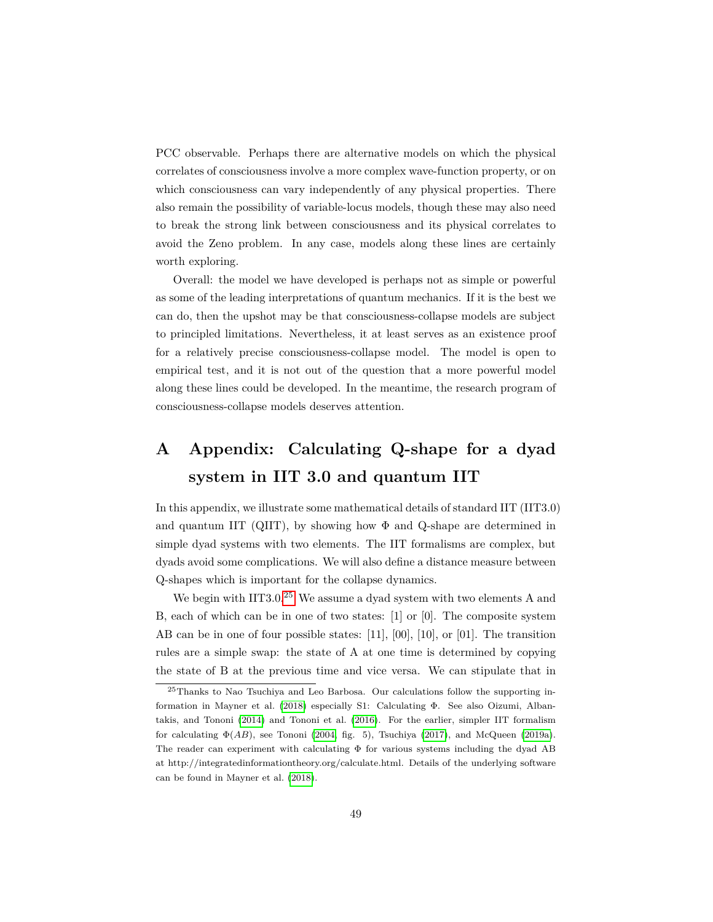PCC observable. Perhaps there are alternative models on which the physical correlates of consciousness involve a more complex wave-function property, or on which consciousness can vary independently of any physical properties. There also remain the possibility of variable-locus models, though these may also need to break the strong link between consciousness and its physical correlates to avoid the Zeno problem. In any case, models along these lines are certainly worth exploring.

Overall: the model we have developed is perhaps not as simple or powerful as some of the leading interpretations of quantum mechanics. If it is the best we can do, then the upshot may be that consciousness-collapse models are subject to principled limitations. Nevertheless, it at least serves as an existence proof for a relatively precise consciousness-collapse model. The model is open to empirical test, and it is not out of the question that a more powerful model along these lines could be developed. In the meantime, the research program of consciousness-collapse models deserves attention.

# A Appendix: Calculating Q-shape for a dyad system in IIT 3.0 and quantum IIT

In this appendix, we illustrate some mathematical details of standard IIT (IIT3.0) and quantum IIT (QIIT), by showing how $\Phi$ and Q-shape are determined in simple dyad systems with two elements. The IIT formalisms are complex, but dyads avoid some complications. We will also define a distance measure between Q-shapes which is important for the collapse dynamics.

We begin with IIT3.0.[25] We assume a dyad system with two elements A and B, each of which can be in one of two states: [1] or [0]. The composite system AB can be in one of four possible states: [11], [00], [10], or [01]. The transition rules are a simple swap: the state of A at one time is determined by copying the state of B at the previous time and vice versa. We can stipulate that in

[25] Thanks to Nao Tsuchiya and Leo Barbosa. Our calculations follow the supporting information in Mayner et al. (2018) especially S1: Calculating $\Phi$. See also Oizumi, Albantakis, and Tononi (2014) and Tononi et al. (2016). For the earlier, simpler IIT formalism for calculating $\Phi(AB)$, see Tononi (2004, fig. 5), Tsuchiya (2017), and McQueen (2019a). The reader can experiment with calculating $\Phi$ for various systems including the dyad AB at http://integratedinformationtheory.org/calculate.html. Details of the underlying software can be found in Mayner et al. (2018).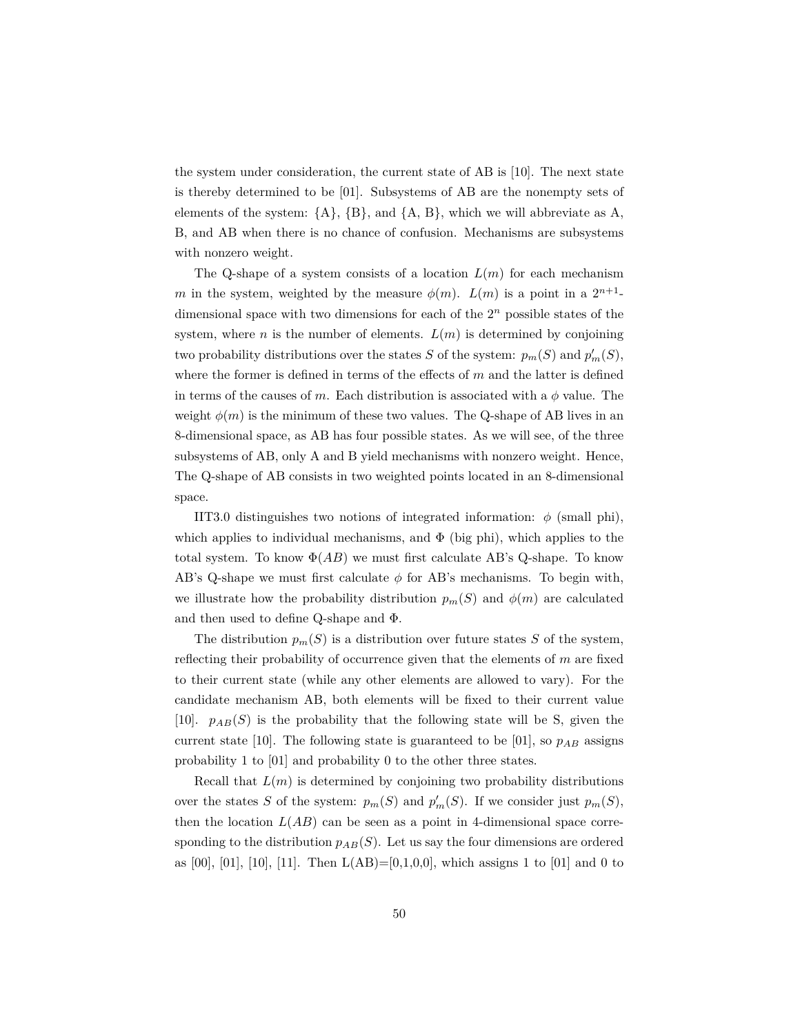the system under consideration, the current state of AB is [10]. The next state is thereby determined to be [01]. Subsystems of AB are the nonempty sets of elements of the system: {A}, {B}, and {A, B}, which we will abbreviate as A, B, and AB when there is no chance of confusion. Mechanisms are subsystems with nonzero weight.

The Q-shape of a system consists of a location $L(m)$ for each mechanism $m$ in the system, weighted by the measure $\phi(m)$. $L(m)$ is a point in a $2^{n+1}$-dimensional space with two dimensions for each of the $2^n$ possible states of the system, where $n$ is the number of elements. $L(m)$ is determined by conjoining two probability distributions over the states $S$ of the system: $p_m(S)$ and $p'_m(S)$, where the former is defined in terms of the effects of $m$ and the latter is defined in terms of the causes of $m$. Each distribution is associated with a $\phi$ value. The weight $\phi(m)$ is the minimum of these two values. The Q-shape of AB lives in an 8-dimensional space, as AB has four possible states. As we will see, of the three subsystems of AB, only A and B yield mechanisms with nonzero weight. Hence, The Q-shape of AB consists in two weighted points located in an 8-dimensional space.

IIT3.0 distinguishes two notions of integrated information: $\phi$ (small phi), which applies to individual mechanisms, and $\Phi$ (big phi), which applies to the total system. To know $\Phi(AB)$ we must first calculate AB's Q-shape. To know AB's Q-shape we must first calculate $\phi$ for AB's mechanisms. To begin with, we illustrate how the probability distribution $p_m(S)$ and $\phi(m)$ are calculated and then used to define Q-shape and $\Phi$.

The distribution $p_m(S)$ is a distribution over future states $S$ of the system, reflecting their probability of occurrence given that the elements of $m$ are fixed to their current state (while any other elements are allowed to vary). For the candidate mechanism AB, both elements will be fixed to their current value [10]. $p_{AB}(S)$ is the probability that the following state will be S, given the current state [10]. The following state is guaranteed to be [01], so $p_{AB}$ assigns probability 1 to [01] and probability 0 to the other three states.

Recall that $L(m)$ is determined by conjoining two probability distributions over the states $S$ of the system: $p_m(S)$ and $p'_m(S)$. If we consider just $p_m(S)$, then the location $L(AB)$ can be seen as a point in 4-dimensional space corresponding to the distribution $p_{AB}(S)$. Let us say the four dimensions are ordered as [00], [01], [10], [11]. Then L(AB)=[0,1,0,0], which assigns 1 to [01] and 0 to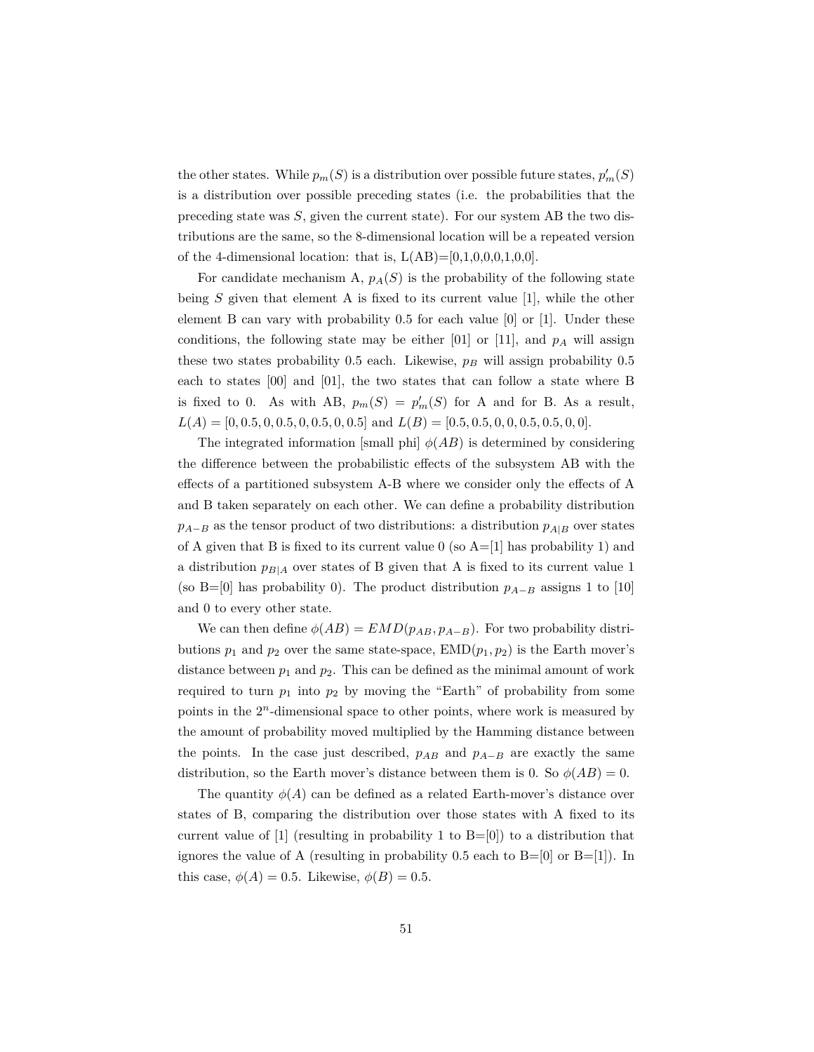the other states. While $p_m(S)$ is a distribution over possible future states, $p'_m(S)$ is a distribution over possible preceding states (i.e. the probabilities that the preceding state was $S$, given the current state). For our system AB the two distributions are the same, so the 8-dimensional location will be a repeated version of the 4-dimensional location: that is, L(AB)=[0,1,0,0,0,1,0,0].

For candidate mechanism A, $p_A(S)$ is the probability of the following state being $S$ given that element A is fixed to its current value [1], while the other element B can vary with probability 0.5 for each value [0] or [1]. Under these conditions, the following state may be either [01] or [11], and $p_A$ will assign these two states probability 0.5 each. Likewise, $p_B$ will assign probability 0.5 each to states [00] and [01], the two states that can follow a state where B is fixed to 0. As with AB, $p_m(S) = p'_m(S)$ for A and for B. As a result, $L(A) = [0, 0.5, 0, 0.5, 0, 0.5, 0, 0.5]$ and $L(B) = [0.5, 0.5, 0, 0, 0.5, 0.5, 0, 0]$.

The integrated information [small phi] $\phi(AB)$ is determined by considering the difference between the probabilistic effects of the subsystem AB with the effects of a partitioned subsystem A-B where we consider only the effects of A and B taken separately on each other. We can define a probability distribution $p_{A-B}$ as the tensor product of two distributions: a distribution $p_{A|B}$ over states of A given that B is fixed to its current value 0 (so A=[1] has probability 1) and a distribution $p_{B|A}$ over states of B given that A is fixed to its current value 1 (so B=[0] has probability 0). The product distribution $p_{A-B}$ assigns 1 to [10] and 0 to every other state.

We can then define $\phi(AB) = EMD(p_{AB}, p_{A-B})$. For two probability distributions $p_1$ and $p_2$ over the same state-space, EMD($p_1, p_2$) is the Earth mover's distance between $p_1$ and $p_2$. This can be defined as the minimal amount of work required to turn $p_1$ into $p_2$ by moving the "Earth" of probability from some points in the $2^n$-dimensional space to other points, where work is measured by the amount of probability moved multiplied by the Hamming distance between the points. In the case just described, $p_{AB}$ and $p_{A-B}$ are exactly the same distribution, so the Earth mover's distance between them is 0. So $\phi(AB) = 0$.

The quantity $\phi(A)$ can be defined as a related Earth-mover's distance over states of B, comparing the distribution over those states with A fixed to its current value of [1] (resulting in probability 1 to B=[0]) to a distribution that ignores the value of A (resulting in probability 0.5 each to B=[0] or B=[1]). In this case, $\phi(A) = 0.5$. Likewise, $\phi(B) = 0.5$.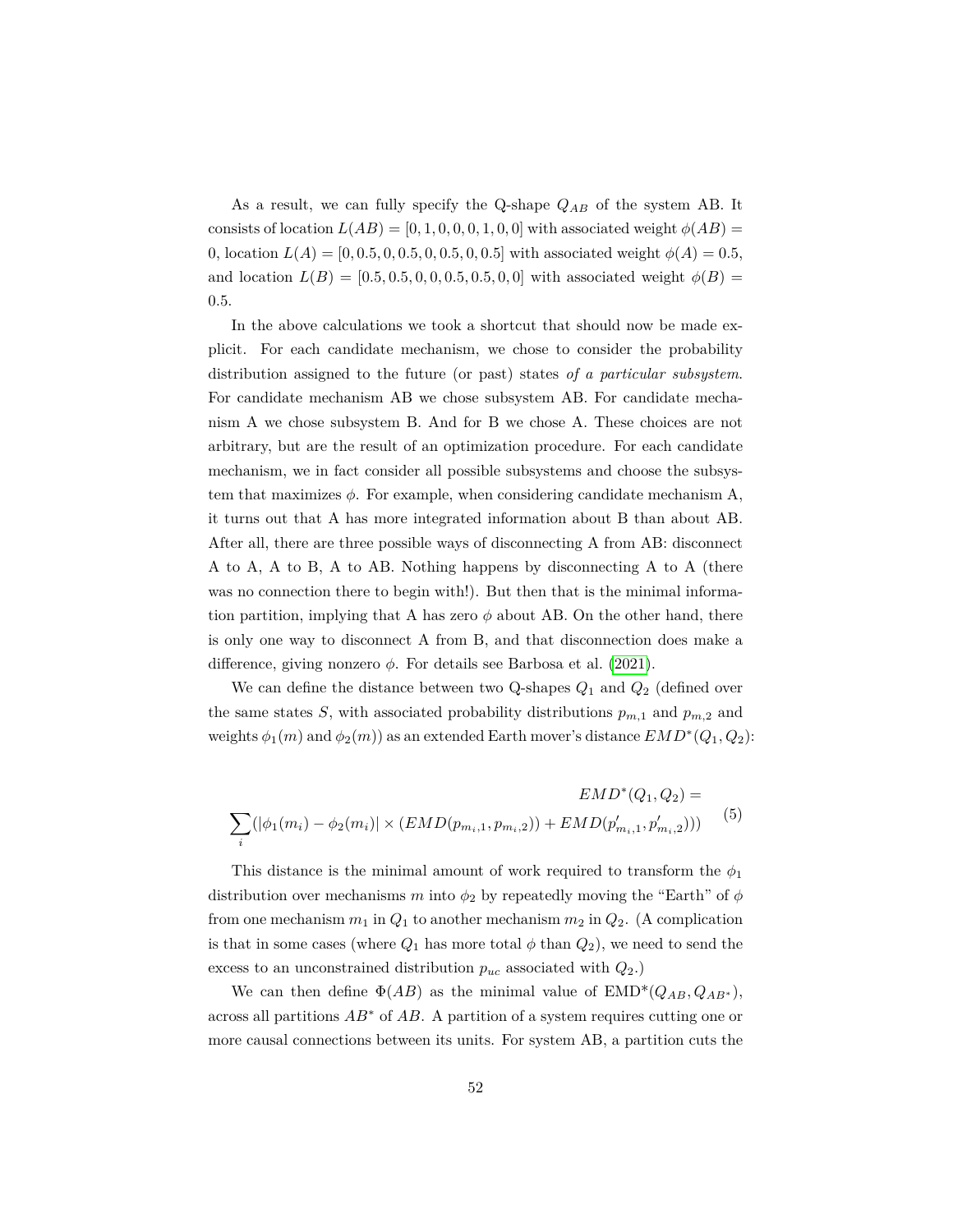As a result, we can fully specify the Q-shape $Q_{AB}$ of the system AB. It consists of location $L(AB) = [0, 1, 0, 0, 0, 1, 0, 0]$ with associated weight $\phi(AB) = 0$, location $L(A) = [0, 0.5, 0, 0.5, 0, 0.5, 0, 0.5]$ with associated weight $\phi(A) = 0.5$, and location $L(B) = [0.5, 0.5, 0, 0, 0.5, 0.5, 0, 0]$ with associated weight $\phi(B) = 0.5$.

In the above calculations we took a shortcut that should now be made explicit. For each candidate mechanism, we chose to consider the probability distribution assigned to the future (or past) states *of a particular subsystem*. For candidate mechanism AB we chose subsystem AB. For candidate mechanism A we chose subsystem B. And for B we chose A. These choices are not arbitrary, but are the result of an optimization procedure. For each candidate mechanism, we in fact consider all possible subsystems and choose the subsystem that maximizes $\phi$. For example, when considering candidate mechanism A, it turns out that A has more integrated information about B than about AB. After all, there are three possible ways of disconnecting A from AB: disconnect A to A, A to B, A to AB. Nothing happens by disconnecting A to A (there was no connection there to begin with!). But then that is the minimal information partition, implying that A has zero $\phi$ about AB. On the other hand, there is only one way to disconnect A from B, and that disconnection does make a difference, giving nonzero $\phi$. For details see Barbosa et al. (2021).

We can define the distance between two Q-shapes $Q_1$ and $Q_2$ (defined over the same states $S$, with associated probability distributions $p_{m,1}$ and $p_{m,2}$ and weights $\phi_1(m)$ and $\phi_2(m)$) as an extended Earth mover's distance $EMD^*(Q_1, Q_2)$:

$$EMD^*(Q_1, Q_2) = \sum_i (|\phi_1(m_i) - \phi_2(m_i)| \times (EMD(p_{m_i,1}, p_{m_i,2})) + EMD(p'_{m_i,1}, p'_{m_i,2}))) \tag{5}$$

This distance is the minimal amount of work required to transform the $\phi_1$ distribution over mechanisms $m$ into $\phi_2$ by repeatedly moving the "Earth" of $\phi$ from one mechanism $m_1$ in $Q_1$ to another mechanism $m_2$ in $Q_2$. (A complication is that in some cases (where $Q_1$ has more total $\phi$ than $Q_2$), we need to send the excess to an unconstrained distribution $p_{uc}$ associated with $Q_2$.)

We can then define $\Phi(AB)$ as the minimal value of $\text{EMD}^*(Q_{AB}, Q_{AB^*})$, across all partitions $AB^*$ of $AB$. A partition of a system requires cutting one or more causal connections between its units. For system AB, a partition cuts the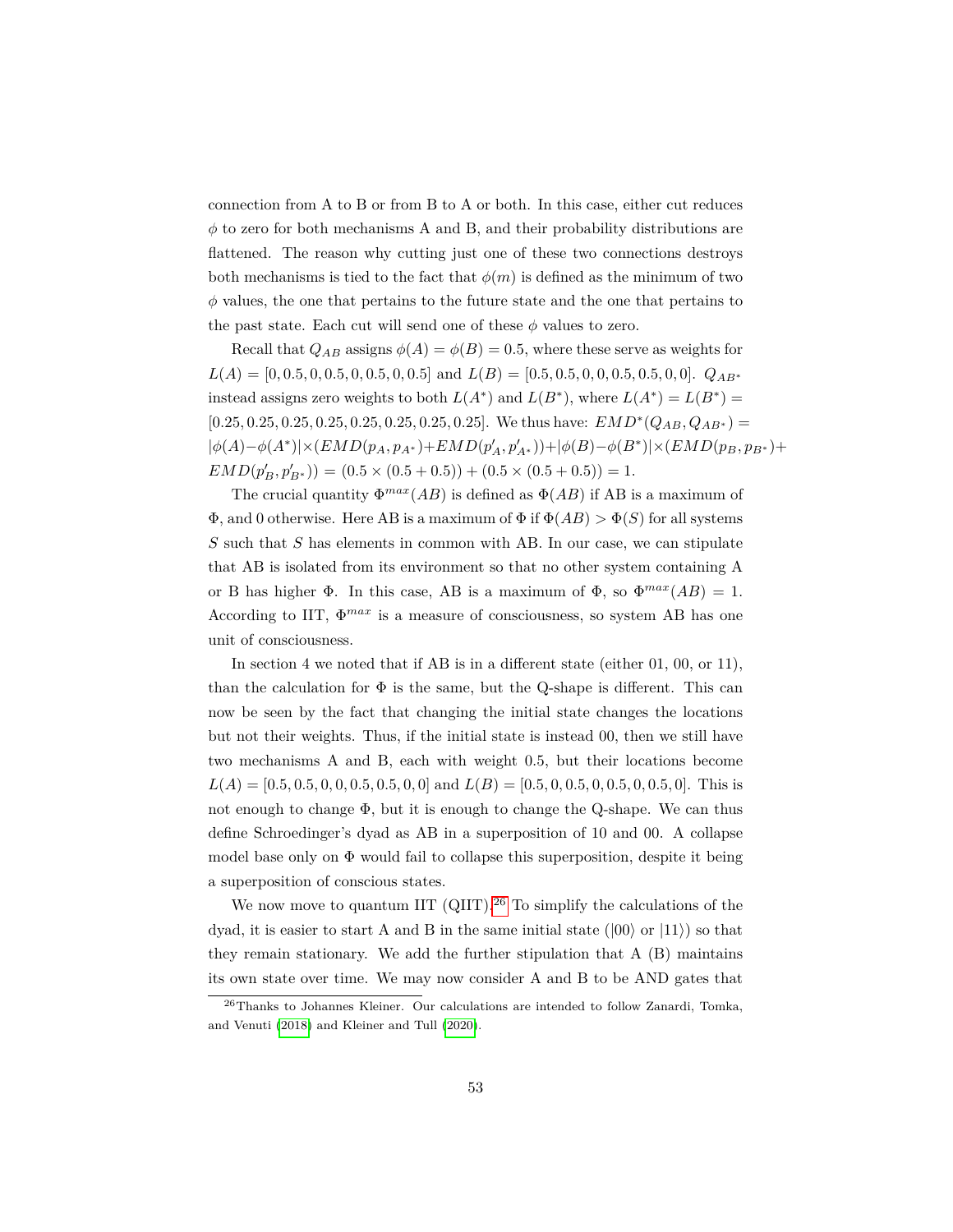connection from A to B or from B to A or both. In this case, either cut reduces $\phi$ to zero for both mechanisms A and B, and their probability distributions are flattened. The reason why cutting just one of these two connections destroys both mechanisms is tied to the fact that $\phi(m)$ is defined as the minimum of two $\phi$ values, the one that pertains to the future state and the one that pertains to the past state. Each cut will send one of these $\phi$ values to zero.

Recall that $Q_{AB}$ assigns $\phi(A) = \phi(B) = 0.5$, where these serve as weights for $L(A) = [0, 0.5, 0, 0.5, 0, 0.5, 0, 0.5]$ and $L(B) = [0.5, 0.5, 0, 0, 0.5, 0.5, 0, 0]$. $Q_{AB^*}$ instead assigns zero weights to both $L(A^*)$ and $L(B^*)$, where $L(A^*) = L(B^*) = [0.25, 0.25, 0.25, 0.25, 0.25, 0.25, 0.25, 0.25]$. We thus have: $EMD^*(Q_{AB}, Q_{AB^*}) = |\phi(A) - \phi(A^*)| \times (EMD(p_A, p_{A^*}) + EMD(p'_A, p'_{A^*})) + |\phi(B) - \phi(B^*)| \times (EMD(p_B, p_{B^*}) + EMD(p'_B, p'_{B^*})) = (0.5 \times (0.5 + 0.5)) + (0.5 \times (0.5 + 0.5)) = 1$.

The crucial quantity $\Phi^{max}(AB)$ is defined as $\Phi(AB)$ if AB is a maximum of $\Phi$, and 0 otherwise. Here AB is a maximum of $\Phi$ if $\Phi(AB) > \Phi(S)$ for all systems $S$ such that $S$ has elements in common with AB. In our case, we can stipulate that AB is isolated from its environment so that no other system containing A or B has higher $\Phi$. In this case, AB is a maximum of $\Phi$, so $\Phi^{max}(AB) = 1$. According to IIT, $\Phi^{max}$ is a measure of consciousness, so system AB has one unit of consciousness.

In section 4 we noted that if AB is in a different state (either 01, 00, or 11), than the calculation for $\Phi$ is the same, but the Q-shape is different. This can now be seen by the fact that changing the initial state changes the locations but not their weights. Thus, if the initial state is instead 00, then we still have two mechanisms A and B, each with weight 0.5, but their locations become $L(A) = [0.5, 0.5, 0, 0, 0.5, 0.5, 0, 0]$ and $L(B) = [0.5, 0, 0.5, 0, 0.5, 0, 0.5, 0]$. This is not enough to change $\Phi$, but it is enough to change the Q-shape. We can thus define Schroedinger's dyad as AB in a superposition of 10 and 00. A collapse model base only on $\Phi$ would fail to collapse this superposition, despite it being a superposition of conscious states.

We now move to quantum IIT (QIIT).[26] To simplify the calculations of the dyad, it is easier to start A and B in the same initial state ($|00\rangle$ or $|11\rangle$) so that they remain stationary. We add the further stipulation that A (B) maintains its own state over time. We may now consider A and B to be AND gates that

[26] Thanks to Johannes Kleiner. Our calculations are intended to follow Zanardi, Tomka, and Venuti (2018) and Kleiner and Tull (2020).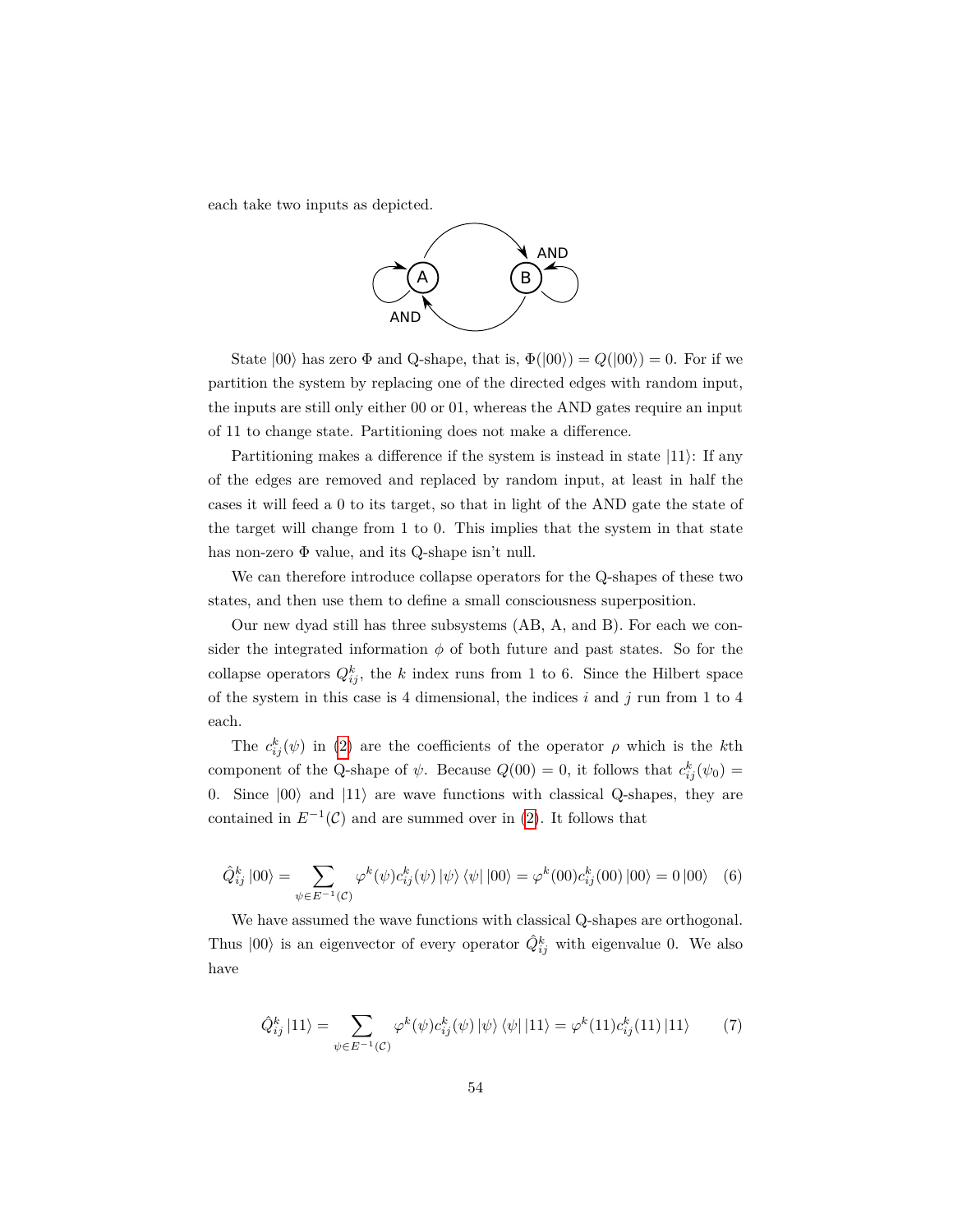each take two inputs as depicted.

State $|00\rangle$ has zero $\Phi$ and Q-shape, that is, $\Phi(|00\rangle) = Q(|00\rangle) = 0$. For if we partition the system by replacing one of the directed edges with random input, the inputs are still only either 00 or 01, whereas the AND gates require an input of 11 to change state. Partitioning does not make a difference.

Partitioning makes a difference if the system is instead in state $|11\rangle$: If any of the edges are removed and replaced by random input, at least in half the cases it will feed a 0 to its target, so that in light of the AND gate the state of the target will change from 1 to 0. This implies that the system in that state has non-zero $\Phi$ value, and its Q-shape isn't null.

We can therefore introduce collapse operators for the Q-shapes of these two states, and then use them to define a small consciousness superposition.

Our new dyad still has three subsystems (AB, A, and B). For each we consider the integrated information $\phi$ of both future and past states. So for the collapse operators $Q^k_{ij}$, the $k$ index runs from 1 to 6. Since the Hilbert space of the system in this case is 4 dimensional, the indices $i$ and $j$ run from 1 to 4 each.

The $c^k_{ij}(\psi)$ in (2) are the coefficients of the operator $\rho$ which is the $k$th component of the Q-shape of $\psi$. Because $Q(00) = 0$, it follows that $c^k_{ij}(\psi_0) = 0$. Since $|00\rangle$ and $|11\rangle$ are wave functions with classical Q-shapes, they are contained in $E^{-1}(\mathcal{C})$ and are summed over in (2). It follows that

$$\hat{Q}^k_{ij}\,|00\rangle = \sum_{\psi \in E^{-1}(\mathcal{C})} \varphi^k(\psi) c^k_{ij}(\psi)\,|\psi\rangle\langle\psi|\,|00\rangle = \varphi^k(00) c^k_{ij}(00)\,|00\rangle = 0\,|00\rangle \quad (6)$$

We have assumed the wave functions with classical Q-shapes are orthogonal. Thus $|00\rangle$ is an eigenvector of every operator $\hat{Q}^k_{ij}$ with eigenvalue 0. We also have

$$\hat{Q}^k_{ij}\,|11\rangle = \sum_{\psi \in E^{-1}(\mathcal{C})} \varphi^k(\psi) c^k_{ij}(\psi)\,|\psi\rangle\langle\psi|\,|11\rangle = \varphi^k(11) c^k_{ij}(11)\,|11\rangle \quad (7)$$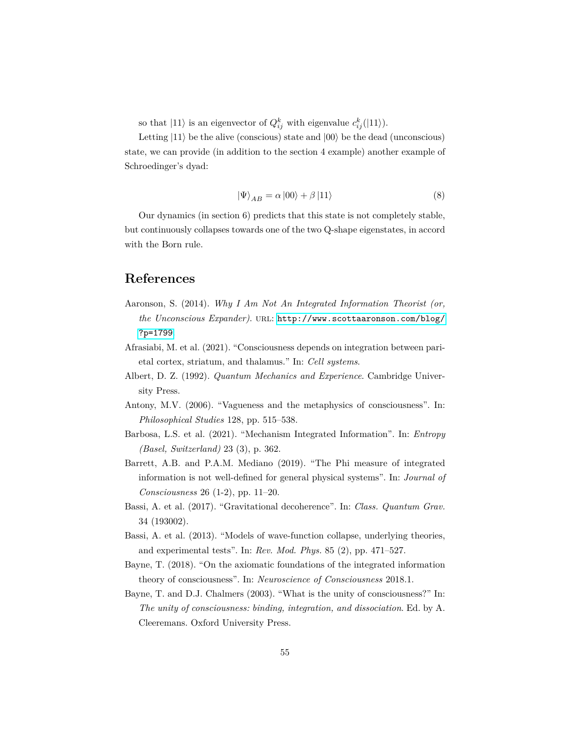so that $|11\rangle$ is an eigenvector of $Q_{ij}^k$ with eigenvalue $c_{ij}^k(|11\rangle)$.

Letting $|11\rangle$ be the alive (conscious) state and $|00\rangle$ be the dead (unconscious) state, we can provide (in addition to the section 4 example) another example of Schroedinger's dyad:

$$|\Psi\rangle_{AB} = \alpha\,|00\rangle + \beta\,|11\rangle \tag{8}$$

Our dynamics (in section 6) predicts that this state is not completely stable, but continuously collapses towards one of the two Q-shape eigenstates, in accord with the Born rule.

## References

Aaronson, S. (2014). *Why I Am Not An Integrated Information Theorist (or, the Unconscious Expander)*. URL: http://www.scottaaronson.com/blog/?p=1799.

Afrasiabi, M. et al. (2021). "Consciousness depends on integration between parietal cortex, striatum, and thalamus." In: *Cell systems*.

Albert, D. Z. (1992). *Quantum Mechanics and Experience*. Cambridge University Press.

Antony, M.V. (2006). "Vagueness and the metaphysics of consciousness". In: *Philosophical Studies* 128, pp. 515–538.

Barbosa, L.S. et al. (2021). "Mechanism Integrated Information". In: *Entropy (Basel, Switzerland)* 23 (3), p. 362.

Barrett, A.B. and P.A.M. Mediano (2019). "The Phi measure of integrated information is not well-defined for general physical systems". In: *Journal of Consciousness* 26 (1-2), pp. 11–20.

Bassi, A. et al. (2017). "Gravitational decoherence". In: *Class. Quantum Grav.* 34 (193002).

Bassi, A. et al. (2013). "Models of wave-function collapse, underlying theories, and experimental tests". In: *Rev. Mod. Phys.* 85 (2), pp. 471–527.

Bayne, T. (2018). "On the axiomatic foundations of the integrated information theory of consciousness". In: *Neuroscience of Consciousness* 2018.1.

Bayne, T. and D.J. Chalmers (2003). "What is the unity of consciousness?" In: *The unity of consciousness: binding, integration, and dissociation*. Ed. by A. Cleeremans. Oxford University Press.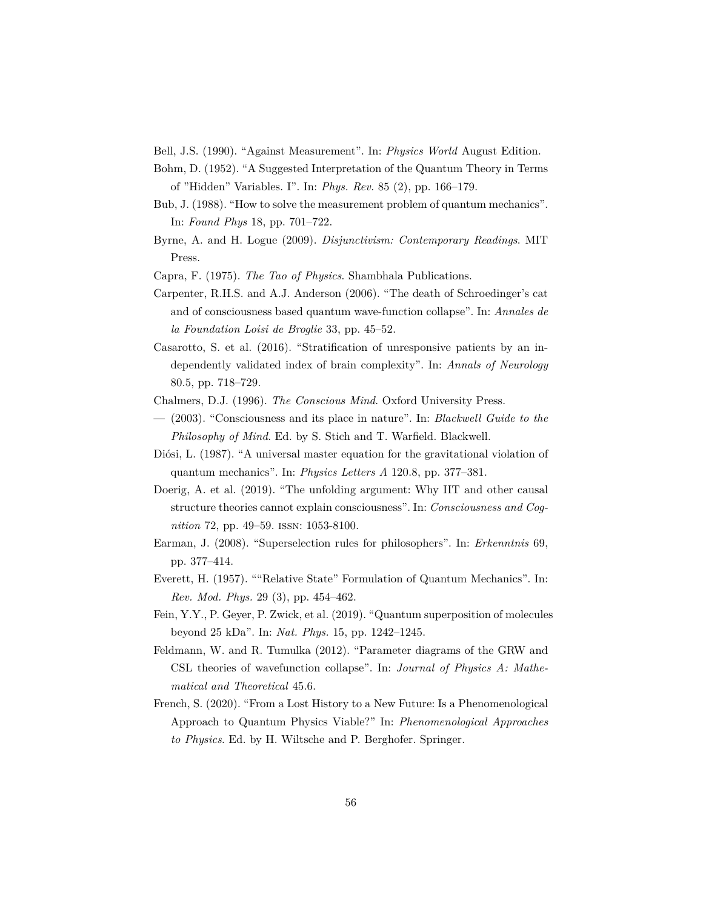Bell, J.S. (1990). "Against Measurement". In: *Physics World* August Edition.

Bohm, D. (1952). "A Suggested Interpretation of the Quantum Theory in Terms of "Hidden" Variables. I". In: *Phys. Rev.* 85 (2), pp. 166–179.

Bub, J. (1988). "How to solve the measurement problem of quantum mechanics". In: *Found Phys* 18, pp. 701–722.

Byrne, A. and H. Logue (2009). *Disjunctivism: Contemporary Readings*. MIT Press.

Capra, F. (1975). *The Tao of Physics*. Shambhala Publications.

Carpenter, R.H.S. and A.J. Anderson (2006). "The death of Schroedinger's cat and of consciousness based quantum wave-function collapse". In: *Annales de la Foundation Loisi de Broglie* 33, pp. 45–52.

Casarotto, S. et al. (2016). "Stratification of unresponsive patients by an independently validated index of brain complexity". In: *Annals of Neurology* 80.5, pp. 718–729.

Chalmers, D.J. (1996). *The Conscious Mind*. Oxford University Press.

— (2003). "Consciousness and its place in nature". In: *Blackwell Guide to the Philosophy of Mind*. Ed. by S. Stich and T. Warfield. Blackwell.

Diósi, L. (1987). "A universal master equation for the gravitational violation of quantum mechanics". In: *Physics Letters A* 120.8, pp. 377–381.

Doerig, A. et al. (2019). "The unfolding argument: Why IIT and other causal structure theories cannot explain consciousness". In: *Consciousness and Cognition* 72, pp. 49–59. ISSN: 1053-8100.

Earman, J. (2008). "Superselection rules for philosophers". In: *Erkenntnis* 69, pp. 377–414.

Everett, H. (1957). ""Relative State" Formulation of Quantum Mechanics". In: *Rev. Mod. Phys.* 29 (3), pp. 454–462.

Fein, Y.Y., P. Geyer, P. Zwick, et al. (2019). "Quantum superposition of molecules beyond 25 kDa". In: *Nat. Phys.* 15, pp. 1242–1245.

Feldmann, W. and R. Tumulka (2012). "Parameter diagrams of the GRW and CSL theories of wavefunction collapse". In: *Journal of Physics A: Mathematical and Theoretical* 45.6.

French, S. (2020). "From a Lost History to a New Future: Is a Phenomenological Approach to Quantum Physics Viable?" In: *Phenomenological Approaches to Physics*. Ed. by H. Wiltsche and P. Berghofer. Springer.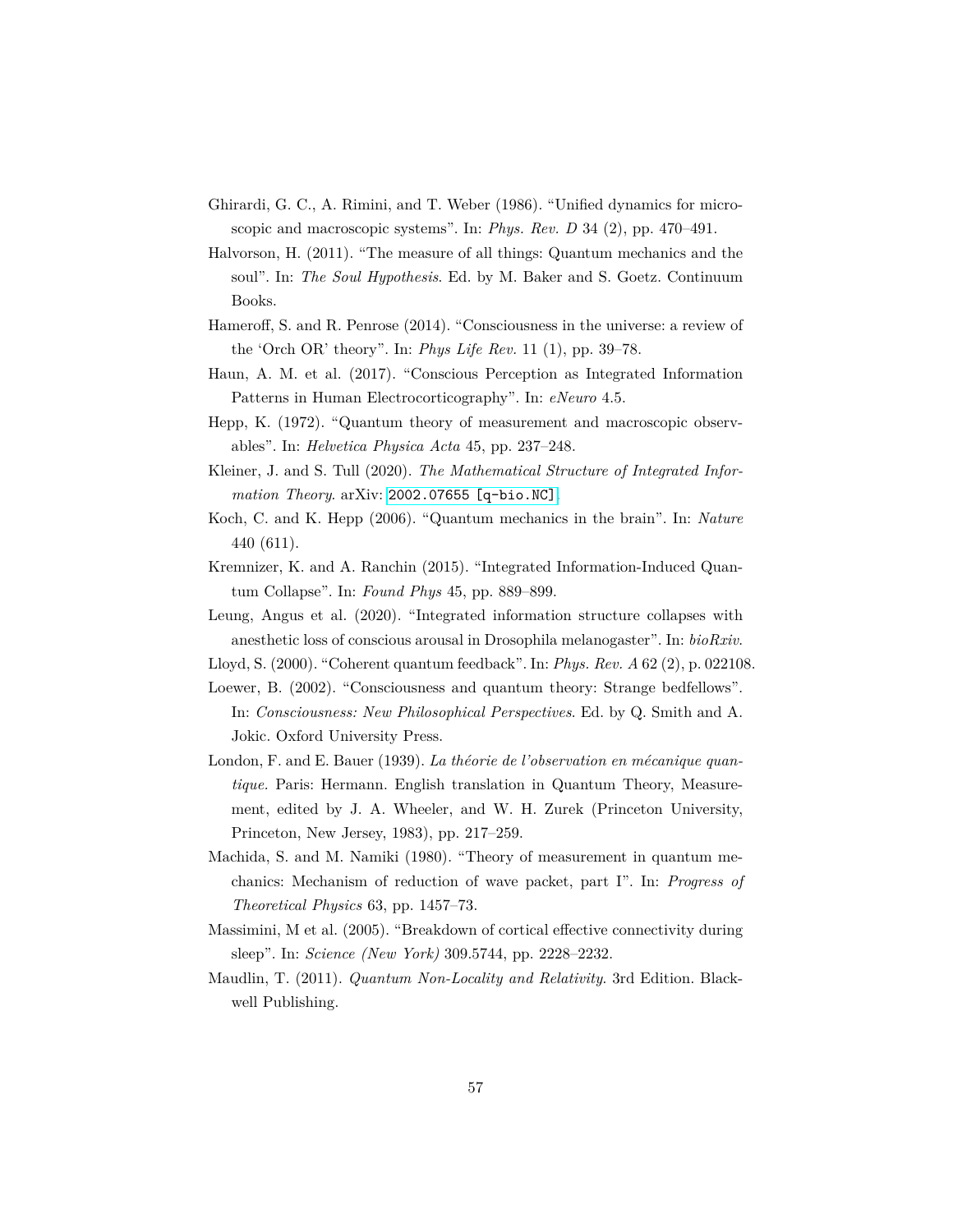Ghirardi, G. C., A. Rimini, and T. Weber (1986). "Unified dynamics for microscopic and macroscopic systems". In: *Phys. Rev. D* 34 (2), pp. 470–491.

Halvorson, H. (2011). "The measure of all things: Quantum mechanics and the soul". In: *The Soul Hypothesis*. Ed. by M. Baker and S. Goetz. Continuum Books.

Hameroff, S. and R. Penrose (2014). "Consciousness in the universe: a review of the 'Orch OR' theory". In: *Phys Life Rev.* 11 (1), pp. 39–78.

Haun, A. M. et al. (2017). "Conscious Perception as Integrated Information Patterns in Human Electrocorticography". In: *eNeuro* 4.5.

Hepp, K. (1972). "Quantum theory of measurement and macroscopic observables". In: *Helvetica Physica Acta* 45, pp. 237–248.

Kleiner, J. and S. Tull (2020). *The Mathematical Structure of Integrated Information Theory*. arXiv: 2002.07655 [q-bio.NC].

Koch, C. and K. Hepp (2006). "Quantum mechanics in the brain". In: *Nature* 440 (611).

Kremnizer, K. and A. Ranchin (2015). "Integrated Information-Induced Quantum Collapse". In: *Found Phys* 45, pp. 889–899.

Leung, Angus et al. (2020). "Integrated information structure collapses with anesthetic loss of conscious arousal in Drosophila melanogaster". In: *bioRxiv*.

Lloyd, S. (2000). "Coherent quantum feedback". In: *Phys. Rev. A* 62 (2), p. 022108.

Loewer, B. (2002). "Consciousness and quantum theory: Strange bedfellows". In: *Consciousness: New Philosophical Perspectives*. Ed. by Q. Smith and A. Jokic. Oxford University Press.

London, F. and E. Bauer (1939). *La théorie de l'observation en mécanique quantique.* Paris: Hermann. English translation in Quantum Theory, Measurement, edited by J. A. Wheeler, and W. H. Zurek (Princeton University, Princeton, New Jersey, 1983), pp. 217–259.

Machida, S. and M. Namiki (1980). "Theory of measurement in quantum mechanics: Mechanism of reduction of wave packet, part I". In: *Progress of Theoretical Physics* 63, pp. 1457–73.

Massimini, M et al. (2005). "Breakdown of cortical effective connectivity during sleep". In: *Science (New York)* 309.5744, pp. 2228–2232.

Maudlin, T. (2011). *Quantum Non-Locality and Relativity*. 3rd Edition. Blackwell Publishing.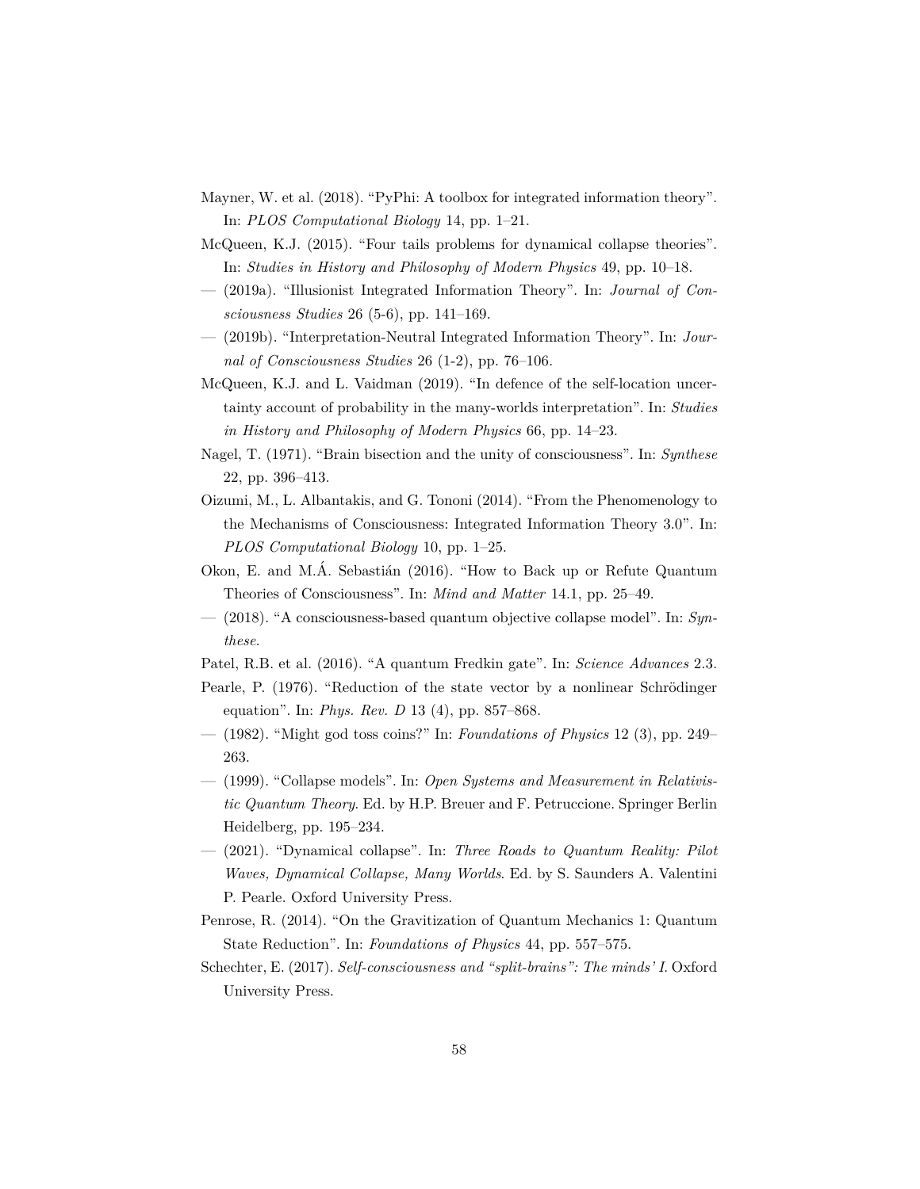Mayner, W. et al. (2018). "PyPhi: A toolbox for integrated information theory". In: *PLOS Computational Biology* 14, pp. 1–21.

McQueen, K.J. (2015). "Four tails problems for dynamical collapse theories". In: *Studies in History and Philosophy of Modern Physics* 49, pp. 10–18.

— (2019a). "Illusionist Integrated Information Theory". In: *Journal of Consciousness Studies* 26 (5-6), pp. 141–169.

— (2019b). "Interpretation-Neutral Integrated Information Theory". In: *Journal of Consciousness Studies* 26 (1-2), pp. 76–106.

McQueen, K.J. and L. Vaidman (2019). "In defence of the self-location uncertainty account of probability in the many-worlds interpretation". In: *Studies in History and Philosophy of Modern Physics* 66, pp. 14–23.

Nagel, T. (1971). "Brain bisection and the unity of consciousness". In: *Synthese* 22, pp. 396–413.

Oizumi, M., L. Albantakis, and G. Tononi (2014). "From the Phenomenology to the Mechanisms of Consciousness: Integrated Information Theory 3.0". In: *PLOS Computational Biology* 10, pp. 1–25.

Okon, E. and M.Á. Sebastián (2016). "How to Back up or Refute Quantum Theories of Consciousness". In: *Mind and Matter* 14.1, pp. 25–49.

— (2018). "A consciousness-based quantum objective collapse model". In: *Synthese*.

Patel, R.B. et al. (2016). "A quantum Fredkin gate". In: *Science Advances* 2.3.

Pearle, P. (1976). "Reduction of the state vector by a nonlinear Schrödinger equation". In: *Phys. Rev. D* 13 (4), pp. 857–868.

— (1982). "Might god toss coins?" In: *Foundations of Physics* 12 (3), pp. 249–263.

— (1999). "Collapse models". In: *Open Systems and Measurement in Relativistic Quantum Theory*. Ed. by H.P. Breuer and F. Petruccione. Springer Berlin Heidelberg, pp. 195–234.

— (2021). "Dynamical collapse". In: *Three Roads to Quantum Reality: Pilot Waves, Dynamical Collapse, Many Worlds*. Ed. by S. Saunders A. Valentini P. Pearle. Oxford University Press.

Penrose, R. (2014). "On the Gravitization of Quantum Mechanics 1: Quantum State Reduction". In: *Foundations of Physics* 44, pp. 557–575.

Schechter, E. (2017). *Self-consciousness and "split-brains": The minds' I*. Oxford University Press.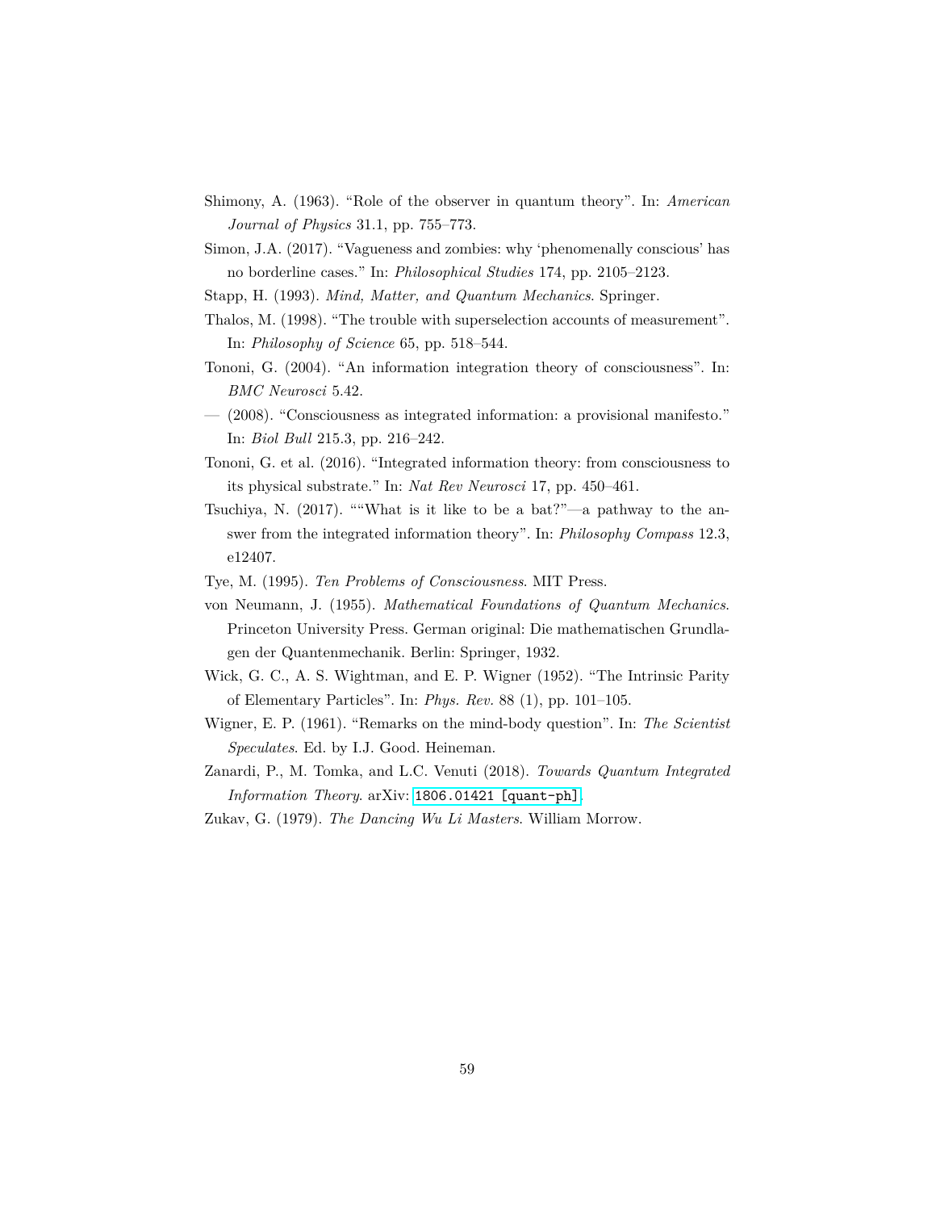Shimony, A. (1963). "Role of the observer in quantum theory". In: *American Journal of Physics* 31.1, pp. 755–773.

Simon, J.A. (2017). "Vagueness and zombies: why 'phenomenally conscious' has no borderline cases." In: *Philosophical Studies* 174, pp. 2105–2123.

Stapp, H. (1993). *Mind, Matter, and Quantum Mechanics*. Springer.

Thalos, M. (1998). "The trouble with superselection accounts of measurement". In: *Philosophy of Science* 65, pp. 518–544.

Tononi, G. (2004). "An information integration theory of consciousness". In: *BMC Neurosci* 5.42.

— (2008). "Consciousness as integrated information: a provisional manifesto." In: *Biol Bull* 215.3, pp. 216–242.

Tononi, G. et al. (2016). "Integrated information theory: from consciousness to its physical substrate." In: *Nat Rev Neurosci* 17, pp. 450–461.

Tsuchiya, N. (2017). ""What is it like to be a bat?"—a pathway to the answer from the integrated information theory". In: *Philosophy Compass* 12.3, e12407.

Tye, M. (1995). *Ten Problems of Consciousness*. MIT Press.

von Neumann, J. (1955). *Mathematical Foundations of Quantum Mechanics*. Princeton University Press. German original: Die mathematischen Grundlagen der Quantenmechanik. Berlin: Springer, 1932.

Wick, G. C., A. S. Wightman, and E. P. Wigner (1952). "The Intrinsic Parity of Elementary Particles". In: *Phys. Rev.* 88 (1), pp. 101–105.

Wigner, E. P. (1961). "Remarks on the mind-body question". In: *The Scientist Speculates*. Ed. by I.J. Good. Heineman.

Zanardi, P., M. Tomka, and L.C. Venuti (2018). *Towards Quantum Integrated Information Theory*. arXiv: `1806.01421 [quant-ph]`.

Zukav, G. (1979). *The Dancing Wu Li Masters*. William Morrow.